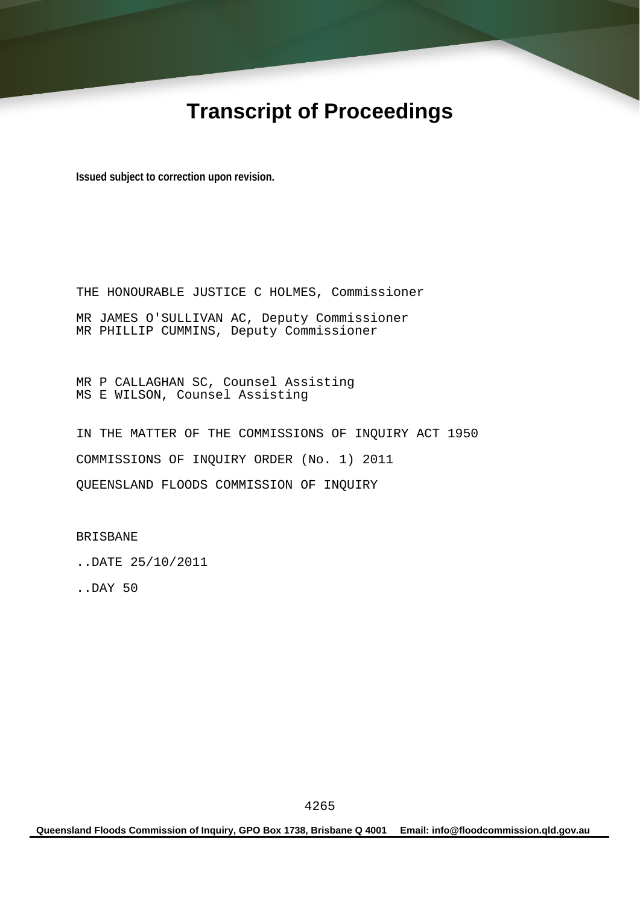# Transcript of Proceedings

**Issued subject to correction upon revision.**

THE HONOURABLE JUSTICE C HOLMES, Commissioner

MR JAMES O'SULLIVAN AC, Deputy Commissioner
MR PHILLIP CUMMINS, Deputy Commissioner

MR P CALLAGHAN SC, Counsel Assisting
MS E WILSON, Counsel Assisting

IN THE MATTER OF THE COMMISSIONS OF INQUIRY ACT 1950

COMMISSIONS OF INQUIRY ORDER (No. 1) 2011

QUEENSLAND FLOODS COMMISSION OF INQUIRY

BRISBANE

..DATE 25/10/2011

..DAY 50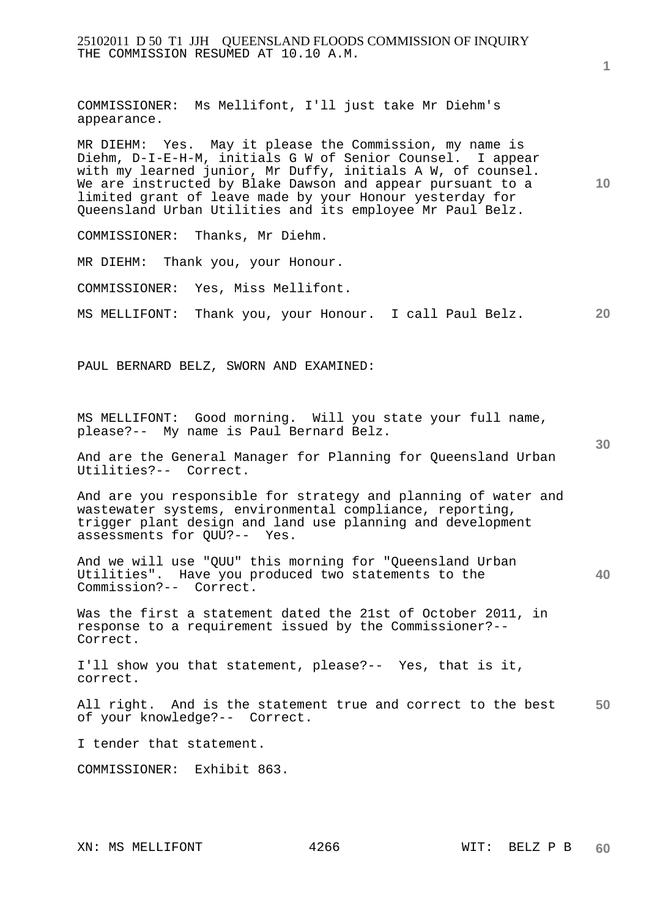THE COMMISSION RESUMED AT 10.10 A.M.

COMMISSIONER: Ms Mellifont, I'll just take Mr Diehm's appearance.

MR DIEHM: Yes. May it please the Commission, my name is Diehm, D-I-E-H-M, initials G W of Senior Counsel. I appear with my learned junior, Mr Duffy, initials A W, of counsel. We are instructed by Blake Dawson and appear pursuant to a limited grant of leave made by your Honour yesterday for Queensland Urban Utilities and its employee Mr Paul Belz.

COMMISSIONER: Thanks, Mr Diehm.

MR DIEHM: Thank you, your Honour.

COMMISSIONER: Yes, Miss Mellifont.

MS MELLIFONT: Thank you, your Honour. I call Paul Belz.

PAUL BERNARD BELZ, SWORN AND EXAMINED:

MS MELLIFONT: Good morning. Will you state your full name, please?-- My name is Paul Bernard Belz.

And are the General Manager for Planning for Queensland Urban Utilities?-- Correct.

And are you responsible for strategy and planning of water and wastewater systems, environmental compliance, reporting, trigger plant design and land use planning and development assessments for QUU?-- Yes.

And we will use "QUU" this morning for "Queensland Urban Utilities". Have you produced two statements to the Commission?-- Correct.

Was the first a statement dated the 21st of October 2011, in response to a requirement issued by the Commissioner?-- Correct.

I'll show you that statement, please?-- Yes, that is it, correct.

All right. And is the statement true and correct to the best of your knowledge?-- Correct.

I tender that statement.

COMMISSIONER: Exhibit 863.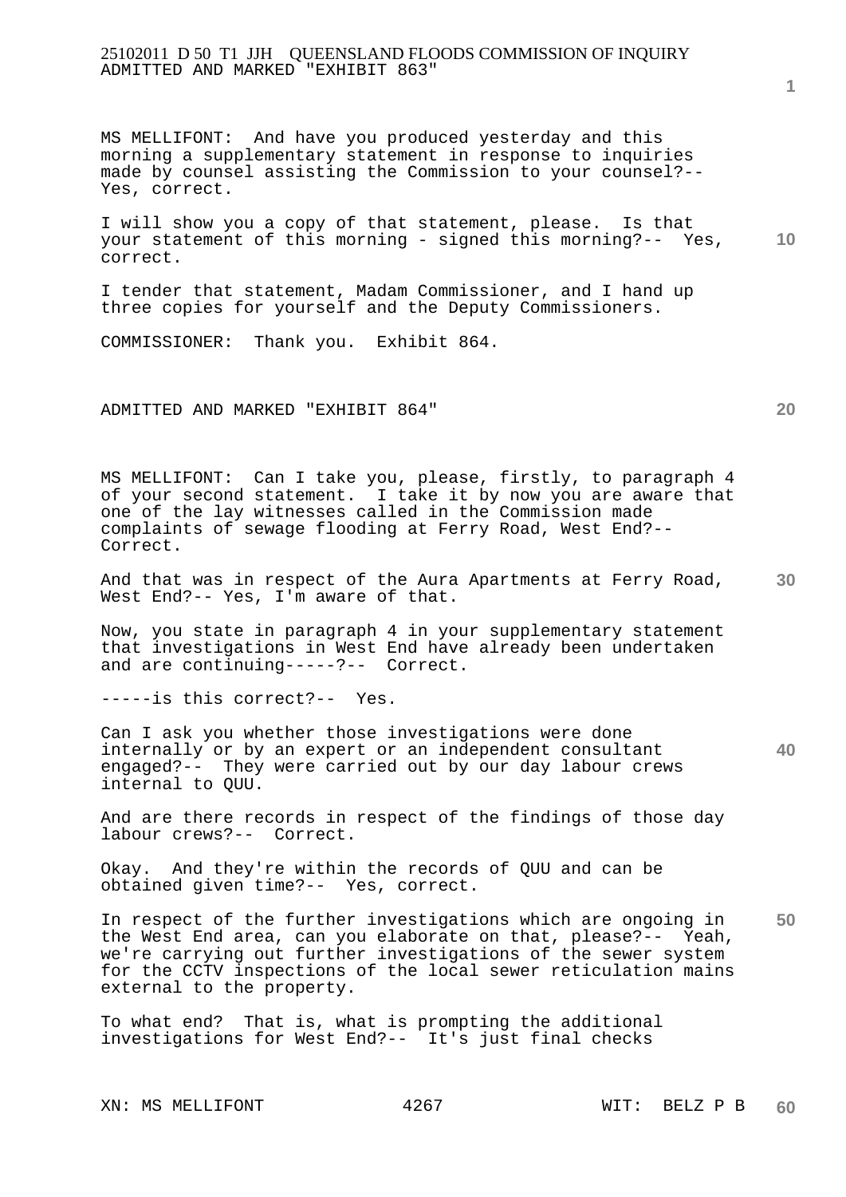MS MELLIFONT: And have you produced yesterday and this morning a supplementary statement in response to inquiries made by counsel assisting the Commission to your counsel?-- Yes, correct.

I will show you a copy of that statement, please. Is that your statement of this morning - signed this morning?-- Yes, correct.

I tender that statement, Madam Commissioner, and I hand up three copies for yourself and the Deputy Commissioners.

COMMISSIONER: Thank you. Exhibit 864.

ADMITTED AND MARKED "EXHIBIT 864"

MS MELLIFONT: Can I take you, please, firstly, to paragraph 4 of your second statement. I take it by now you are aware that one of the lay witnesses called in the Commission made complaints of sewage flooding at Ferry Road, West End?-- Correct.

And that was in respect of the Aura Apartments at Ferry Road, West End?-- Yes, I'm aware of that.

Now, you state in paragraph 4 in your supplementary statement that investigations in West End have already been undertaken and are continuing-----?-- Correct.

-----is this correct?-- Yes.

Can I ask you whether those investigations were done internally or by an expert or an independent consultant engaged?-- They were carried out by our day labour crews internal to QUU.

And are there records in respect of the findings of those day labour crews?-- Correct.

Okay. And they're within the records of QUU and can be obtained given time?-- Yes, correct.

In respect of the further investigations which are ongoing in the West End area, can you elaborate on that, please?-- Yeah, we're carrying out further investigations of the sewer system for the CCTV inspections of the local sewer reticulation mains external to the property.

To what end? That is, what is prompting the additional investigations for West End?-- It's just final checks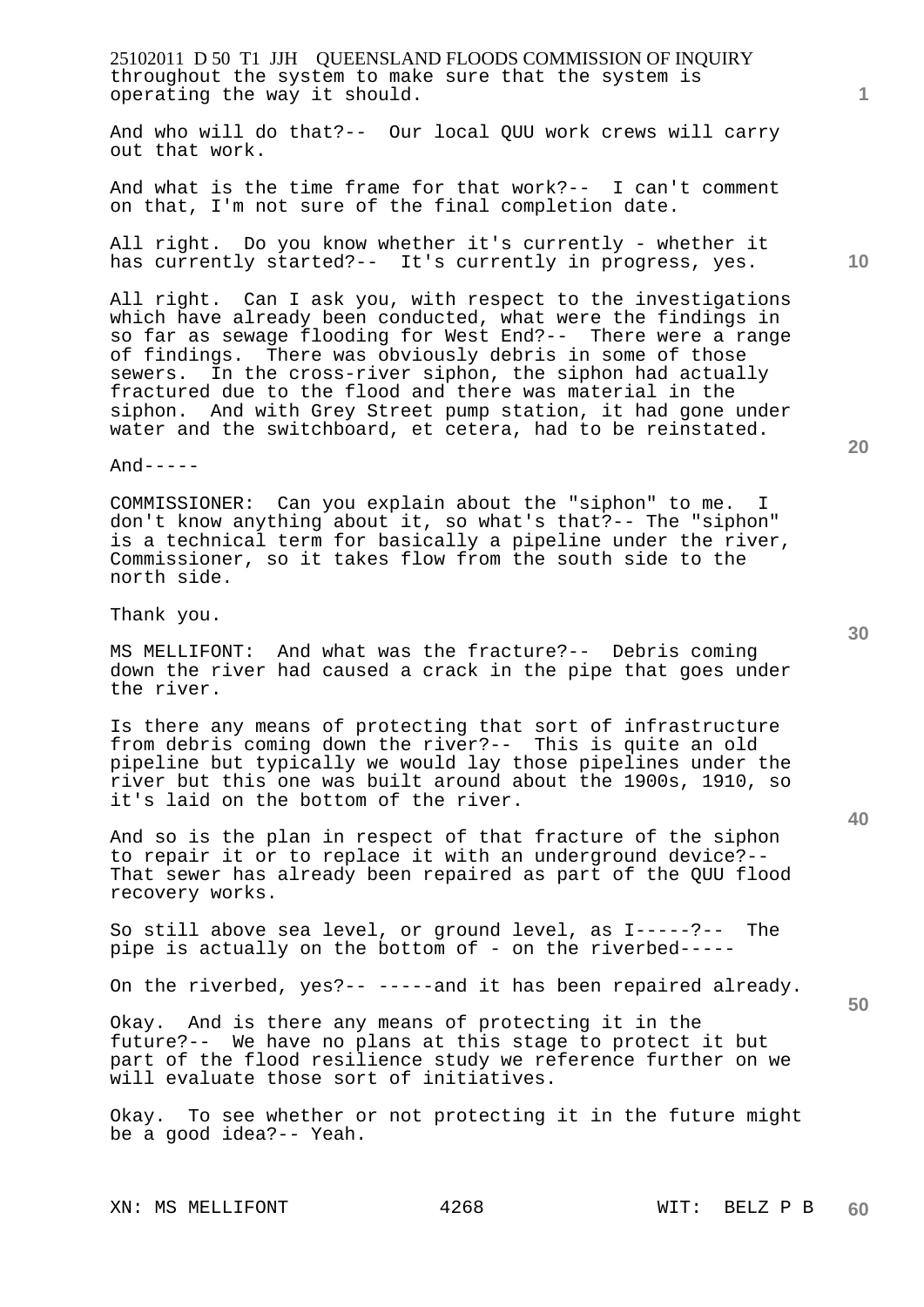throughout the system to make sure that the system is operating the way it should.

And who will do that?-- Our local QUU work crews will carry out that work.

And what is the time frame for that work?-- I can't comment on that, I'm not sure of the final completion date.

All right. Do you know whether it's currently - whether it has currently started?-- It's currently in progress, yes.

All right. Can I ask you, with respect to the investigations which have already been conducted, what were the findings in so far as sewage flooding for West End?-- There were a range of findings. There was obviously debris in some of those sewers. In the cross-river siphon, the siphon had actually fractured due to the flood and there was material in the siphon. And with Grey Street pump station, it had gone under water and the switchboard, et cetera, had to be reinstated.

And-----

COMMISSIONER: Can you explain about the "siphon" to me. I don't know anything about it, so what's that?-- The "siphon" is a technical term for basically a pipeline under the river, Commissioner, so it takes flow from the south side to the north side.

Thank you.

MS MELLIFONT: And what was the fracture?-- Debris coming down the river had caused a crack in the pipe that goes under the river.

Is there any means of protecting that sort of infrastructure from debris coming down the river?-- This is quite an old pipeline but typically we would lay those pipelines under the river but this one was built around about the 1900s, 1910, so it's laid on the bottom of the river.

And so is the plan in respect of that fracture of the siphon to repair it or to replace it with an underground device?-- That sewer has already been repaired as part of the QUU flood recovery works.

So still above sea level, or ground level, as I-----?-- The pipe is actually on the bottom of - on the riverbed-----

On the riverbed, yes?-- -----and it has been repaired already.

Okay. And is there any means of protecting it in the future?-- We have no plans at this stage to protect it but part of the flood resilience study we reference further on we will evaluate those sort of initiatives.

Okay. To see whether or not protecting it in the future might be a good idea?-- Yeah.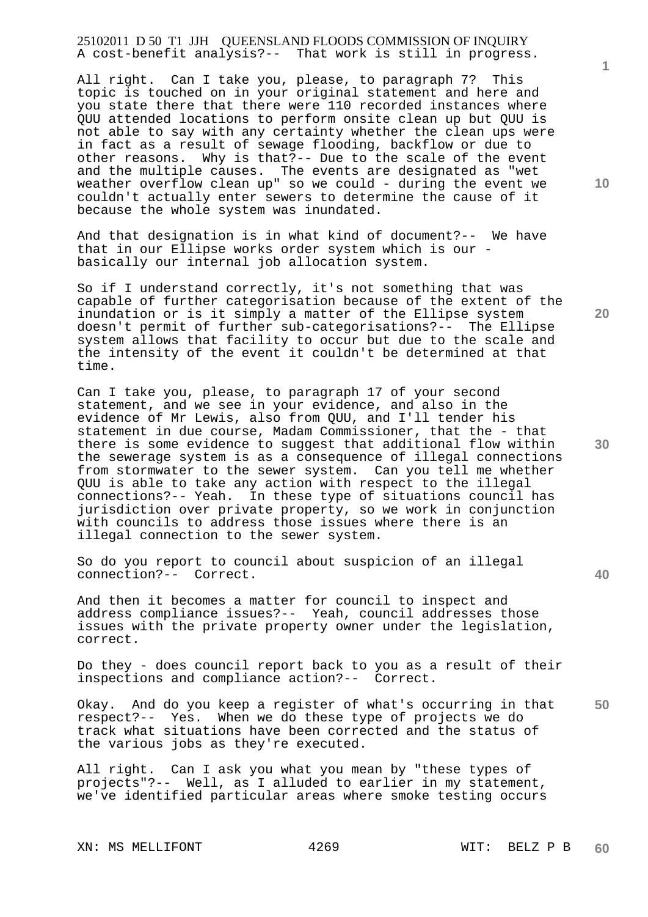A cost-benefit analysis?-- That work is still in progress.

All right. Can I take you, please, to paragraph 7? This topic is touched on in your original statement and here and you state there that there were 110 recorded instances where QUU attended locations to perform onsite clean up but QUU is not able to say with any certainty whether the clean ups were in fact as a result of sewage flooding, backflow or due to other reasons. Why is that?-- Due to the scale of the event and the multiple causes. The events are designated as "wet weather overflow clean up" so we could - during the event we couldn't actually enter sewers to determine the cause of it because the whole system was inundated.

And that designation is in what kind of document?-- We have that in our Ellipse works order system which is our - basically our internal job allocation system.

So if I understand correctly, it's not something that was capable of further categorisation because of the extent of the inundation or is it simply a matter of the Ellipse system doesn't permit of further sub-categorisations?-- The Ellipse system allows that facility to occur but due to the scale and the intensity of the event it couldn't be determined at that time.

Can I take you, please, to paragraph 17 of your second statement, and we see in your evidence, and also in the evidence of Mr Lewis, also from QUU, and I'll tender his statement in due course, Madam Commissioner, that the - that there is some evidence to suggest that additional flow within the sewerage system is as a consequence of illegal connections from stormwater to the sewer system. Can you tell me whether QUU is able to take any action with respect to the illegal connections?-- Yeah. In these type of situations council has jurisdiction over private property, so we work in conjunction with councils to address those issues where there is an illegal connection to the sewer system.

So do you report to council about suspicion of an illegal connection?-- Correct.

And then it becomes a matter for council to inspect and address compliance issues?-- Yeah, council addresses those issues with the private property owner under the legislation, correct.

Do they - does council report back to you as a result of their inspections and compliance action?-- Correct.

Okay. And do you keep a register of what's occurring in that respect?-- Yes. When we do these type of projects we do track what situations have been corrected and the status of the various jobs as they're executed.

All right. Can I ask you what you mean by "these types of projects"?-- Well, as I alluded to earlier in my statement, we've identified particular areas where smoke testing occurs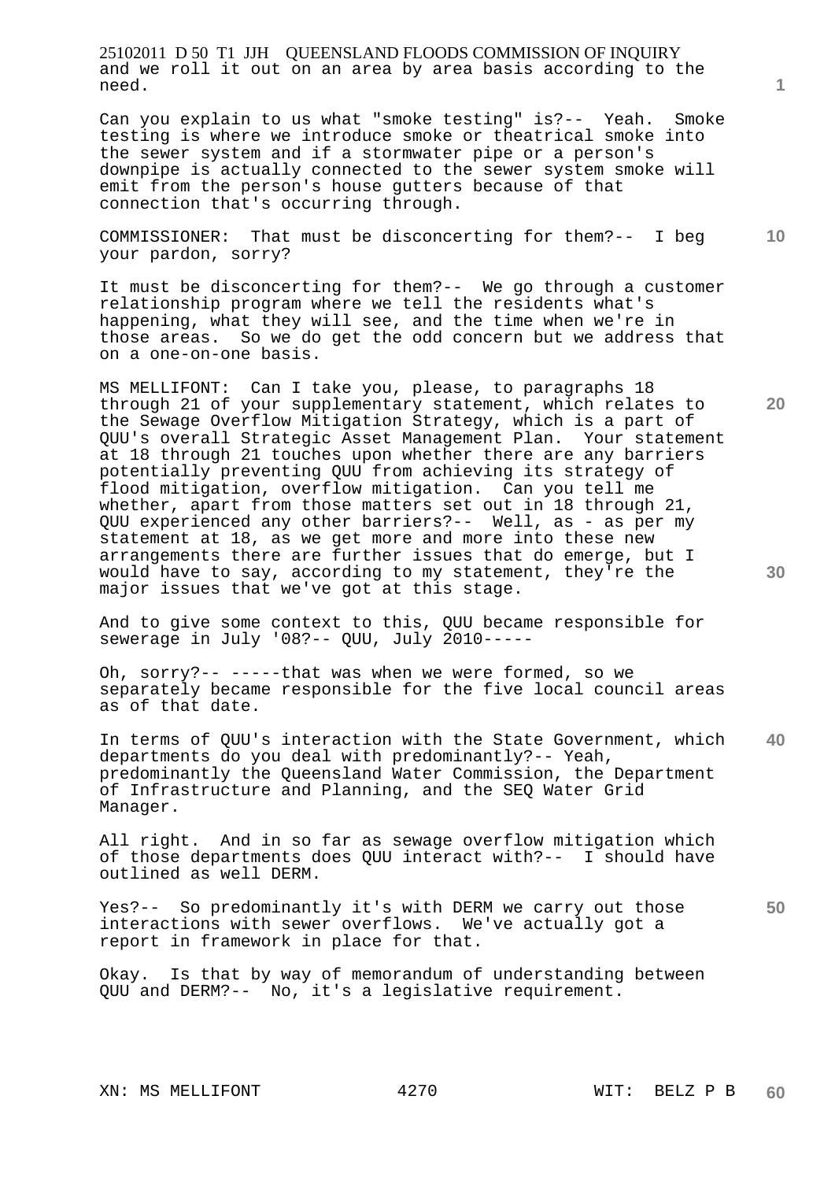and we roll it out on an area by area basis according to the need.

Can you explain to us what "smoke testing" is?-- Yeah. Smoke testing is where we introduce smoke or theatrical smoke into the sewer system and if a stormwater pipe or a person's downpipe is actually connected to the sewer system smoke will emit from the person's house gutters because of that connection that's occurring through.

COMMISSIONER: That must be disconcerting for them?-- I beg your pardon, sorry?

It must be disconcerting for them?-- We go through a customer relationship program where we tell the residents what's happening, what they will see, and the time when we're in those areas. So we do get the odd concern but we address that on a one-on-one basis.

MS MELLIFONT: Can I take you, please, to paragraphs 18 through 21 of your supplementary statement, which relates to the Sewage Overflow Mitigation Strategy, which is a part of QUU's overall Strategic Asset Management Plan. Your statement at 18 through 21 touches upon whether there are any barriers potentially preventing QUU from achieving its strategy of flood mitigation, overflow mitigation. Can you tell me whether, apart from those matters set out in 18 through 21, QUU experienced any other barriers?-- Well, as - as per my statement at 18, as we get more and more into these new arrangements there are further issues that do emerge, but I would have to say, according to my statement, they're the major issues that we've got at this stage.

And to give some context to this, QUU became responsible for sewerage in July '08?-- QUU, July 2010-----

Oh, sorry?-- -----that was when we were formed, so we separately became responsible for the five local council areas as of that date.

In terms of QUU's interaction with the State Government, which departments do you deal with predominantly?-- Yeah, predominantly the Queensland Water Commission, the Department of Infrastructure and Planning, and the SEQ Water Grid Manager.

All right. And in so far as sewage overflow mitigation which of those departments does QUU interact with?-- I should have outlined as well DERM.

Yes?-- So predominantly it's with DERM we carry out those interactions with sewer overflows. We've actually got a report in framework in place for that.

Okay. Is that by way of memorandum of understanding between QUU and DERM?-- No, it's a legislative requirement.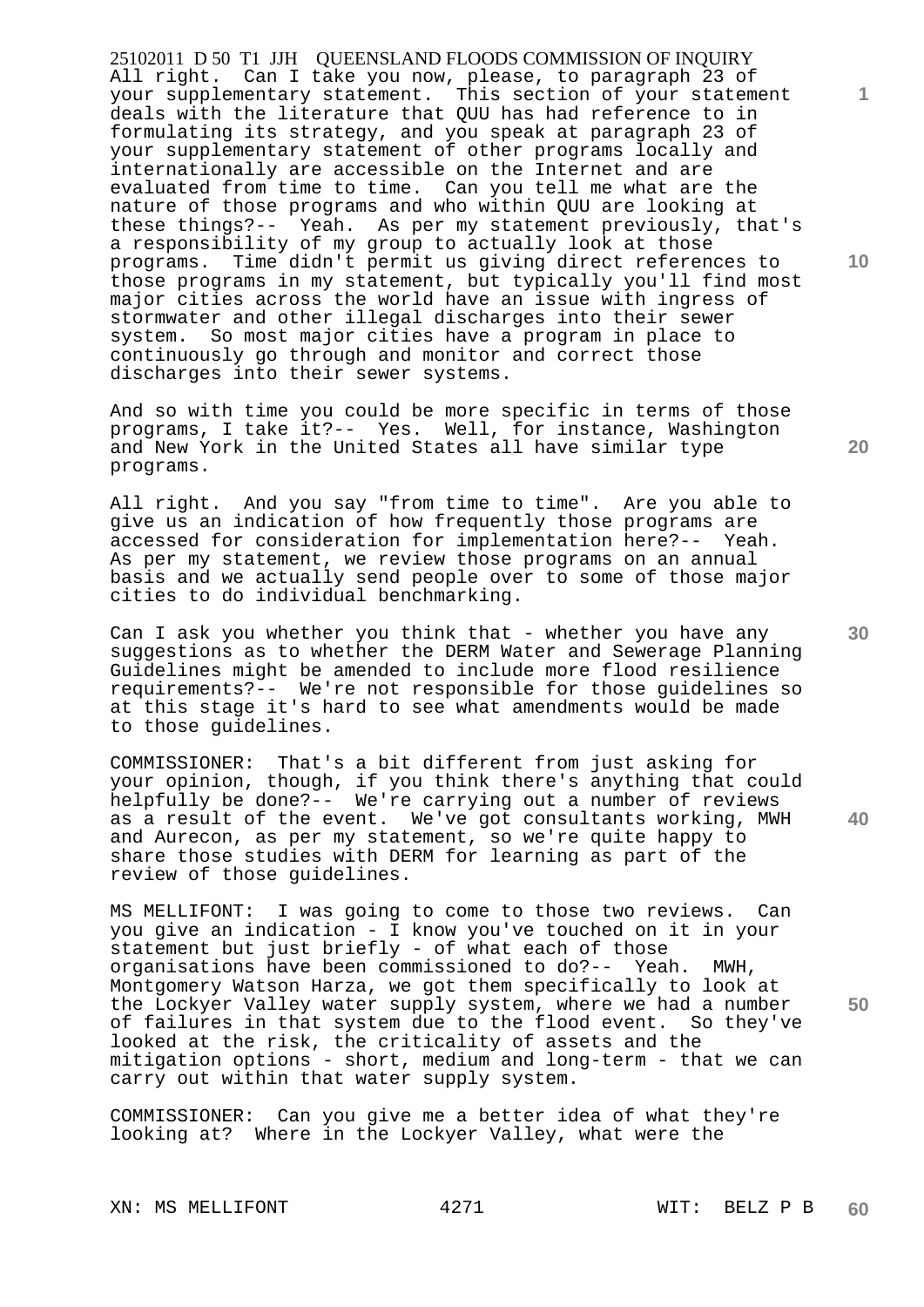All right. Can I take you now, please, to paragraph 23 of your supplementary statement. This section of your statement deals with the literature that QUU has had reference to in formulating its strategy, and you speak at paragraph 23 of your supplementary statement of other programs locally and internationally are accessible on the Internet and are evaluated from time to time. Can you tell me what are the nature of those programs and who within QUU are looking at these things?-- Yeah. As per my statement previously, that's a responsibility of my group to actually look at those programs. Time didn't permit us giving direct references to those programs in my statement, but typically you'll find most major cities across the world have an issue with ingress of stormwater and other illegal discharges into their sewer system. So most major cities have a program in place to continuously go through and monitor and correct those discharges into their sewer systems.

And so with time you could be more specific in terms of those programs, I take it?-- Yes. Well, for instance, Washington and New York in the United States all have similar type programs.

All right. And you say "from time to time". Are you able to give us an indication of how frequently those programs are accessed for consideration for implementation here?-- Yeah. As per my statement, we review those programs on an annual basis and we actually send people over to some of those major cities to do individual benchmarking.

Can I ask you whether you think that - whether you have any suggestions as to whether the DERM Water and Sewerage Planning Guidelines might be amended to include more flood resilience requirements?-- We're not responsible for those guidelines so at this stage it's hard to see what amendments would be made to those guidelines.

COMMISSIONER: That's a bit different from just asking for your opinion, though, if you think there's anything that could helpfully be done?-- We're carrying out a number of reviews as a result of the event. We've got consultants working, MWH and Aurecon, as per my statement, so we're quite happy to share those studies with DERM for learning as part of the review of those guidelines.

MS MELLIFONT: I was going to come to those two reviews. Can you give an indication - I know you've touched on it in your statement but just briefly - of what each of those organisations have been commissioned to do?-- Yeah. MWH, Montgomery Watson Harza, we got them specifically to look at the Lockyer Valley water supply system, where we had a number of failures in that system due to the flood event. So they've looked at the risk, the criticality of assets and the mitigation options - short, medium and long-term - that we can carry out within that water supply system.

COMMISSIONER: Can you give me a better idea of what they're looking at? Where in the Lockyer Valley, what were the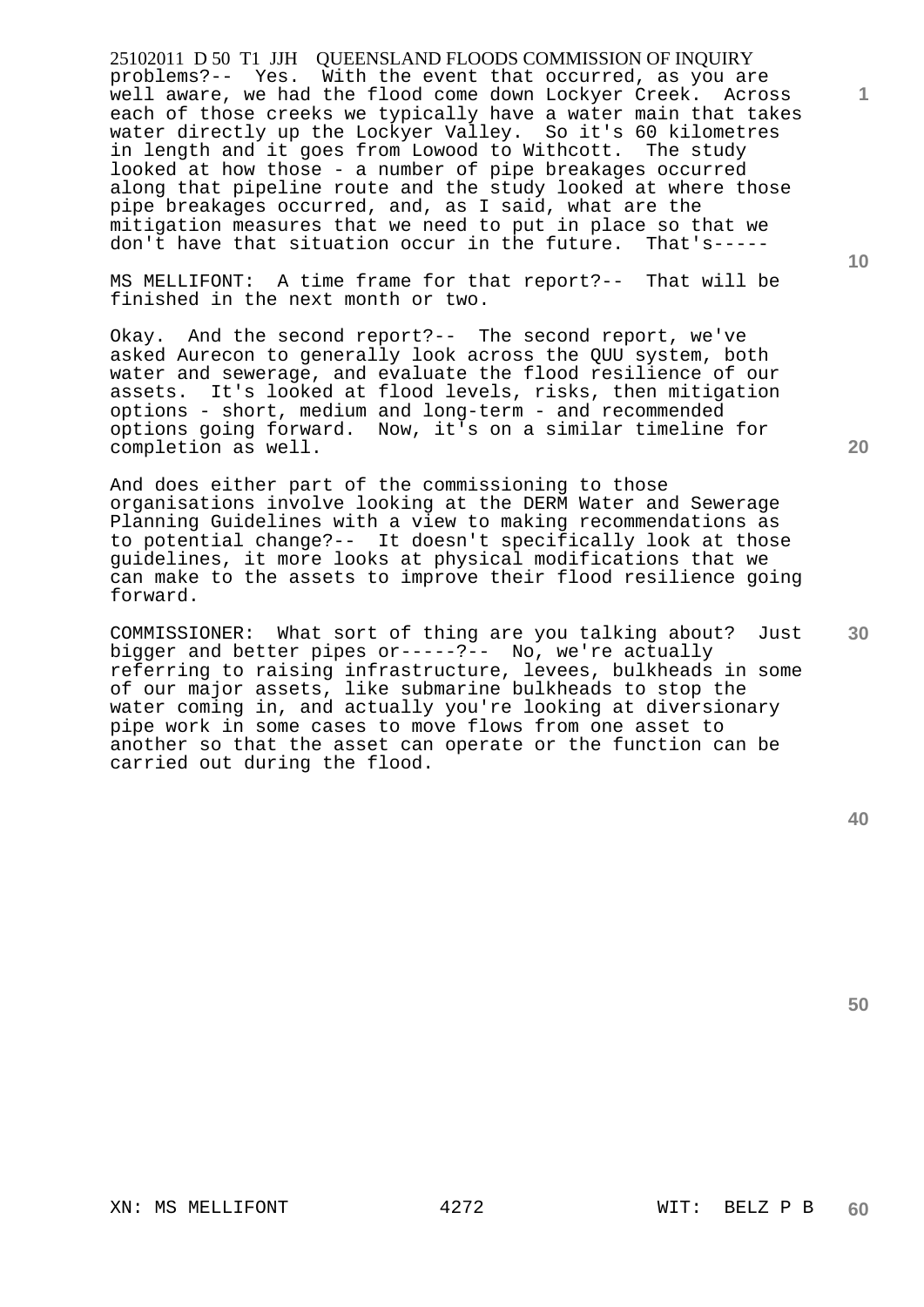problems?-- Yes. With the event that occurred, as you are well aware, we had the flood come down Lockyer Creek. Across each of those creeks we typically have a water main that takes water directly up the Lockyer Valley. So it's 60 kilometres in length and it goes from Lowood to Withcott. The study looked at how those - a number of pipe breakages occurred along that pipeline route and the study looked at where those pipe breakages occurred, and, as I said, what are the mitigation measures that we need to put in place so that we don't have that situation occur in the future. That's-----

MS MELLIFONT: A time frame for that report?-- That will be finished in the next month or two.

Okay. And the second report?-- The second report, we've asked Aurecon to generally look across the QUU system, both water and sewerage, and evaluate the flood resilience of our assets. It's looked at flood levels, risks, then mitigation options - short, medium and long-term - and recommended options going forward. Now, it's on a similar timeline for completion as well.

And does either part of the commissioning to those organisations involve looking at the DERM Water and Sewerage Planning Guidelines with a view to making recommendations as to potential change?-- It doesn't specifically look at those guidelines, it more looks at physical modifications that we can make to the assets to improve their flood resilience going forward.

COMMISSIONER: What sort of thing are you talking about? Just bigger and better pipes or-----?-- No, we're actually referring to raising infrastructure, levees, bulkheads in some of our major assets, like submarine bulkheads to stop the water coming in, and actually you're looking at diversionary pipe work in some cases to move flows from one asset to another so that the asset can operate or the function can be carried out during the flood.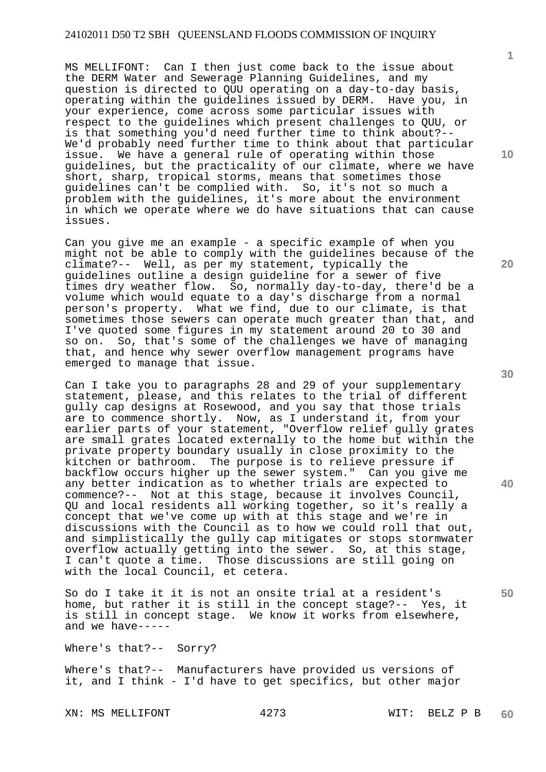MS MELLIFONT: Can I then just come back to the issue about the DERM Water and Sewerage Planning Guidelines, and my question is directed to QUU operating on a day-to-day basis, operating within the guidelines issued by DERM. Have you, in your experience, come across some particular issues with respect to the guidelines which present challenges to QUU, or is that something you'd need further time to think about?-- We'd probably need further time to think about that particular issue. We have a general rule of operating within those guidelines, but the practicality of our climate, where we have short, sharp, tropical storms, means that sometimes those guidelines can't be complied with. So, it's not so much a problem with the guidelines, it's more about the environment in which we operate where we do have situations that can cause issues.

Can you give me an example - a specific example of when you might not be able to comply with the guidelines because of the climate?-- Well, as per my statement, typically the guidelines outline a design guideline for a sewer of five times dry weather flow. So, normally day-to-day, there'd be a volume which would equate to a day's discharge from a normal person's property. What we find, due to our climate, is that sometimes those sewers can operate much greater than that, and I've quoted some figures in my statement around 20 to 30 and so on. So, that's some of the challenges we have of managing that, and hence why sewer overflow management programs have emerged to manage that issue.

Can I take you to paragraphs 28 and 29 of your supplementary statement, please, and this relates to the trial of different gully cap designs at Rosewood, and you say that those trials are to commence shortly. Now, as I understand it, from your earlier parts of your statement, "Overflow relief gully grates are small grates located externally to the home but within the private property boundary usually in close proximity to the kitchen or bathroom. The purpose is to relieve pressure if backflow occurs higher up the sewer system." Can you give me any better indication as to whether trials are expected to commence?-- Not at this stage, because it involves Council, QU and local residents all working together, so it's really a concept that we've come up with at this stage and we're in discussions with the Council as to how we could roll that out, and simplistically the gully cap mitigates or stops stormwater overflow actually getting into the sewer. So, at this stage, I can't quote a time. Those discussions are still going on with the local Council, et cetera.

So do I take it it is not an onsite trial at a resident's home, but rather it is still in the concept stage?-- Yes, it is still in concept stage. We know it works from elsewhere, and we have-----

Where's that?-- Sorry?

Where's that?-- Manufacturers have provided us versions of it, and I think - I'd have to get specifics, but other major

XN: MS MELLIFONT WIT: BELZ P B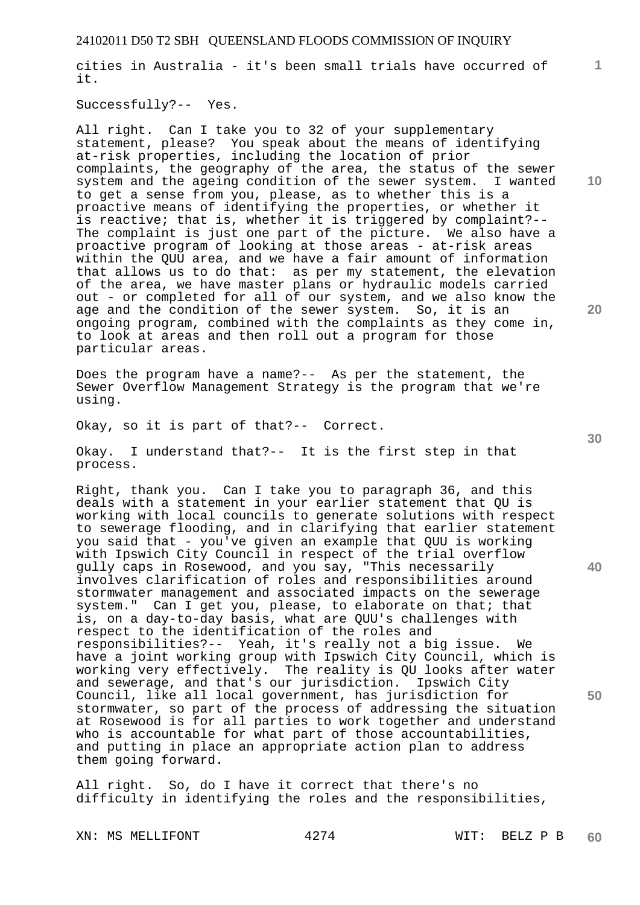cities in Australia - it's been small trials have occurred of it.

Successfully?-- Yes.

All right. Can I take you to 32 of your supplementary statement, please? You speak about the means of identifying at-risk properties, including the location of prior complaints, the geography of the area, the status of the sewer system and the ageing condition of the sewer system. I wanted to get a sense from you, please, as to whether this is a proactive means of identifying the properties, or whether it is reactive; that is, whether it is triggered by complaint?-- The complaint is just one part of the picture. We also have a proactive program of looking at those areas - at-risk areas within the QUU area, and we have a fair amount of information that allows us to do that: as per my statement, the elevation of the area, we have master plans or hydraulic models carried out - or completed for all of our system, and we also know the age and the condition of the sewer system. So, it is an ongoing program, combined with the complaints as they come in, to look at areas and then roll out a program for those particular areas.

Does the program have a name?-- As per the statement, the Sewer Overflow Management Strategy is the program that we're using.

Okay, so it is part of that?-- Correct.

Okay. I understand that?-- It is the first step in that process.

Right, thank you. Can I take you to paragraph 36, and this deals with a statement in your earlier statement that QU is working with local councils to generate solutions with respect to sewerage flooding, and in clarifying that earlier statement you said that - you've given an example that QUU is working with Ipswich City Council in respect of the trial overflow gully caps in Rosewood, and you say, "This necessarily involves clarification of roles and responsibilities around stormwater management and associated impacts on the sewerage system." Can I get you, please, to elaborate on that; that is, on a day-to-day basis, what are QUU's challenges with respect to the identification of the roles and responsibilities?-- Yeah, it's really not a big issue. We have a joint working group with Ipswich City Council, which is working very effectively. The reality is QU looks after water and sewerage, and that's our jurisdiction. Ipswich City Council, like all local government, has jurisdiction for stormwater, so part of the process of addressing the situation at Rosewood is for all parties to work together and understand who is accountable for what part of those accountabilities, and putting in place an appropriate action plan to address them going forward.

All right. So, do I have it correct that there's no difficulty in identifying the roles and the responsibilities,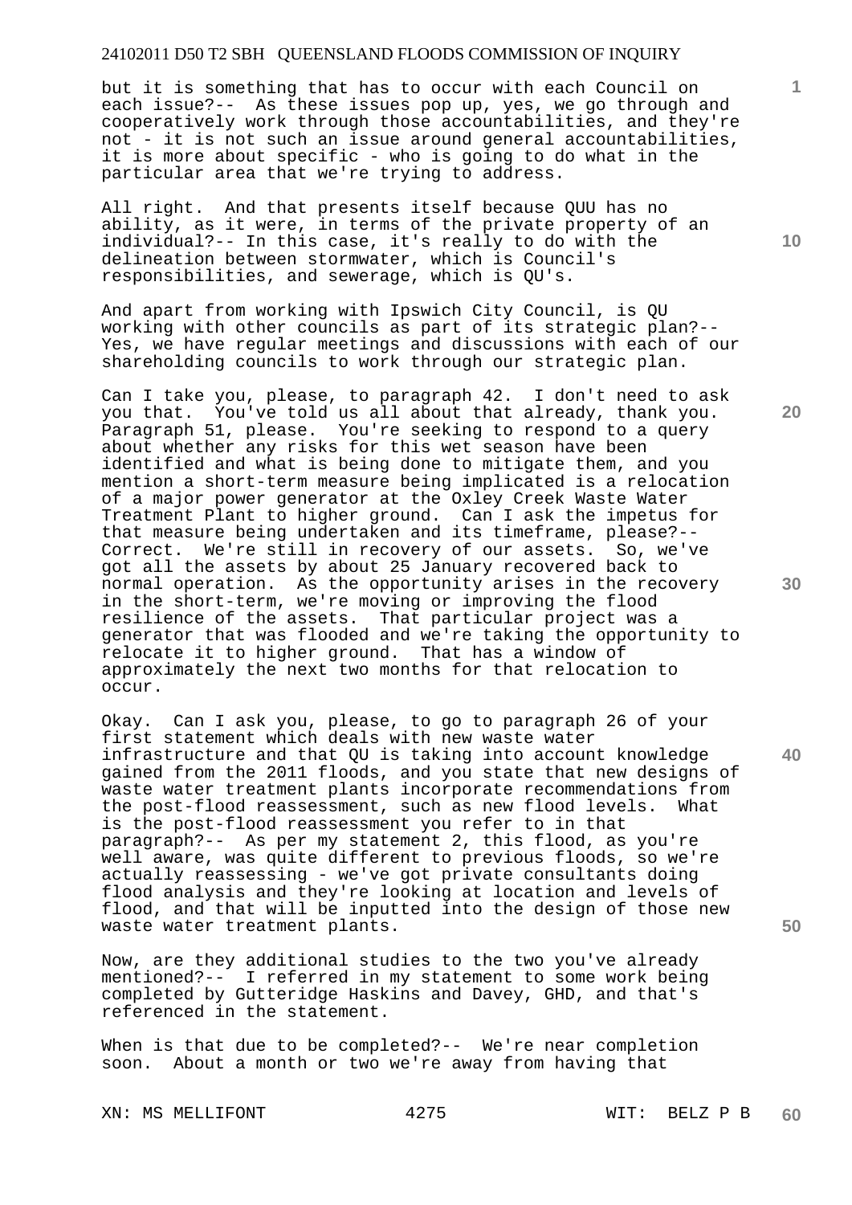but it is something that has to occur with each Council on each issue?-- As these issues pop up, yes, we go through and cooperatively work through those accountabilities, and they're not - it is not such an issue around general accountabilities, it is more about specific - who is going to do what in the particular area that we're trying to address.

All right. And that presents itself because QUU has no ability, as it were, in terms of the private property of an individual?-- In this case, it's really to do with the delineation between stormwater, which is Council's responsibilities, and sewerage, which is QU's.

And apart from working with Ipswich City Council, is QU working with other councils as part of its strategic plan?-- Yes, we have regular meetings and discussions with each of our shareholding councils to work through our strategic plan.

Can I take you, please, to paragraph 42. I don't need to ask you that. You've told us all about that already, thank you. Paragraph 51, please. You're seeking to respond to a query about whether any risks for this wet season have been identified and what is being done to mitigate them, and you mention a short-term measure being implicated is a relocation of a major power generator at the Oxley Creek Waste Water Treatment Plant to higher ground. Can I ask the impetus for that measure being undertaken and its timeframe, please?-- Correct. We're still in recovery of our assets. So, we've got all the assets by about 25 January recovered back to normal operation. As the opportunity arises in the recovery in the short-term, we're moving or improving the flood resilience of the assets. That particular project was a generator that was flooded and we're taking the opportunity to relocate it to higher ground. That has a window of approximately the next two months for that relocation to occur.

Okay. Can I ask you, please, to go to paragraph 26 of your first statement which deals with new waste water infrastructure and that QU is taking into account knowledge gained from the 2011 floods, and you state that new designs of waste water treatment plants incorporate recommendations from the post-flood reassessment, such as new flood levels. What is the post-flood reassessment you refer to in that paragraph?-- As per my statement 2, this flood, as you're well aware, was quite different to previous floods, so we're actually reassessing - we've got private consultants doing flood analysis and they're looking at location and levels of flood, and that will be inputted into the design of those new waste water treatment plants.

Now, are they additional studies to the two you've already mentioned?-- I referred in my statement to some work being completed by Gutteridge Haskins and Davey, GHD, and that's referenced in the statement.

When is that due to be completed?-- We're near completion soon. About a month or two we're away from having that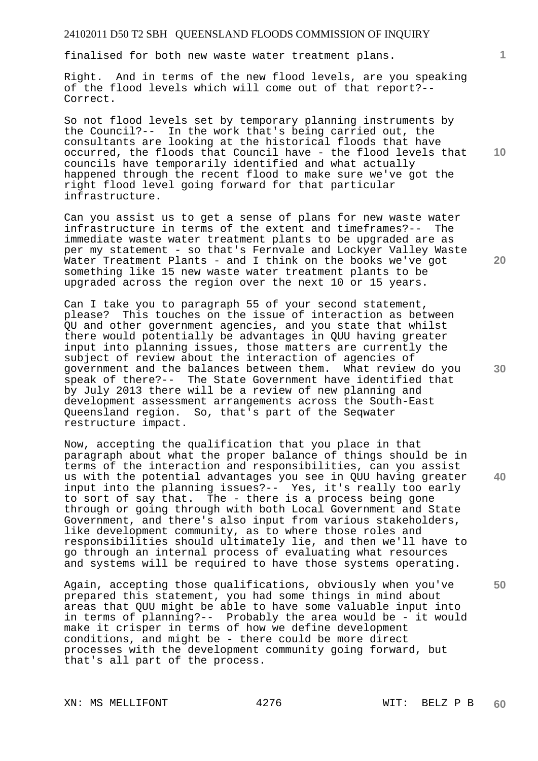finalised for both new waste water treatment plans.

Right. And in terms of the new flood levels, are you speaking of the flood levels which will come out of that report?-- Correct.

So not flood levels set by temporary planning instruments by the Council?-- In the work that's being carried out, the consultants are looking at the historical floods that have occurred, the floods that Council have - the flood levels that councils have temporarily identified and what actually happened through the recent flood to make sure we've got the right flood level going forward for that particular infrastructure.

Can you assist us to get a sense of plans for new waste water infrastructure in terms of the extent and timeframes?-- The immediate waste water treatment plants to be upgraded are as per my statement - so that's Fernvale and Lockyer Valley Waste Water Treatment Plants - and I think on the books we've got something like 15 new waste water treatment plants to be upgraded across the region over the next 10 or 15 years.

Can I take you to paragraph 55 of your second statement, please? This touches on the issue of interaction as between QU and other government agencies, and you state that whilst there would potentially be advantages in QUU having greater input into planning issues, those matters are currently the subject of review about the interaction of agencies of government and the balances between them. What review do you speak of there?-- The State Government have identified that by July 2013 there will be a review of new planning and development assessment arrangements across the South-East Queensland region. So, that's part of the Seqwater restructure impact.

Now, accepting the qualification that you place in that paragraph about what the proper balance of things should be in terms of the interaction and responsibilities, can you assist us with the potential advantages you see in QUU having greater input into the planning issues?-- Yes, it's really too early to sort of say that. The - there is a process being gone through or going through with both Local Government and State Government, and there's also input from various stakeholders, like development community, as to where those roles and responsibilities should ultimately lie, and then we'll have to go through an internal process of evaluating what resources and systems will be required to have those systems operating.

Again, accepting those qualifications, obviously when you've prepared this statement, you had some things in mind about areas that QUU might be able to have some valuable input into in terms of planning?-- Probably the area would be - it would make it crisper in terms of how we define development conditions, and might be - there could be more direct processes with the development community going forward, but that's all part of the process.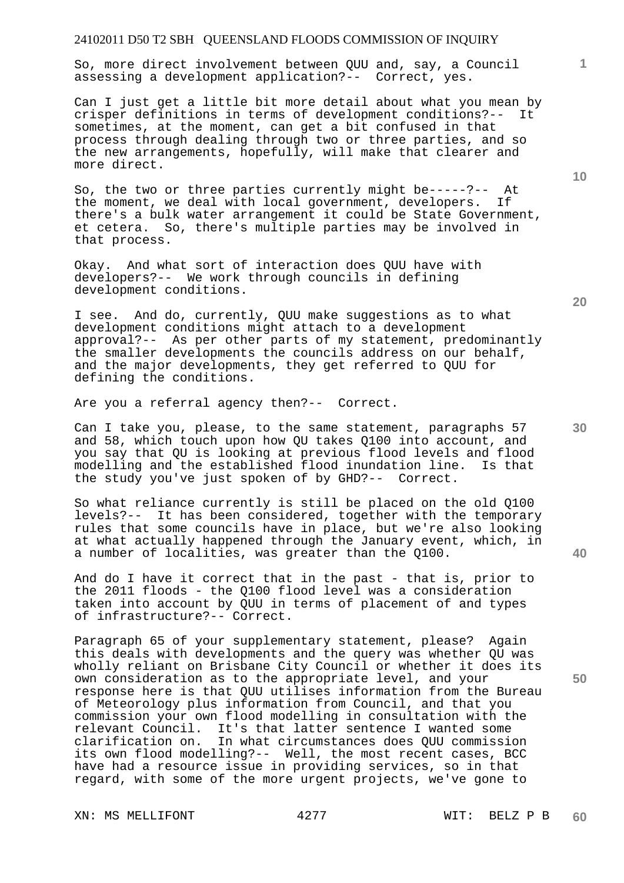So, more direct involvement between QUU and, say, a Council assessing a development application?-- Correct, yes.

Can I just get a little bit more detail about what you mean by crisper definitions in terms of development conditions?-- It sometimes, at the moment, can get a bit confused in that process through dealing through two or three parties, and so the new arrangements, hopefully, will make that clearer and more direct.

So, the two or three parties currently might be-----?-- At the moment, we deal with local government, developers. If there's a bulk water arrangement it could be State Government, et cetera. So, there's multiple parties may be involved in that process.

Okay. And what sort of interaction does QUU have with developers?-- We work through councils in defining development conditions.

I see. And do, currently, QUU make suggestions as to what development conditions might attach to a development approval?-- As per other parts of my statement, predominantly the smaller developments the councils address on our behalf, and the major developments, they get referred to QUU for defining the conditions.

Are you a referral agency then?-- Correct.

Can I take you, please, to the same statement, paragraphs 57 and 58, which touch upon how QU takes Q100 into account, and you say that QU is looking at previous flood levels and flood modelling and the established flood inundation line. Is that the study you've just spoken of by GHD?-- Correct.

So what reliance currently is still be placed on the old Q100 levels?-- It has been considered, together with the temporary rules that some councils have in place, but we're also looking at what actually happened through the January event, which, in a number of localities, was greater than the Q100.

And do I have it correct that in the past - that is, prior to the 2011 floods - the Q100 flood level was a consideration taken into account by QUU in terms of placement of and types of infrastructure?-- Correct.

Paragraph 65 of your supplementary statement, please? Again this deals with developments and the query was whether QU was wholly reliant on Brisbane City Council or whether it does its own consideration as to the appropriate level, and your response here is that QUU utilises information from the Bureau of Meteorology plus information from Council, and that you commission your own flood modelling in consultation with the relevant Council. It's that latter sentence I wanted some clarification on. In what circumstances does QUU commission its own flood modelling?-- Well, the most recent cases, BCC have had a resource issue in providing services, so in that regard, with some of the more urgent projects, we've gone to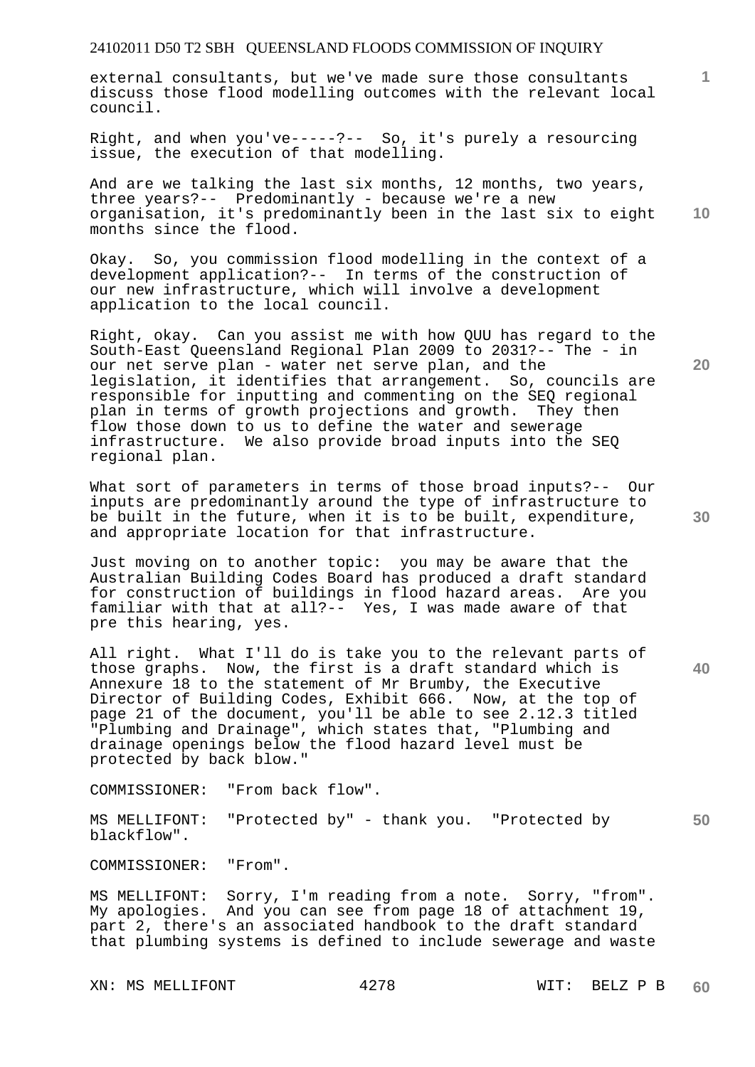external consultants, but we've made sure those consultants discuss those flood modelling outcomes with the relevant local council.

Right, and when you've-----?-- So, it's purely a resourcing issue, the execution of that modelling.

And are we talking the last six months, 12 months, two years, three years?-- Predominantly - because we're a new organisation, it's predominantly been in the last six to eight months since the flood.

Okay. So, you commission flood modelling in the context of a development application?-- In terms of the construction of our new infrastructure, which will involve a development application to the local council.

Right, okay. Can you assist me with how QUU has regard to the South-East Queensland Regional Plan 2009 to 2031?-- The - in our net serve plan - water net serve plan, and the legislation, it identifies that arrangement. So, councils are responsible for inputting and commenting on the SEQ regional plan in terms of growth projections and growth. They then flow those down to us to define the water and sewerage infrastructure. We also provide broad inputs into the SEQ regional plan.

What sort of parameters in terms of those broad inputs?-- Our inputs are predominantly around the type of infrastructure to be built in the future, when it is to be built, expenditure, and appropriate location for that infrastructure.

Just moving on to another topic: you may be aware that the Australian Building Codes Board has produced a draft standard for construction of buildings in flood hazard areas. Are you familiar with that at all?-- Yes, I was made aware of that pre this hearing, yes.

All right. What I'll do is take you to the relevant parts of those graphs. Now, the first is a draft standard which is Annexure 18 to the statement of Mr Brumby, the Executive Director of Building Codes, Exhibit 666. Now, at the top of page 21 of the document, you'll be able to see 2.12.3 titled "Plumbing and Drainage", which states that, "Plumbing and drainage openings below the flood hazard level must be protected by back blow."

COMMISSIONER: "From back flow".

MS MELLIFONT: "Protected by" - thank you. "Protected by blackflow".

COMMISSIONER: "From".

MS MELLIFONT: Sorry, I'm reading from a note. Sorry, "from". My apologies. And you can see from page 18 of attachment 19, part 2, there's an associated handbook to the draft standard that plumbing systems is defined to include sewerage and waste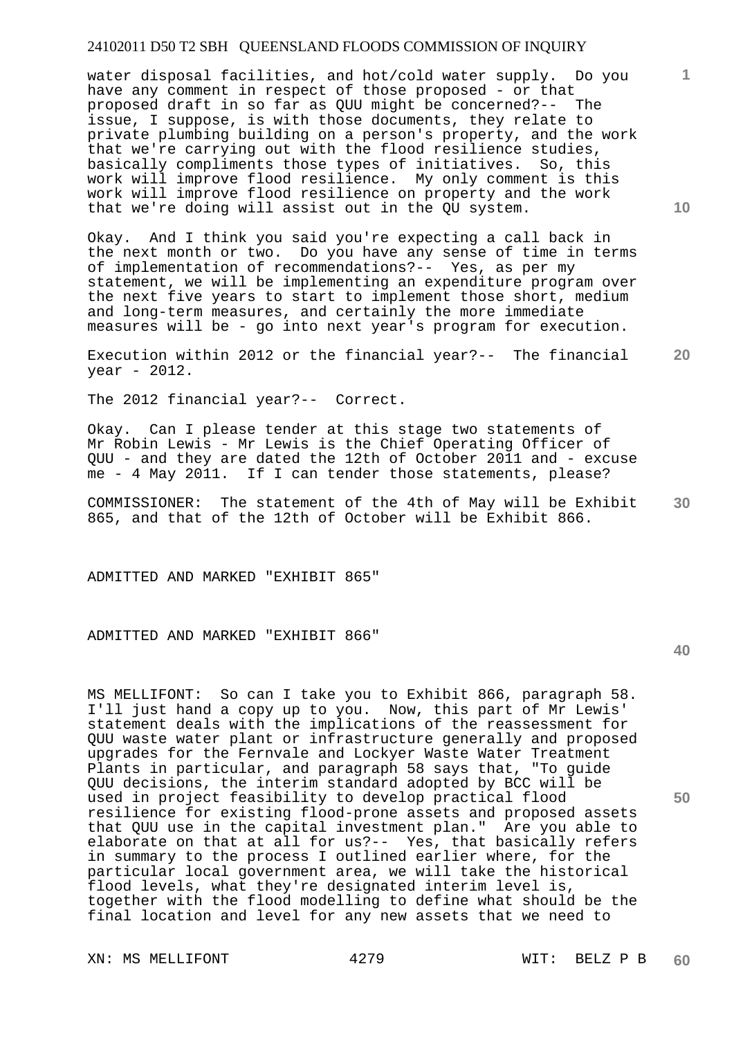water disposal facilities, and hot/cold water supply. Do you have any comment in respect of those proposed - or that proposed draft in so far as QUU might be concerned?-- The issue, I suppose, is with those documents, they relate to private plumbing building on a person's property, and the work that we're carrying out with the flood resilience studies, basically compliments those types of initiatives. So, this work will improve flood resilience. My only comment is this work will improve flood resilience on property and the work that we're doing will assist out in the QU system.

Okay. And I think you said you're expecting a call back in the next month or two. Do you have any sense of time in terms of implementation of recommendations?-- Yes, as per my statement, we will be implementing an expenditure program over the next five years to start to implement those short, medium and long-term measures, and certainly the more immediate measures will be - go into next year's program for execution.

Execution within 2012 or the financial year?-- The financial year - 2012.

The 2012 financial year?-- Correct.

Okay. Can I please tender at this stage two statements of Mr Robin Lewis - Mr Lewis is the Chief Operating Officer of QUU - and they are dated the 12th of October 2011 and - excuse me - 4 May 2011. If I can tender those statements, please?

COMMISSIONER: The statement of the 4th of May will be Exhibit 865, and that of the 12th of October will be Exhibit 866.

ADMITTED AND MARKED "EXHIBIT 865"

ADMITTED AND MARKED "EXHIBIT 866"

MS MELLIFONT: So can I take you to Exhibit 866, paragraph 58. I'll just hand a copy up to you. Now, this part of Mr Lewis' statement deals with the implications of the reassessment for QUU waste water plant or infrastructure generally and proposed upgrades for the Fernvale and Lockyer Waste Water Treatment Plants in particular, and paragraph 58 says that, "To guide QUU decisions, the interim standard adopted by BCC will be used in project feasibility to develop practical flood resilience for existing flood-prone assets and proposed assets that QUU use in the capital investment plan." Are you able to elaborate on that at all for us?-- Yes, that basically refers in summary to the process I outlined earlier where, for the particular local government area, we will take the historical flood levels, what they're designated interim level is, together with the flood modelling to define what should be the final location and level for any new assets that we need to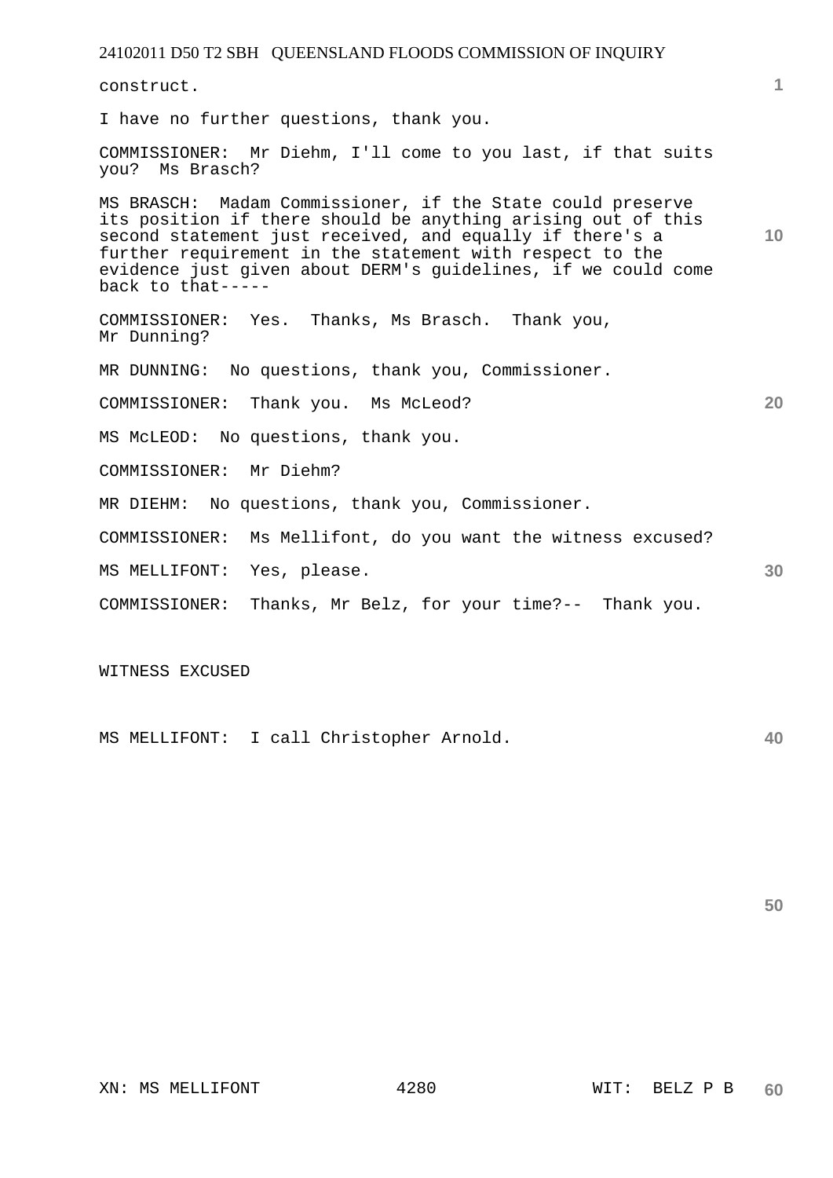construct.

I have no further questions, thank you.

COMMISSIONER: Mr Diehm, I'll come to you last, if that suits you? Ms Brasch?

MS BRASCH: Madam Commissioner, if the State could preserve its position if there should be anything arising out of this second statement just received, and equally if there's a further requirement in the statement with respect to the evidence just given about DERM's guidelines, if we could come back to that-----

COMMISSIONER: Yes. Thanks, Ms Brasch. Thank you, Mr Dunning?

MR DUNNING: No questions, thank you, Commissioner.

COMMISSIONER: Thank you. Ms McLeod?

MS McLEOD: No questions, thank you.

COMMISSIONER: Mr Diehm?

MR DIEHM: No questions, thank you, Commissioner.

COMMISSIONER: Ms Mellifont, do you want the witness excused?

MS MELLIFONT: Yes, please.

COMMISSIONER: Thanks, Mr Belz, for your time?-- Thank you.

WITNESS EXCUSED

MS MELLIFONT: I call Christopher Arnold.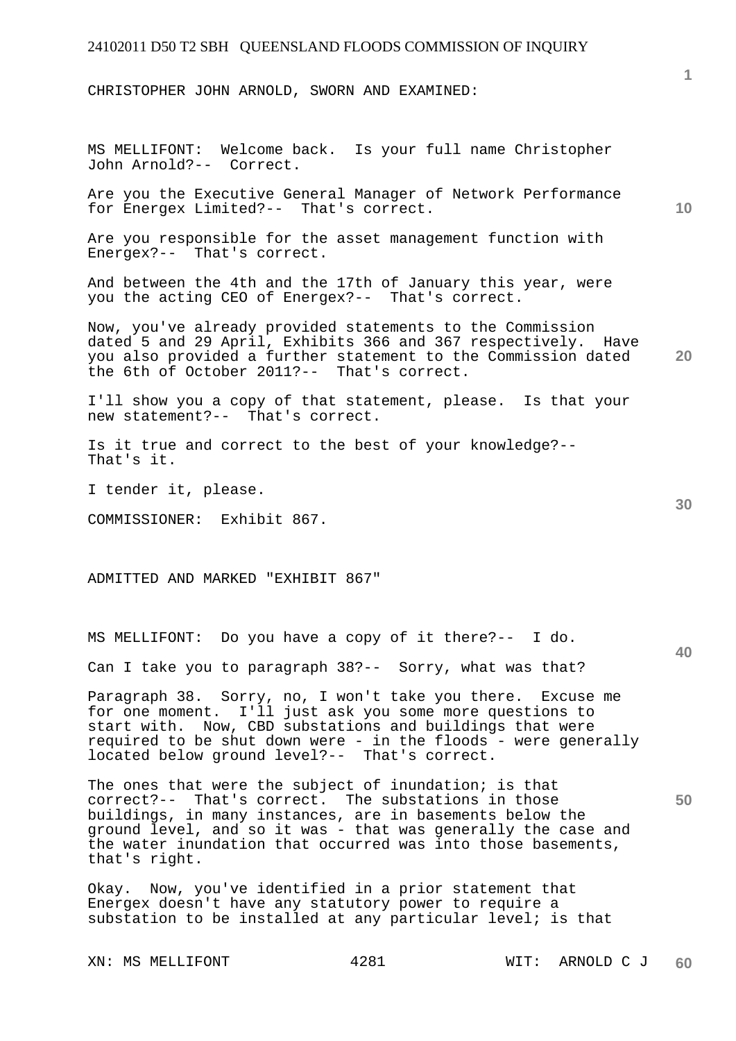CHRISTOPHER JOHN ARNOLD, SWORN AND EXAMINED:

MS MELLIFONT: Welcome back. Is your full name Christopher John Arnold?-- Correct.

Are you the Executive General Manager of Network Performance for Energex Limited?-- That's correct.

Are you responsible for the asset management function with Energex?-- That's correct.

And between the 4th and the 17th of January this year, were you the acting CEO of Energex?-- That's correct.

Now, you've already provided statements to the Commission dated 5 and 29 April, Exhibits 366 and 367 respectively. Have you also provided a further statement to the Commission dated the 6th of October 2011?-- That's correct.

I'll show you a copy of that statement, please. Is that your new statement?-- That's correct.

Is it true and correct to the best of your knowledge?-- That's it.

I tender it, please.

COMMISSIONER: Exhibit 867.

ADMITTED AND MARKED "EXHIBIT 867"

MS MELLIFONT: Do you have a copy of it there?-- I do.

Can I take you to paragraph 38?-- Sorry, what was that?

Paragraph 38. Sorry, no, I won't take you there. Excuse me for one moment. I'll just ask you some more questions to start with. Now, CBD substations and buildings that were required to be shut down were - in the floods - were generally located below ground level?-- That's correct.

The ones that were the subject of inundation; is that correct?-- That's correct. The substations in those buildings, in many instances, are in basements below the ground level, and so it was - that was generally the case and the water inundation that occurred was into those basements, that's right.

Okay. Now, you've identified in a prior statement that Energex doesn't have any statutory power to require a substation to be installed at any particular level; is that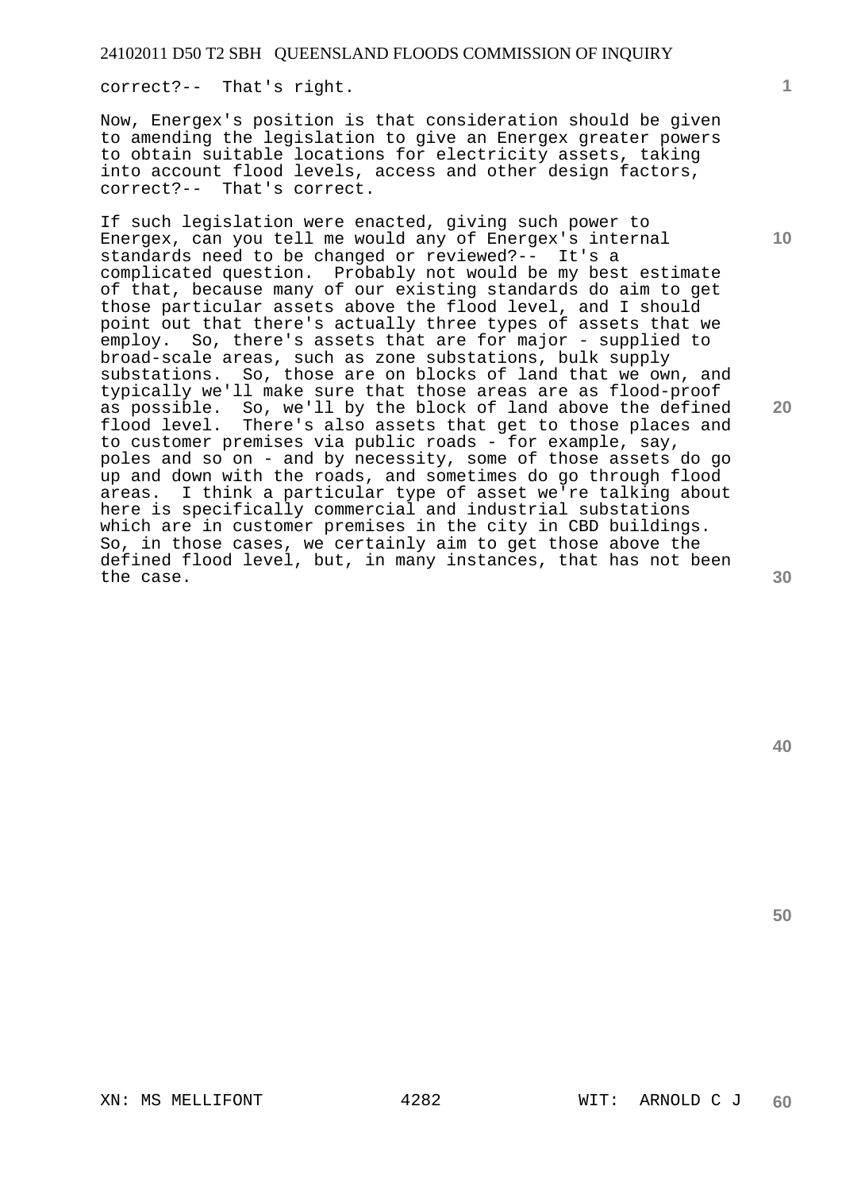correct?-- That's right.

Now, Energex's position is that consideration should be given to amending the legislation to give an Energex greater powers to obtain suitable locations for electricity assets, taking into account flood levels, access and other design factors, correct?-- That's correct.

If such legislation were enacted, giving such power to Energex, can you tell me would any of Energex's internal standards need to be changed or reviewed?-- It's a complicated question. Probably not would be my best estimate of that, because many of our existing standards do aim to get those particular assets above the flood level, and I should point out that there's actually three types of assets that we employ. So, there's assets that are for major - supplied to broad-scale areas, such as zone substations, bulk supply substations. So, those are on blocks of land that we own, and typically we'll make sure that those areas are as flood-proof as possible. So, we'll by the block of land above the defined flood level. There's also assets that get to those places and to customer premises via public roads - for example, say, poles and so on - and by necessity, some of those assets do go up and down with the roads, and sometimes do go through flood areas. I think a particular type of asset we're talking about here is specifically commercial and industrial substations which are in customer premises in the city in CBD buildings. So, in those cases, we certainly aim to get those above the defined flood level, but, in many instances, that has not been the case.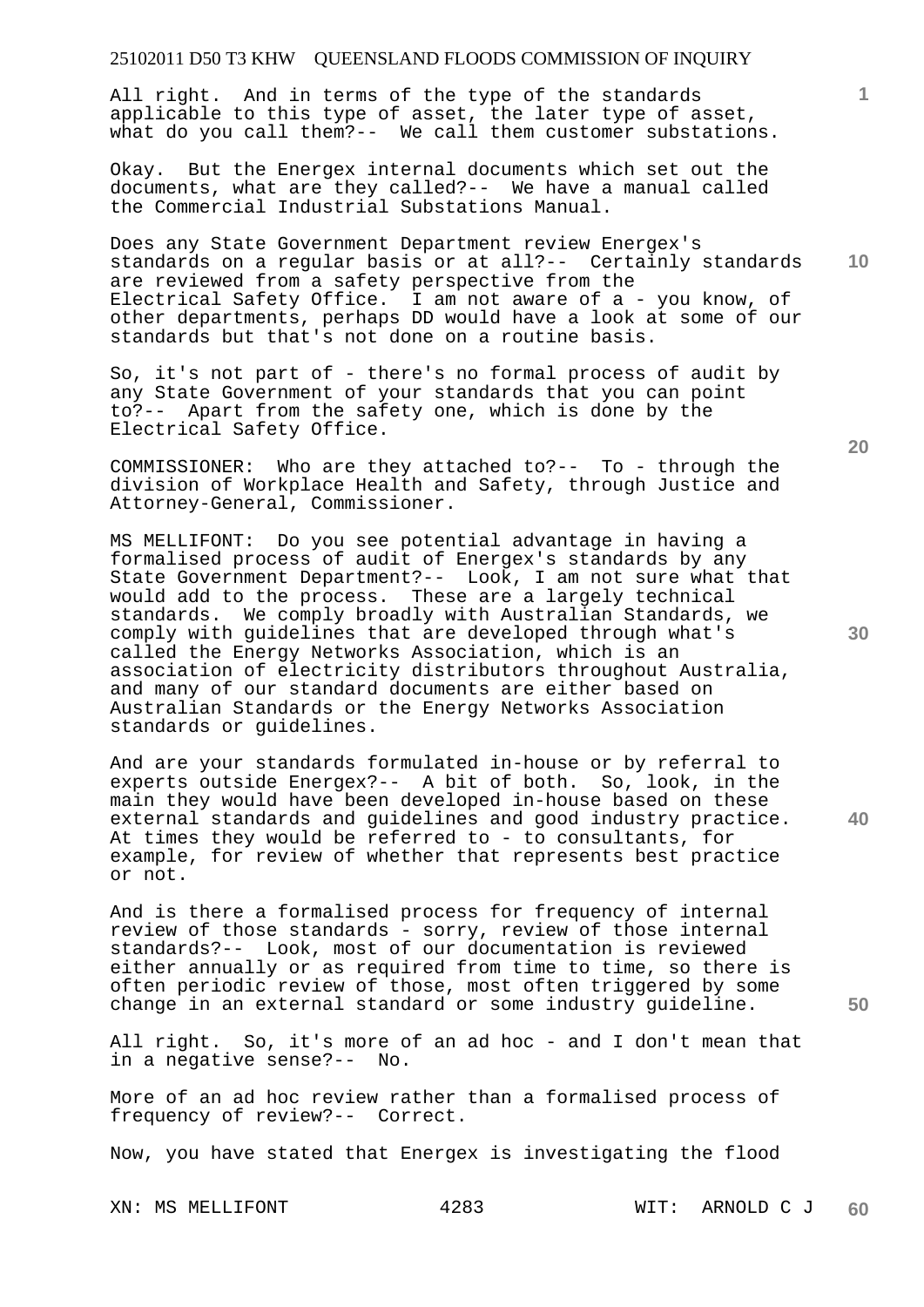All right. And in terms of the type of the standards applicable to this type of asset, the later type of asset, what do you call them?-- We call them customer substations.

Okay. But the Energex internal documents which set out the documents, what are they called?-- We have a manual called the Commercial Industrial Substations Manual.

Does any State Government Department review Energex's standards on a regular basis or at all?-- Certainly standards are reviewed from a safety perspective from the Electrical Safety Office. I am not aware of a - you know, of other departments, perhaps DD would have a look at some of our standards but that's not done on a routine basis.

So, it's not part of - there's no formal process of audit by any State Government of your standards that you can point to?-- Apart from the safety one, which is done by the Electrical Safety Office.

COMMISSIONER: Who are they attached to?-- To - through the division of Workplace Health and Safety, through Justice and Attorney-General, Commissioner.

MS MELLIFONT: Do you see potential advantage in having a formalised process of audit of Energex's standards by any State Government Department?-- Look, I am not sure what that would add to the process. These are a largely technical standards. We comply broadly with Australian Standards, we comply with guidelines that are developed through what's called the Energy Networks Association, which is an association of electricity distributors throughout Australia, and many of our standard documents are either based on Australian Standards or the Energy Networks Association standards or guidelines.

And are your standards formulated in-house or by referral to experts outside Energex?-- A bit of both. So, look, in the main they would have been developed in-house based on these external standards and guidelines and good industry practice. At times they would be referred to - to consultants, for example, for review of whether that represents best practice or not.

And is there a formalised process for frequency of internal review of those standards - sorry, review of those internal standards?-- Look, most of our documentation is reviewed either annually or as required from time to time, so there is often periodic review of those, most often triggered by some change in an external standard or some industry guideline.

All right. So, it's more of an ad hoc - and I don't mean that in a negative sense?-- No.

More of an ad hoc review rather than a formalised process of frequency of review?-- Correct.

Now, you have stated that Energex is investigating the flood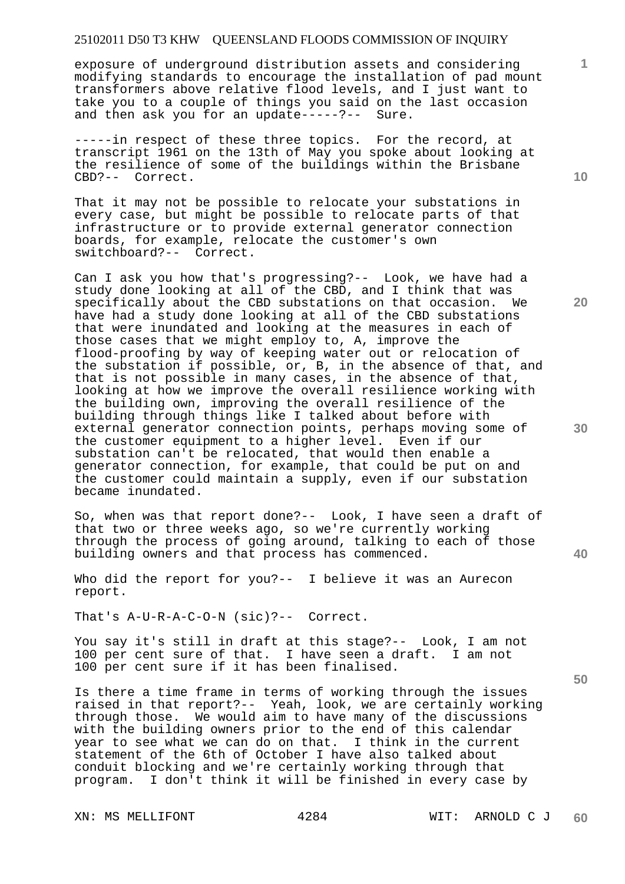exposure of underground distribution assets and considering modifying standards to encourage the installation of pad mount transformers above relative flood levels, and I just want to take you to a couple of things you said on the last occasion and then ask you for an update-----?-- Sure.

-----in respect of these three topics. For the record, at transcript 1961 on the 13th of May you spoke about looking at the resilience of some of the buildings within the Brisbane CBD?-- Correct.

That it may not be possible to relocate your substations in every case, but might be possible to relocate parts of that infrastructure or to provide external generator connection boards, for example, relocate the customer's own switchboard?-- Correct.

Can I ask you how that's progressing?-- Look, we have had a study done looking at all of the CBD, and I think that was specifically about the CBD substations on that occasion. We have had a study done looking at all of the CBD substations that were inundated and looking at the measures in each of those cases that we might employ to, A, improve the flood-proofing by way of keeping water out or relocation of the substation if possible, or, B, in the absence of that, and that is not possible in many cases, in the absence of that, looking at how we improve the overall resilience working with the building own, improving the overall resilience of the building through things like I talked about before with external generator connection points, perhaps moving some of the customer equipment to a higher level. Even if our substation can't be relocated, that would then enable a generator connection, for example, that could be put on and the customer could maintain a supply, even if our substation became inundated.

So, when was that report done?-- Look, I have seen a draft of that two or three weeks ago, so we're currently working through the process of going around, talking to each of those building owners and that process has commenced.

Who did the report for you?-- I believe it was an Aurecon report.

That's A-U-R-A-C-O-N (sic)?-- Correct.

You say it's still in draft at this stage?-- Look, I am not 100 per cent sure of that. I have seen a draft. I am not 100 per cent sure if it has been finalised.

Is there a time frame in terms of working through the issues raised in that report?-- Yeah, look, we are certainly working through those. We would aim to have many of the discussions with the building owners prior to the end of this calendar year to see what we can do on that. I think in the current statement of the 6th of October I have also talked about conduit blocking and we're certainly working through that program. I don't think it will be finished in every case by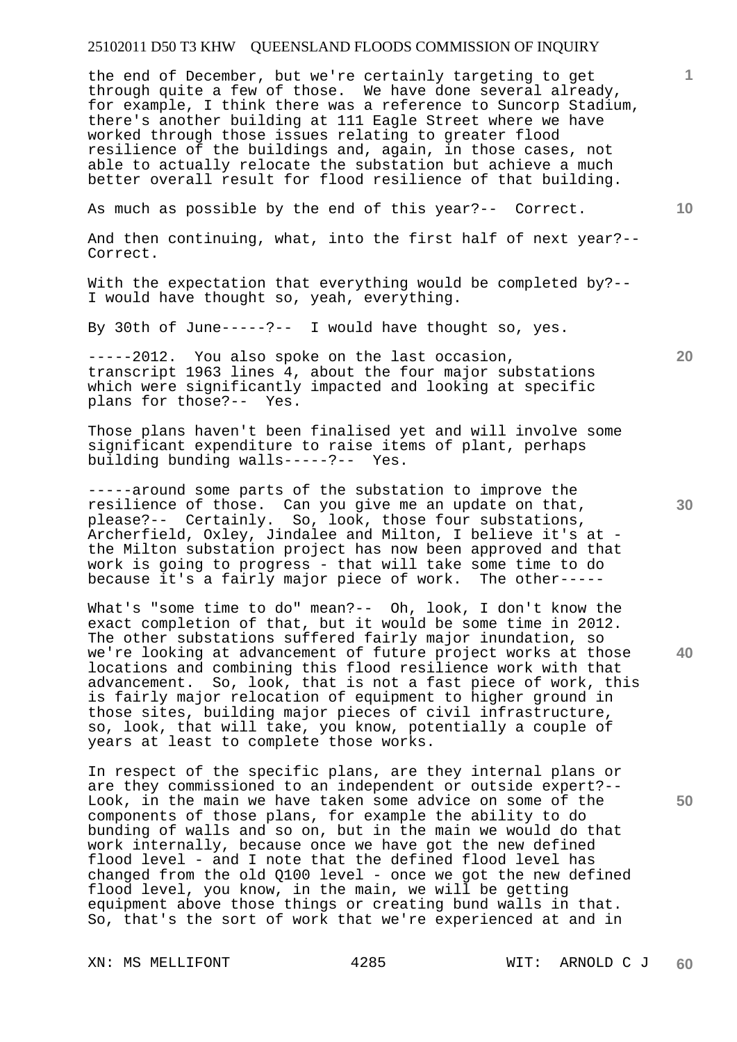the end of December, but we're certainly targeting to get through quite a few of those. We have done several already, for example, I think there was a reference to Suncorp Stadium, there's another building at 111 Eagle Street where we have worked through those issues relating to greater flood resilience of the buildings and, again, in those cases, not able to actually relocate the substation but achieve a much better overall result for flood resilience of that building.

As much as possible by the end of this year?-- Correct.

And then continuing, what, into the first half of next year?-- Correct.

With the expectation that everything would be completed by?-- I would have thought so, yeah, everything.

By 30th of June-----?-- I would have thought so, yes.

-----2012. You also spoke on the last occasion, transcript 1963 lines 4, about the four major substations which were significantly impacted and looking at specific plans for those?-- Yes.

Those plans haven't been finalised yet and will involve some significant expenditure to raise items of plant, perhaps building bunding walls-----?-- Yes.

-----around some parts of the substation to improve the resilience of those. Can you give me an update on that, please?-- Certainly. So, look, those four substations, Archerfield, Oxley, Jindalee and Milton, I believe it's at - the Milton substation project has now been approved and that work is going to progress - that will take some time to do because it's a fairly major piece of work. The other-----

What's "some time to do" mean?-- Oh, look, I don't know the exact completion of that, but it would be some time in 2012. The other substations suffered fairly major inundation, so we're looking at advancement of future project works at those locations and combining this flood resilience work with that advancement. So, look, that is not a fast piece of work, this is fairly major relocation of equipment to higher ground in those sites, building major pieces of civil infrastructure, so, look, that will take, you know, potentially a couple of years at least to complete those works.

In respect of the specific plans, are they internal plans or are they commissioned to an independent or outside expert?-- Look, in the main we have taken some advice on some of the components of those plans, for example the ability to do bunding of walls and so on, but in the main we would do that work internally, because once we have got the new defined flood level - and I note that the defined flood level has changed from the old Q100 level - once we got the new defined flood level, you know, in the main, we will be getting equipment above those things or creating bund walls in that. So, that's the sort of work that we're experienced at and in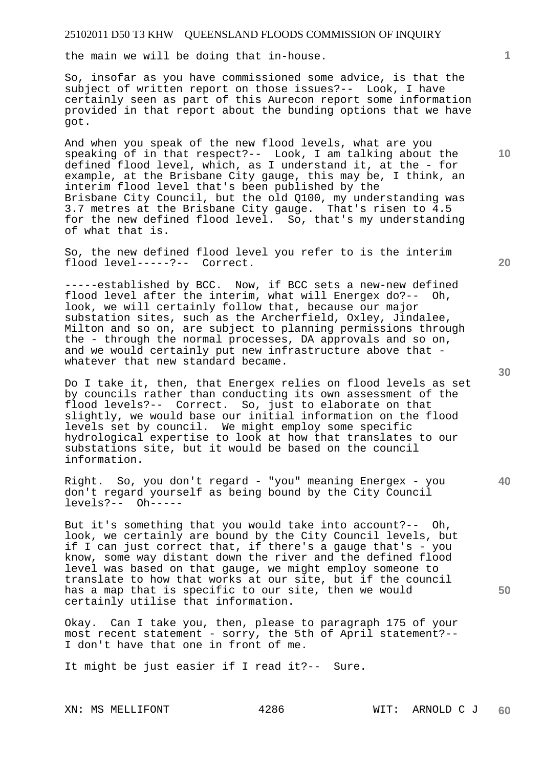the main we will be doing that in-house.

So, insofar as you have commissioned some advice, is that the subject of written report on those issues?-- Look, I have certainly seen as part of this Aurecon report some information provided in that report about the bunding options that we have got.

And when you speak of the new flood levels, what are you speaking of in that respect?-- Look, I am talking about the defined flood level, which, as I understand it, at the - for example, at the Brisbane City gauge, this may be, I think, an interim flood level that's been published by the Brisbane City Council, but the old Q100, my understanding was 3.7 metres at the Brisbane City gauge. That's risen to 4.5 for the new defined flood level. So, that's my understanding of what that is.

So, the new defined flood level you refer to is the interim flood level-----?-- Correct.

-----established by BCC. Now, if BCC sets a new-new defined flood level after the interim, what will Energex do?-- Oh, look, we will certainly follow that, because our major substation sites, such as the Archerfield, Oxley, Jindalee, Milton and so on, are subject to planning permissions through the - through the normal processes, DA approvals and so on, and we would certainly put new infrastructure above that - whatever that new standard became.

Do I take it, then, that Energex relies on flood levels as set by councils rather than conducting its own assessment of the flood levels?-- Correct. So, just to elaborate on that slightly, we would base our initial information on the flood levels set by council. We might employ some specific hydrological expertise to look at how that translates to our substations site, but it would be based on the council information.

Right. So, you don't regard - "you" meaning Energex - you don't regard yourself as being bound by the City Council levels?-- Oh-----

But it's something that you would take into account?-- Oh, look, we certainly are bound by the City Council levels, but if I can just correct that, if there's a gauge that's - you know, some way distant down the river and the defined flood level was based on that gauge, we might employ someone to translate to how that works at our site, but if the council has a map that is specific to our site, then we would certainly utilise that information.

Okay. Can I take you, then, please to paragraph 175 of your most recent statement - sorry, the 5th of April statement?-- I don't have that one in front of me.

It might be just easier if I read it?-- Sure.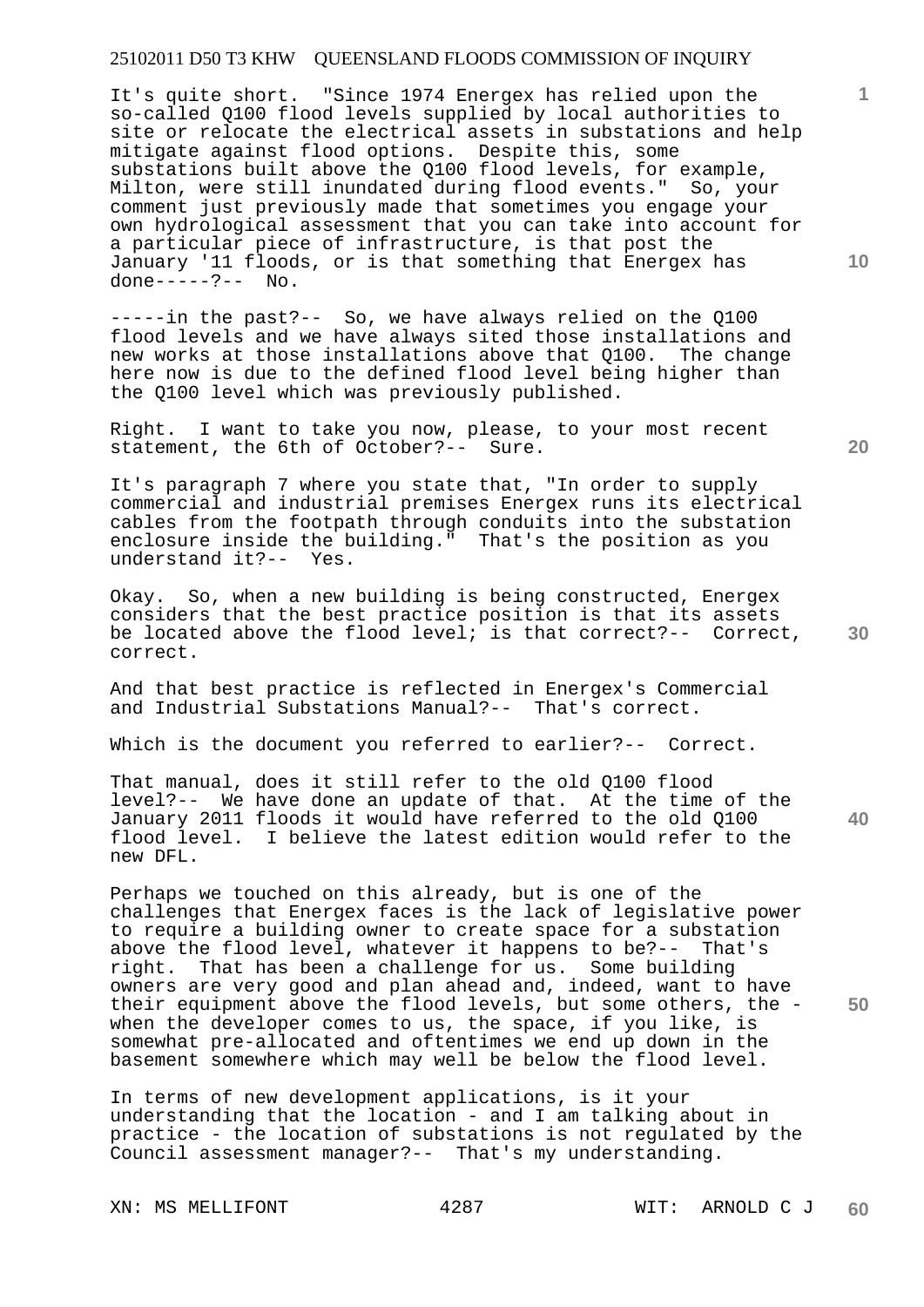It's quite short. "Since 1974 Energex has relied upon the so-called Q100 flood levels supplied by local authorities to site or relocate the electrical assets in substations and help mitigate against flood options. Despite this, some substations built above the Q100 flood levels, for example, Milton, were still inundated during flood events." So, your comment just previously made that sometimes you engage your own hydrological assessment that you can take into account for a particular piece of infrastructure, is that post the January '11 floods, or is that something that Energex has done-----?-- No.

-----in the past?-- So, we have always relied on the Q100 flood levels and we have always sited those installations and new works at those installations above that Q100. The change here now is due to the defined flood level being higher than the Q100 level which was previously published.

Right. I want to take you now, please, to your most recent statement, the 6th of October?-- Sure.

It's paragraph 7 where you state that, "In order to supply commercial and industrial premises Energex runs its electrical cables from the footpath through conduits into the substation enclosure inside the building." That's the position as you understand it?-- Yes.

Okay. So, when a new building is being constructed, Energex considers that the best practice position is that its assets be located above the flood level; is that correct?-- Correct, correct.

And that best practice is reflected in Energex's Commercial and Industrial Substations Manual?-- That's correct.

Which is the document you referred to earlier?-- Correct.

That manual, does it still refer to the old Q100 flood level?-- We have done an update of that. At the time of the January 2011 floods it would have referred to the old Q100 flood level. I believe the latest edition would refer to the new DFL.

Perhaps we touched on this already, but is one of the challenges that Energex faces is the lack of legislative power to require a building owner to create space for a substation above the flood level, whatever it happens to be?-- That's right. That has been a challenge for us. Some building owners are very good and plan ahead and, indeed, want to have their equipment above the flood levels, but some others, the - when the developer comes to us, the space, if you like, is somewhat pre-allocated and oftentimes we end up down in the basement somewhere which may well be below the flood level.

In terms of new development applications, is it your understanding that the location - and I am talking about in practice - the location of substations is not regulated by the Council assessment manager?-- That's my understanding.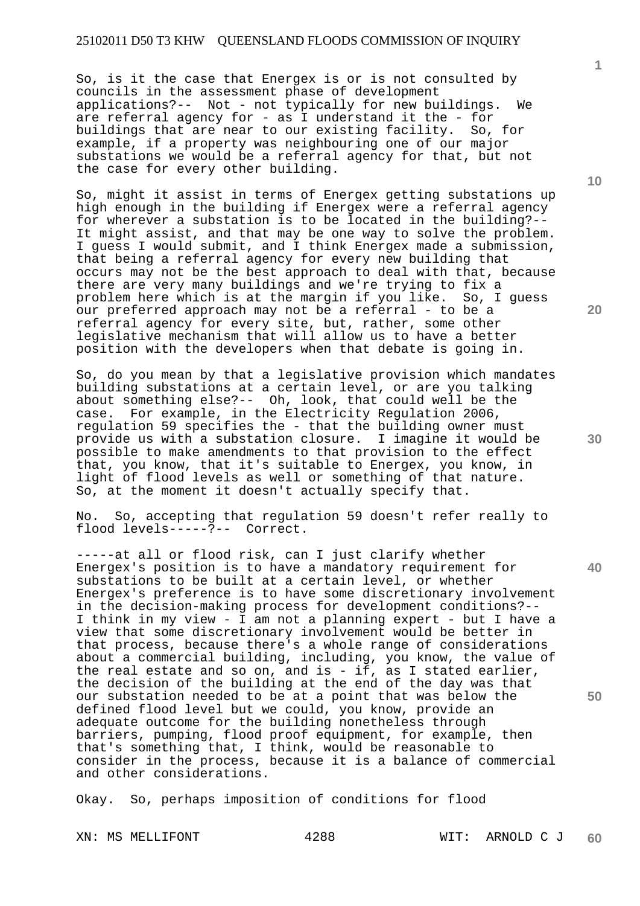So, is it the case that Energex is or is not consulted by councils in the assessment phase of development applications?-- Not - not typically for new buildings. We are referral agency for - as I understand it the - for buildings that are near to our existing facility. So, for example, if a property was neighbouring one of our major substations we would be a referral agency for that, but not the case for every other building.

So, might it assist in terms of Energex getting substations up high enough in the building if Energex were a referral agency for wherever a substation is to be located in the building?-- It might assist, and that may be one way to solve the problem. I guess I would submit, and I think Energex made a submission, that being a referral agency for every new building that occurs may not be the best approach to deal with that, because there are very many buildings and we're trying to fix a problem here which is at the margin if you like. So, I guess our preferred approach may not be a referral - to be a referral agency for every site, but, rather, some other legislative mechanism that will allow us to have a better position with the developers when that debate is going in.

So, do you mean by that a legislative provision which mandates building substations at a certain level, or are you talking about something else?-- Oh, look, that could well be the case. For example, in the Electricity Regulation 2006, regulation 59 specifies the - that the building owner must provide us with a substation closure. I imagine it would be possible to make amendments to that provision to the effect that, you know, that it's suitable to Energex, you know, in light of flood levels as well or something of that nature. So, at the moment it doesn't actually specify that.

No. So, accepting that regulation 59 doesn't refer really to flood levels-----?-- Correct.

-----at all or flood risk, can I just clarify whether Energex's position is to have a mandatory requirement for substations to be built at a certain level, or whether Energex's preference is to have some discretionary involvement in the decision-making process for development conditions?-- I think in my view - I am not a planning expert - but I have a view that some discretionary involvement would be better in that process, because there's a whole range of considerations about a commercial building, including, you know, the value of the real estate and so on, and is - if, as I stated earlier, the decision of the building at the end of the day was that our substation needed to be at a point that was below the defined flood level but we could, you know, provide an adequate outcome for the building nonetheless through barriers, pumping, flood proof equipment, for example, then that's something that, I think, would be reasonable to consider in the process, because it is a balance of commercial and other considerations.

Okay. So, perhaps imposition of conditions for flood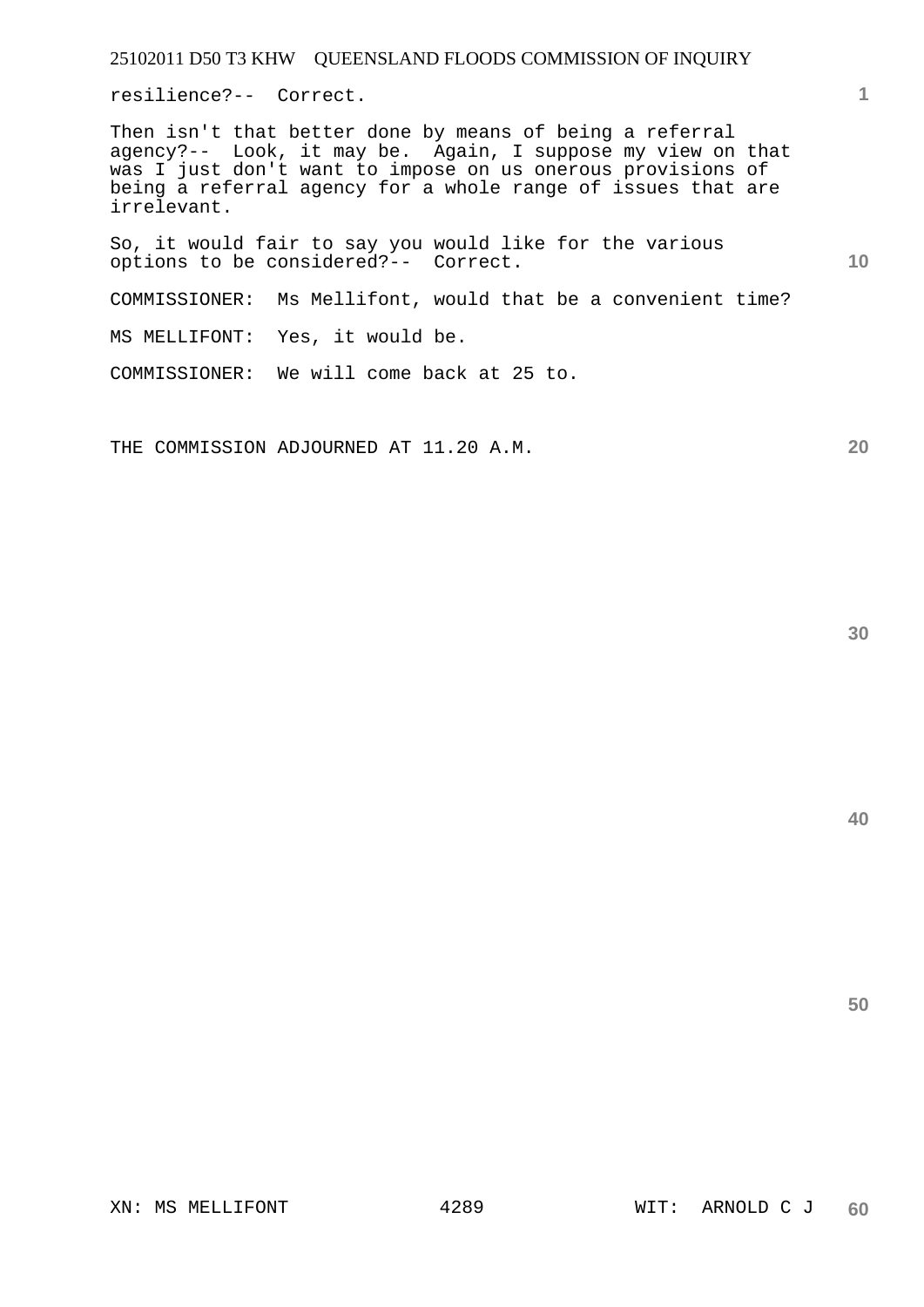resilience?-- Correct.

Then isn't that better done by means of being a referral agency?-- Look, it may be. Again, I suppose my view on that was I just don't want to impose on us onerous provisions of being a referral agency for a whole range of issues that are irrelevant.

So, it would fair to say you would like for the various options to be considered?-- Correct.

COMMISSIONER: Ms Mellifont, would that be a convenient time?

MS MELLIFONT: Yes, it would be.

COMMISSIONER: We will come back at 25 to.

THE COMMISSION ADJOURNED AT 11.20 A.M.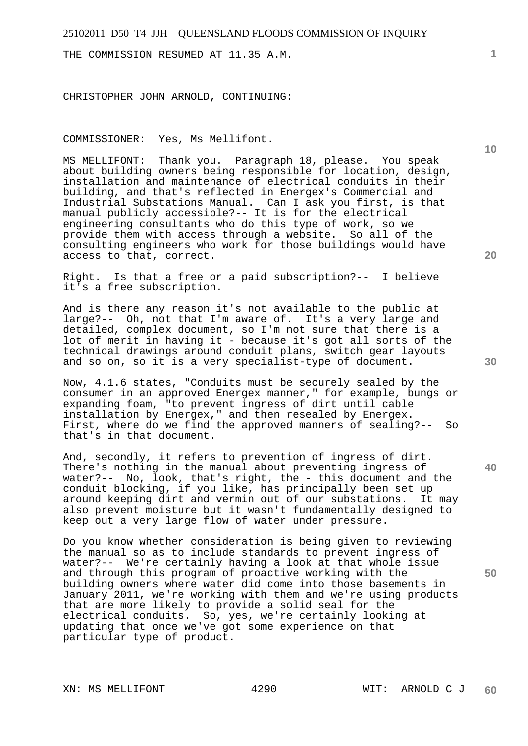THE COMMISSION RESUMED AT 11.35 A.M.

CHRISTOPHER JOHN ARNOLD, CONTINUING:

COMMISSIONER: Yes, Ms Mellifont.

MS MELLIFONT: Thank you. Paragraph 18, please. You speak about building owners being responsible for location, design, installation and maintenance of electrical conduits in their building, and that's reflected in Energex's Commercial and Industrial Substations Manual. Can I ask you first, is that manual publicly accessible?-- It is for the electrical engineering consultants who do this type of work, so we provide them with access through a website. So all of the consulting engineers who work for those buildings would have access to that, correct.

Right. Is that a free or a paid subscription?-- I believe it's a free subscription.

And is there any reason it's not available to the public at large?-- Oh, not that I'm aware of. It's a very large and detailed, complex document, so I'm not sure that there is a lot of merit in having it - because it's got all sorts of the technical drawings around conduit plans, switch gear layouts and so on, so it is a very specialist-type of document.

Now, 4.1.6 states, "Conduits must be securely sealed by the consumer in an approved Energex manner," for example, bungs or expanding foam, "to prevent ingress of dirt until cable installation by Energex," and then resealed by Energex. First, where do we find the approved manners of sealing?-- So that's in that document.

And, secondly, it refers to prevention of ingress of dirt. There's nothing in the manual about preventing ingress of water?-- No, look, that's right, the - this document and the conduit blocking, if you like, has principally been set up around keeping dirt and vermin out of our substations. It may also prevent moisture but it wasn't fundamentally designed to keep out a very large flow of water under pressure.

Do you know whether consideration is being given to reviewing the manual so as to include standards to prevent ingress of water?-- We're certainly having a look at that whole issue and through this program of proactive working with the building owners where water did come into those basements in January 2011, we're working with them and we're using products that are more likely to provide a solid seal for the electrical conduits. So, yes, we're certainly looking at updating that once we've got some experience on that particular type of product.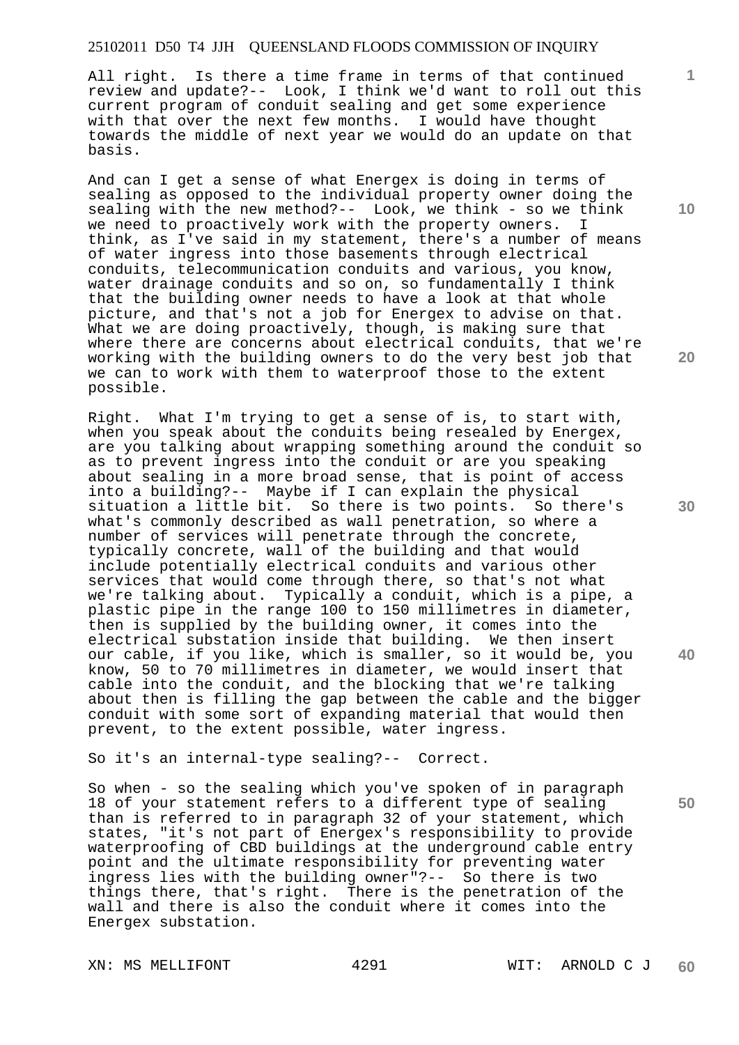All right. Is there a time frame in terms of that continued review and update?-- Look, I think we'd want to roll out this current program of conduit sealing and get some experience with that over the next few months. I would have thought towards the middle of next year we would do an update on that basis.

And can I get a sense of what Energex is doing in terms of sealing as opposed to the individual property owner doing the sealing with the new method?-- Look, we think - so we think we need to proactively work with the property owners. I think, as I've said in my statement, there's a number of means of water ingress into those basements through electrical conduits, telecommunication conduits and various, you know, water drainage conduits and so on, so fundamentally I think that the building owner needs to have a look at that whole picture, and that's not a job for Energex to advise on that. What we are doing proactively, though, is making sure that where there are concerns about electrical conduits, that we're working with the building owners to do the very best job that we can to work with them to waterproof those to the extent possible.

Right. What I'm trying to get a sense of is, to start with, when you speak about the conduits being resealed by Energex, are you talking about wrapping something around the conduit so as to prevent ingress into the conduit or are you speaking about sealing in a more broad sense, that is point of access into a building?-- Maybe if I can explain the physical situation a little bit. So there is two points. So there's what's commonly described as wall penetration, so where a number of services will penetrate through the concrete, typically concrete, wall of the building and that would include potentially electrical conduits and various other services that would come through there, so that's not what we're talking about. Typically a conduit, which is a pipe, a plastic pipe in the range 100 to 150 millimetres in diameter, then is supplied by the building owner, it comes into the electrical substation inside that building. We then insert our cable, if you like, which is smaller, so it would be, you know, 50 to 70 millimetres in diameter, we would insert that cable into the conduit, and the blocking that we're talking about then is filling the gap between the cable and the bigger conduit with some sort of expanding material that would then prevent, to the extent possible, water ingress.

So it's an internal-type sealing?-- Correct.

So when - so the sealing which you've spoken of in paragraph 18 of your statement refers to a different type of sealing than is referred to in paragraph 32 of your statement, which states, "it's not part of Energex's responsibility to provide waterproofing of CBD buildings at the underground cable entry point and the ultimate responsibility for preventing water ingress lies with the building owner"?-- So there is two things there, that's right. There is the penetration of the wall and there is also the conduit where it comes into the Energex substation.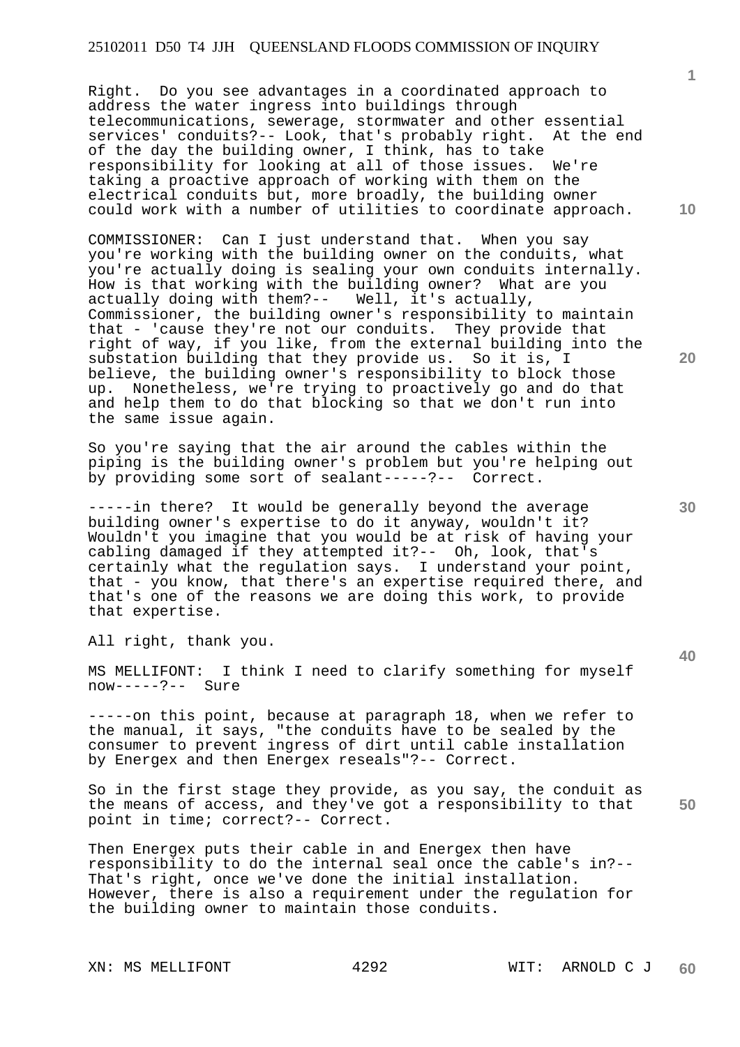Right. Do you see advantages in a coordinated approach to address the water ingress into buildings through telecommunications, sewerage, stormwater and other essential services' conduits?-- Look, that's probably right. At the end of the day the building owner, I think, has to take responsibility for looking at all of those issues. We're taking a proactive approach of working with them on the electrical conduits but, more broadly, the building owner could work with a number of utilities to coordinate approach.

COMMISSIONER: Can I just understand that. When you say you're working with the building owner on the conduits, what you're actually doing is sealing your own conduits internally. How is that working with the building owner? What are you actually doing with them?-- Well, it's actually, Commissioner, the building owner's responsibility to maintain that - 'cause they're not our conduits. They provide that right of way, if you like, from the external building into the substation building that they provide us. So it is, I believe, the building owner's responsibility to block those up. Nonetheless, we're trying to proactively go and do that and help them to do that blocking so that we don't run into the same issue again.

So you're saying that the air around the cables within the piping is the building owner's problem but you're helping out by providing some sort of sealant-----?-- Correct.

-----in there? It would be generally beyond the average building owner's expertise to do it anyway, wouldn't it? Wouldn't you imagine that you would be at risk of having your cabling damaged if they attempted it?-- Oh, look, that's certainly what the regulation says. I understand your point, that - you know, that there's an expertise required there, and that's one of the reasons we are doing this work, to provide that expertise.

All right, thank you.

MS MELLIFONT: I think I need to clarify something for myself now-----?-- Sure

-----on this point, because at paragraph 18, when we refer to the manual, it says, "the conduits have to be sealed by the consumer to prevent ingress of dirt until cable installation by Energex and then Energex reseals"?-- Correct.

So in the first stage they provide, as you say, the conduit as the means of access, and they've got a responsibility to that point in time; correct?-- Correct.

Then Energex puts their cable in and Energex then have responsibility to do the internal seal once the cable's in?-- That's right, once we've done the initial installation. However, there is also a requirement under the regulation for the building owner to maintain those conduits.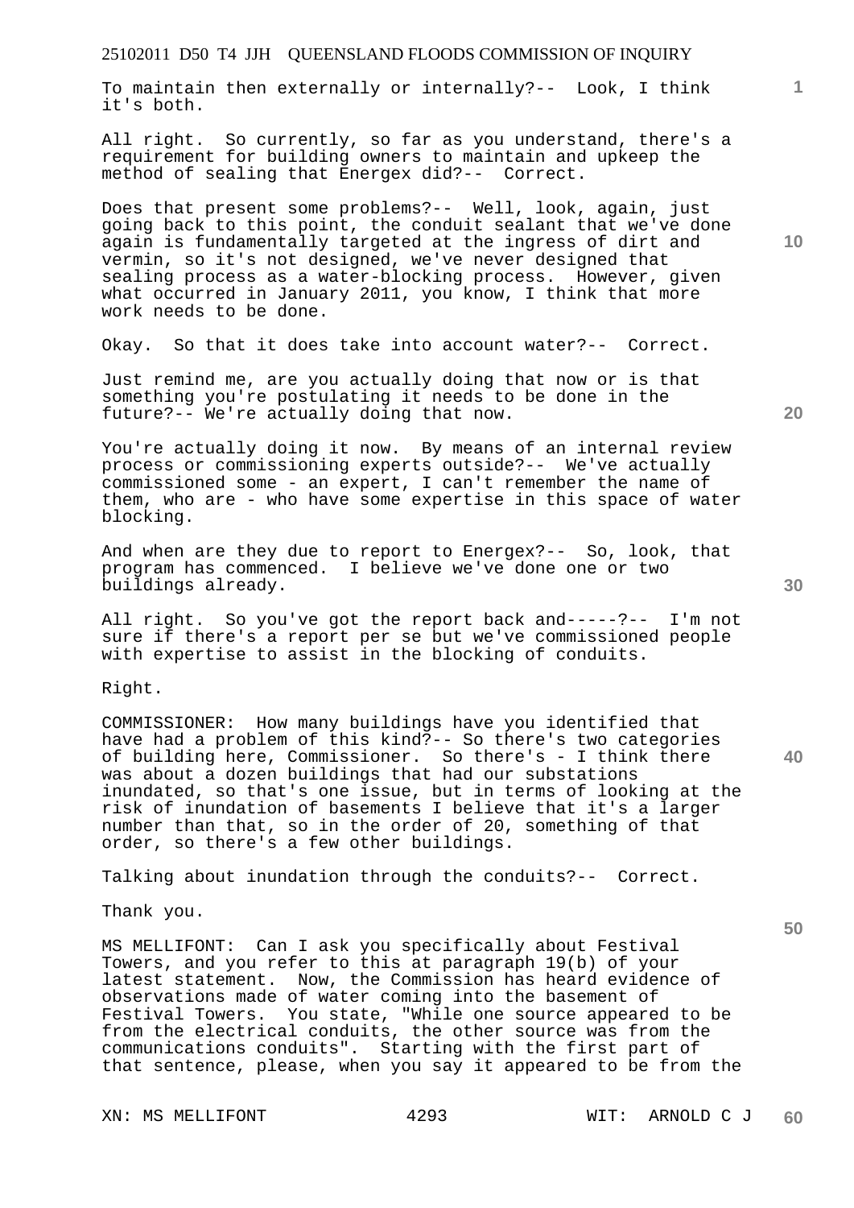To maintain then externally or internally?-- Look, I think it's both.

All right. So currently, so far as you understand, there's a requirement for building owners to maintain and upkeep the method of sealing that Energex did?-- Correct.

Does that present some problems?-- Well, look, again, just going back to this point, the conduit sealant that we've done again is fundamentally targeted at the ingress of dirt and vermin, so it's not designed, we've never designed that sealing process as a water-blocking process. However, given what occurred in January 2011, you know, I think that more work needs to be done.

Okay. So that it does take into account water?-- Correct.

Just remind me, are you actually doing that now or is that something you're postulating it needs to be done in the future?-- We're actually doing that now.

You're actually doing it now. By means of an internal review process or commissioning experts outside?-- We've actually commissioned some - an expert, I can't remember the name of them, who are - who have some expertise in this space of water blocking.

And when are they due to report to Energex?-- So, look, that program has commenced. I believe we've done one or two buildings already.

All right. So you've got the report back and-----?-- I'm not sure if there's a report per se but we've commissioned people with expertise to assist in the blocking of conduits.

Right.

COMMISSIONER: How many buildings have you identified that have had a problem of this kind?-- So there's two categories of building here, Commissioner. So there's - I think there was about a dozen buildings that had our substations inundated, so that's one issue, but in terms of looking at the risk of inundation of basements I believe that it's a larger number than that, so in the order of 20, something of that order, so there's a few other buildings.

Talking about inundation through the conduits?-- Correct.

Thank you.

MS MELLIFONT: Can I ask you specifically about Festival Towers, and you refer to this at paragraph 19(b) of your latest statement. Now, the Commission has heard evidence of observations made of water coming into the basement of Festival Towers. You state, "While one source appeared to be from the electrical conduits, the other source was from the communications conduits". Starting with the first part of that sentence, please, when you say it appeared to be from the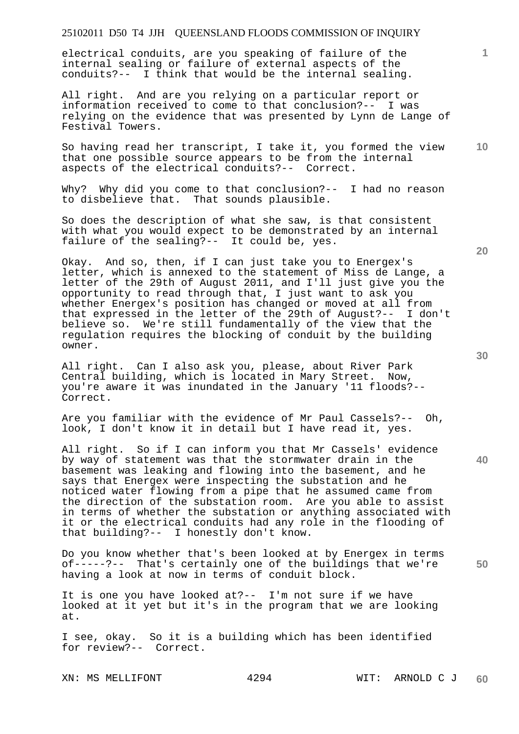electrical conduits, are you speaking of failure of the internal sealing or failure of external aspects of the conduits?-- I think that would be the internal sealing.

All right. And are you relying on a particular report or information received to come to that conclusion?-- I was relying on the evidence that was presented by Lynn de Lange of Festival Towers.

So having read her transcript, I take it, you formed the view that one possible source appears to be from the internal aspects of the electrical conduits?-- Correct.

Why? Why did you come to that conclusion?-- I had no reason to disbelieve that. That sounds plausible.

So does the description of what she saw, is that consistent with what you would expect to be demonstrated by an internal failure of the sealing?-- It could be, yes.

Okay. And so, then, if I can just take you to Energex's letter, which is annexed to the statement of Miss de Lange, a letter of the 29th of August 2011, and I'll just give you the opportunity to read through that, I just want to ask you whether Energex's position has changed or moved at all from that expressed in the letter of the 29th of August?-- I don't believe so. We're still fundamentally of the view that the regulation requires the blocking of conduit by the building owner.

All right. Can I also ask you, please, about River Park Central building, which is located in Mary Street. Now, you're aware it was inundated in the January '11 floods?-- Correct.

Are you familiar with the evidence of Mr Paul Cassels?-- Oh, look, I don't know it in detail but I have read it, yes.

All right. So if I can inform you that Mr Cassels' evidence by way of statement was that the stormwater drain in the basement was leaking and flowing into the basement, and he says that Energex were inspecting the substation and he noticed water flowing from a pipe that he assumed came from the direction of the substation room. Are you able to assist in terms of whether the substation or anything associated with it or the electrical conduits had any role in the flooding of that building?-- I honestly don't know.

Do you know whether that's been looked at by Energex in terms of-----?-- That's certainly one of the buildings that we're having a look at now in terms of conduit block.

It is one you have looked at?-- I'm not sure if we have looked at it yet but it's in the program that we are looking at.

I see, okay. So it is a building which has been identified for review?-- Correct.

XN: MS MELLIFONT WIT: ARNOLD C J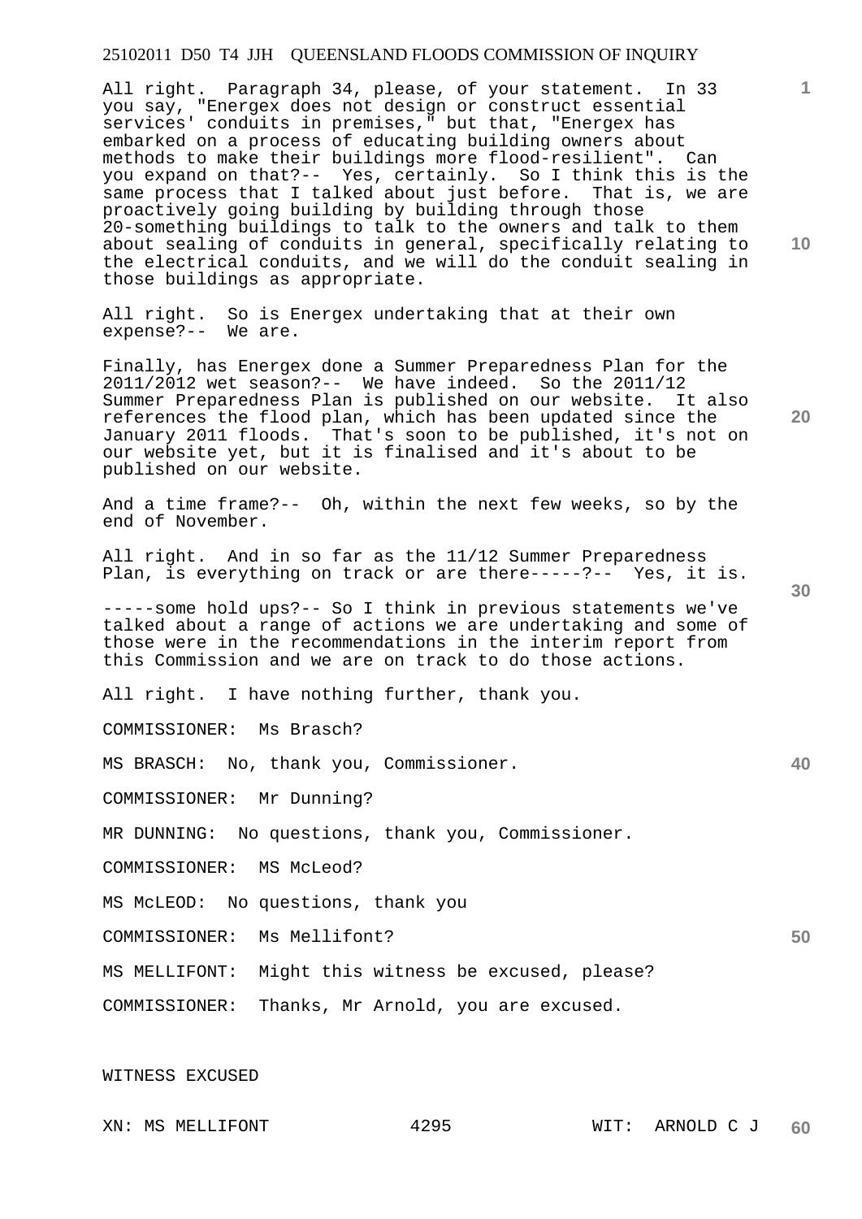All right. Paragraph 34, please, of your statement. In 33 you say, "Energex does not design or construct essential services' conduits in premises," but that, "Energex has embarked on a process of educating building owners about methods to make their buildings more flood-resilient". Can you expand on that?-- Yes, certainly. So I think this is the same process that I talked about just before. That is, we are proactively going building by building through those 20-something buildings to talk to the owners and talk to them about sealing of conduits in general, specifically relating to the electrical conduits, and we will do the conduit sealing in those buildings as appropriate.

All right. So is Energex undertaking that at their own expense?-- We are.

Finally, has Energex done a Summer Preparedness Plan for the 2011/2012 wet season?-- We have indeed. So the 2011/12 Summer Preparedness Plan is published on our website. It also references the flood plan, which has been updated since the January 2011 floods. That's soon to be published, it's not on our website yet, but it is finalised and it's about to be published on our website.

And a time frame?-- Oh, within the next few weeks, so by the end of November.

All right. And in so far as the 11/12 Summer Preparedness Plan, is everything on track or are there-----?-- Yes, it is.

-----some hold ups?-- So I think in previous statements we've talked about a range of actions we are undertaking and some of those were in the recommendations in the interim report from this Commission and we are on track to do those actions.

All right. I have nothing further, thank you.

COMMISSIONER: Ms Brasch?

MS BRASCH: No, thank you, Commissioner.

COMMISSIONER: Mr Dunning?

MR DUNNING: No questions, thank you, Commissioner.

COMMISSIONER: MS McLeod?

MS McLEOD: No questions, thank you

COMMISSIONER: Ms Mellifont?

MS MELLIFONT: Might this witness be excused, please?

COMMISSIONER: Thanks, Mr Arnold, you are excused.

WITNESS EXCUSED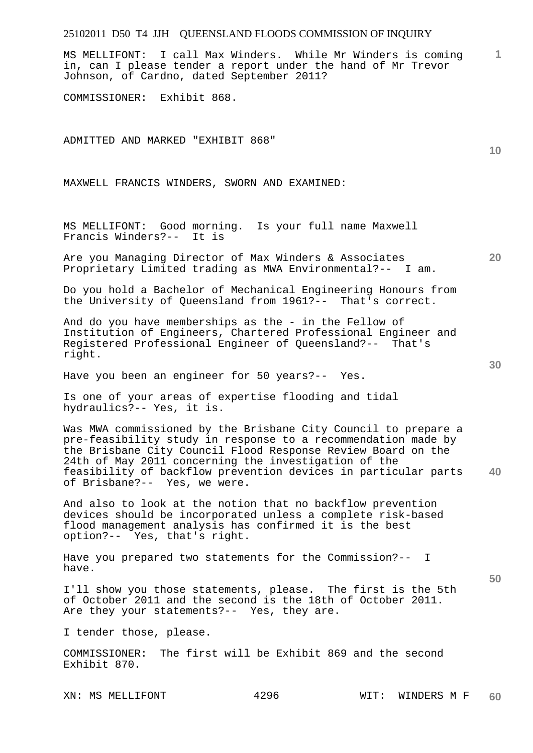MS MELLIFONT: I call Max Winders. While Mr Winders is coming in, can I please tender a report under the hand of Mr Trevor Johnson, of Cardno, dated September 2011?

COMMISSIONER: Exhibit 868.

ADMITTED AND MARKED "EXHIBIT 868"

MAXWELL FRANCIS WINDERS, SWORN AND EXAMINED:

MS MELLIFONT: Good morning. Is your full name Maxwell Francis Winders?-- It is

Are you Managing Director of Max Winders & Associates Proprietary Limited trading as MWA Environmental?-- I am.

Do you hold a Bachelor of Mechanical Engineering Honours from the University of Queensland from 1961?-- That's correct.

And do you have memberships as the - in the Fellow of Institution of Engineers, Chartered Professional Engineer and Registered Professional Engineer of Queensland?-- That's right.

Have you been an engineer for 50 years?-- Yes.

Is one of your areas of expertise flooding and tidal hydraulics?-- Yes, it is.

Was MWA commissioned by the Brisbane City Council to prepare a pre-feasibility study in response to a recommendation made by the Brisbane City Council Flood Response Review Board on the 24th of May 2011 concerning the investigation of the feasibility of backflow prevention devices in particular parts of Brisbane?-- Yes, we were.

And also to look at the notion that no backflow prevention devices should be incorporated unless a complete risk-based flood management analysis has confirmed it is the best option?-- Yes, that's right.

Have you prepared two statements for the Commission?-- I have.

I'll show you those statements, please. The first is the 5th of October 2011 and the second is the 18th of October 2011. Are they your statements?-- Yes, they are.

I tender those, please.

COMMISSIONER: The first will be Exhibit 869 and the second Exhibit 870.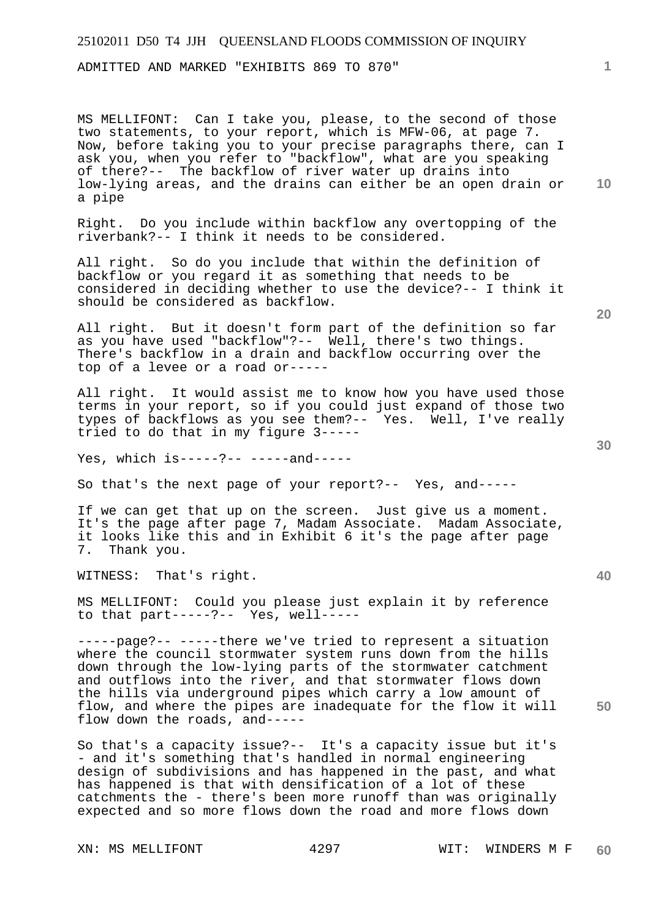ADMITTED AND MARKED "EXHIBITS 869 TO 870"

MS MELLIFONT: Can I take you, please, to the second of those two statements, to your report, which is MFW-06, at page 7. Now, before taking you to your precise paragraphs there, can I ask you, when you refer to "backflow", what are you speaking of there?-- The backflow of river water up drains into low-lying areas, and the drains can either be an open drain or a pipe

Right. Do you include within backflow any overtopping of the riverbank?-- I think it needs to be considered.

All right. So do you include that within the definition of backflow or you regard it as something that needs to be considered in deciding whether to use the device?-- I think it should be considered as backflow.

All right. But it doesn't form part of the definition so far as you have used "backflow"?-- Well, there's two things. There's backflow in a drain and backflow occurring over the top of a levee or a road or-----

All right. It would assist me to know how you have used those terms in your report, so if you could just expand of those two types of backflows as you see them?-- Yes. Well, I've really tried to do that in my figure 3-----

Yes, which is-----?-- -----and-----

So that's the next page of your report?-- Yes, and-----

If we can get that up on the screen. Just give us a moment. It's the page after page 7, Madam Associate. Madam Associate, it looks like this and in Exhibit 6 it's the page after page 7. Thank you.

WITNESS: That's right.

MS MELLIFONT: Could you please just explain it by reference to that part-----?-- Yes, well-----

-----page?-- -----there we've tried to represent a situation where the council stormwater system runs down from the hills down through the low-lying parts of the stormwater catchment and outflows into the river, and that stormwater flows down the hills via underground pipes which carry a low amount of flow, and where the pipes are inadequate for the flow it will flow down the roads, and-----

So that's a capacity issue?-- It's a capacity issue but it's - and it's something that's handled in normal engineering design of subdivisions and has happened in the past, and what has happened is that with densification of a lot of these catchments the - there's been more runoff than was originally expected and so more flows down the road and more flows down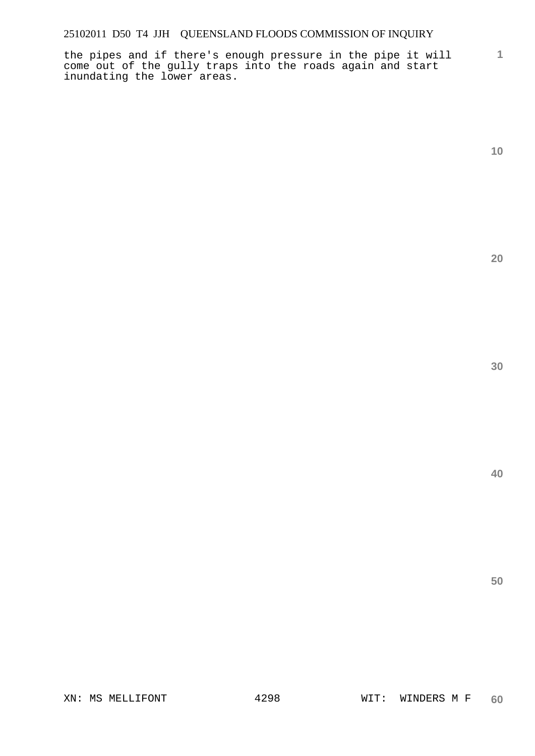the pipes and if there's enough pressure in the pipe it will come out of the gully traps into the roads again and start inundating the lower areas.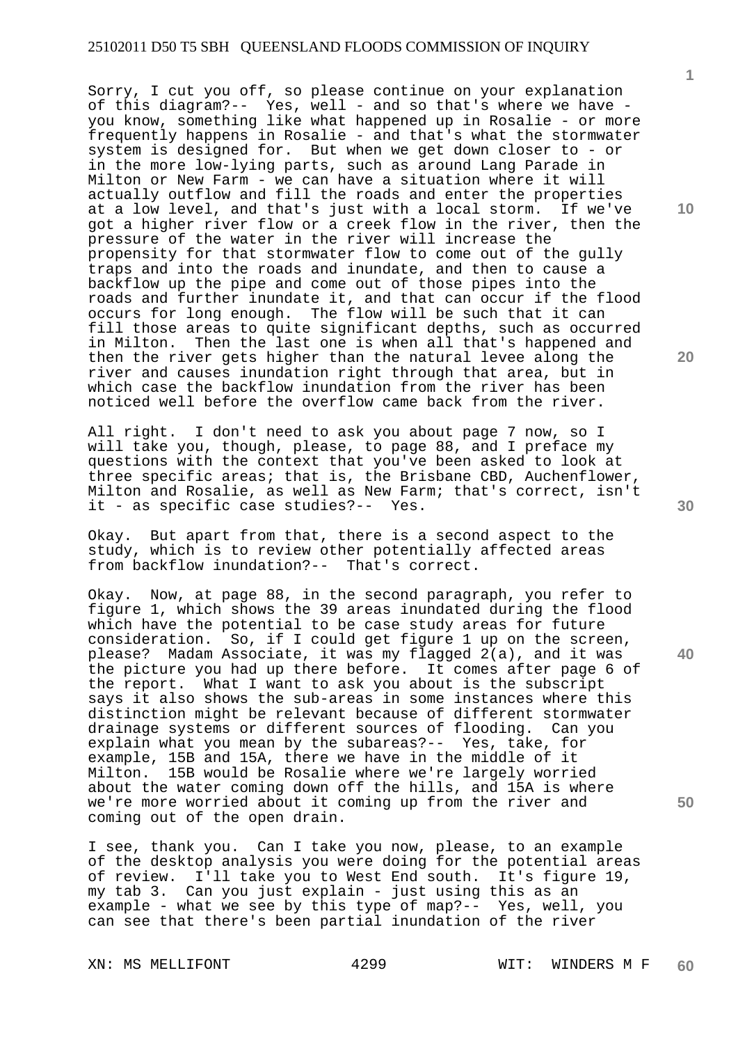Sorry, I cut you off, so please continue on your explanation of this diagram?-- Yes, well - and so that's where we have - you know, something like what happened up in Rosalie - or more frequently happens in Rosalie - and that's what the stormwater system is designed for. But when we get down closer to - or in the more low-lying parts, such as around Lang Parade in Milton or New Farm - we can have a situation where it will actually outflow and fill the roads and enter the properties at a low level, and that's just with a local storm. If we've got a higher river flow or a creek flow in the river, then the pressure of the water in the river will increase the propensity for that stormwater flow to come out of the gully traps and into the roads and inundate, and then to cause a backflow up the pipe and come out of those pipes into the roads and further inundate it, and that can occur if the flood occurs for long enough. The flow will be such that it can fill those areas to quite significant depths, such as occurred in Milton. Then the last one is when all that's happened and then the river gets higher than the natural levee along the river and causes inundation right through that area, but in which case the backflow inundation from the river has been noticed well before the overflow came back from the river.

All right. I don't need to ask you about page 7 now, so I will take you, though, please, to page 88, and I preface my questions with the context that you've been asked to look at three specific areas; that is, the Brisbane CBD, Auchenflower, Milton and Rosalie, as well as New Farm; that's correct, isn't it - as specific case studies?-- Yes.

Okay. But apart from that, there is a second aspect to the study, which is to review other potentially affected areas from backflow inundation?-- That's correct.

Okay. Now, at page 88, in the second paragraph, you refer to figure 1, which shows the 39 areas inundated during the flood which have the potential to be case study areas for future consideration. So, if I could get figure 1 up on the screen, please? Madam Associate, it was my flagged 2(a), and it was the picture you had up there before. It comes after page 6 of the report. What I want to ask you about is the subscript says it also shows the sub-areas in some instances where this distinction might be relevant because of different stormwater drainage systems or different sources of flooding. Can you explain what you mean by the subareas?-- Yes, take, for example, 15B and 15A, there we have in the middle of it Milton. 15B would be Rosalie where we're largely worried about the water coming down off the hills, and 15A is where we're more worried about it coming up from the river and coming out of the open drain.

I see, thank you. Can I take you now, please, to an example of the desktop analysis you were doing for the potential areas of review. I'll take you to West End south. It's figure 19, my tab 3. Can you just explain - just using this as an example - what we see by this type of map?-- Yes, well, you can see that there's been partial inundation of the river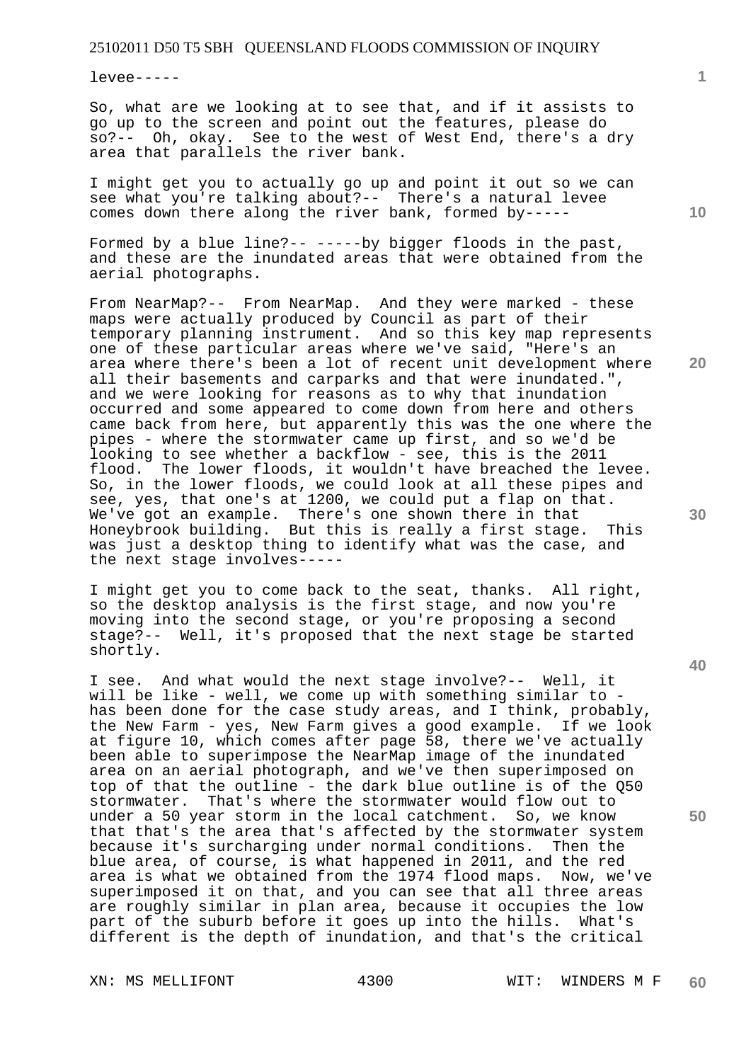levee-----

So, what are we looking at to see that, and if it assists to go up to the screen and point out the features, please do so?-- Oh, okay. See to the west of West End, there's a dry area that parallels the river bank.

I might get you to actually go up and point it out so we can see what you're talking about?-- There's a natural levee comes down there along the river bank, formed by-----

Formed by a blue line?-- -----by bigger floods in the past, and these are the inundated areas that were obtained from the aerial photographs.

From NearMap?-- From NearMap. And they were marked - these maps were actually produced by Council as part of their temporary planning instrument. And so this key map represents one of these particular areas where we've said, "Here's an area where there's been a lot of recent unit development where all their basements and carparks and that were inundated.", and we were looking for reasons as to why that inundation occurred and some appeared to come down from here and others came back from here, but apparently this was the one where the pipes - where the stormwater came up first, and so we'd be looking to see whether a backflow - see, this is the 2011 flood. The lower floods, it wouldn't have breached the levee. So, in the lower floods, we could look at all these pipes and see, yes, that one's at 1200, we could put a flap on that. We've got an example. There's one shown there in that Honeybrook building. But this is really a first stage. This was just a desktop thing to identify what was the case, and the next stage involves-----

I might get you to come back to the seat, thanks. All right, so the desktop analysis is the first stage, and now you're moving into the second stage, or you're proposing a second stage?-- Well, it's proposed that the next stage be started shortly.

I see. And what would the next stage involve?-- Well, it will be like - well, we come up with something similar to - has been done for the case study areas, and I think, probably, the New Farm - yes, New Farm gives a good example. If we look at figure 10, which comes after page 58, there we've actually been able to superimpose the NearMap image of the inundated area on an aerial photograph, and we've then superimposed on top of that the outline - the dark blue outline is of the Q50 stormwater. That's where the stormwater would flow out to under a 50 year storm in the local catchment. So, we know that that's the area that's affected by the stormwater system because it's surcharging under normal conditions. Then the blue area, of course, is what happened in 2011, and the red area is what we obtained from the 1974 flood maps. Now, we've superimposed it on that, and you can see that all three areas are roughly similar in plan area, because it occupies the low part of the suburb before it goes up into the hills. What's different is the depth of inundation, and that's the critical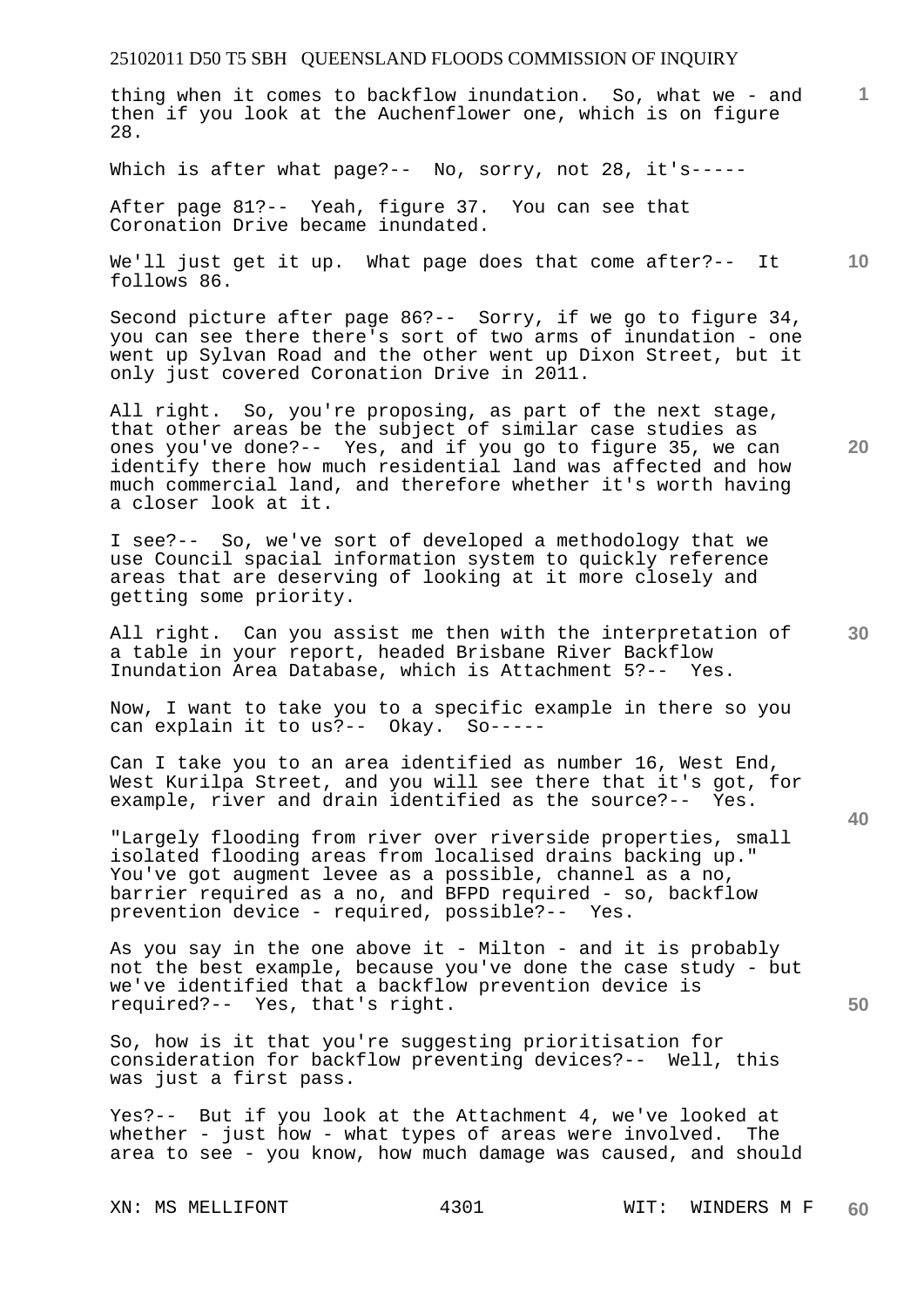thing when it comes to backflow inundation. So, what we - and then if you look at the Auchenflower one, which is on figure 28.

Which is after what page?-- No, sorry, not 28, it's-----

After page 81?-- Yeah, figure 37. You can see that Coronation Drive became inundated.

We'll just get it up. What page does that come after?-- It follows 86.

Second picture after page 86?-- Sorry, if we go to figure 34, you can see there there's sort of two arms of inundation - one went up Sylvan Road and the other went up Dixon Street, but it only just covered Coronation Drive in 2011.

All right. So, you're proposing, as part of the next stage, that other areas be the subject of similar case studies as ones you've done?-- Yes, and if you go to figure 35, we can identify there how much residential land was affected and how much commercial land, and therefore whether it's worth having a closer look at it.

I see?-- So, we've sort of developed a methodology that we use Council spacial information system to quickly reference areas that are deserving of looking at it more closely and getting some priority.

All right. Can you assist me then with the interpretation of a table in your report, headed Brisbane River Backflow Inundation Area Database, which is Attachment 5?-- Yes.

Now, I want to take you to a specific example in there so you can explain it to us?-- Okay. So-----

Can I take you to an area identified as number 16, West End, West Kurilpa Street, and you will see there that it's got, for example, river and drain identified as the source?-- Yes.

"Largely flooding from river over riverside properties, small isolated flooding areas from localised drains backing up." You've got augment levee as a possible, channel as a no, barrier required as a no, and BFPD required - so, backflow prevention device - required, possible?-- Yes.

As you say in the one above it - Milton - and it is probably not the best example, because you've done the case study - but we've identified that a backflow prevention device is required?-- Yes, that's right.

So, how is it that you're suggesting prioritisation for consideration for backflow preventing devices?-- Well, this was just a first pass.

Yes?-- But if you look at the Attachment 4, we've looked at whether - just how - what types of areas were involved. The area to see - you know, how much damage was caused, and should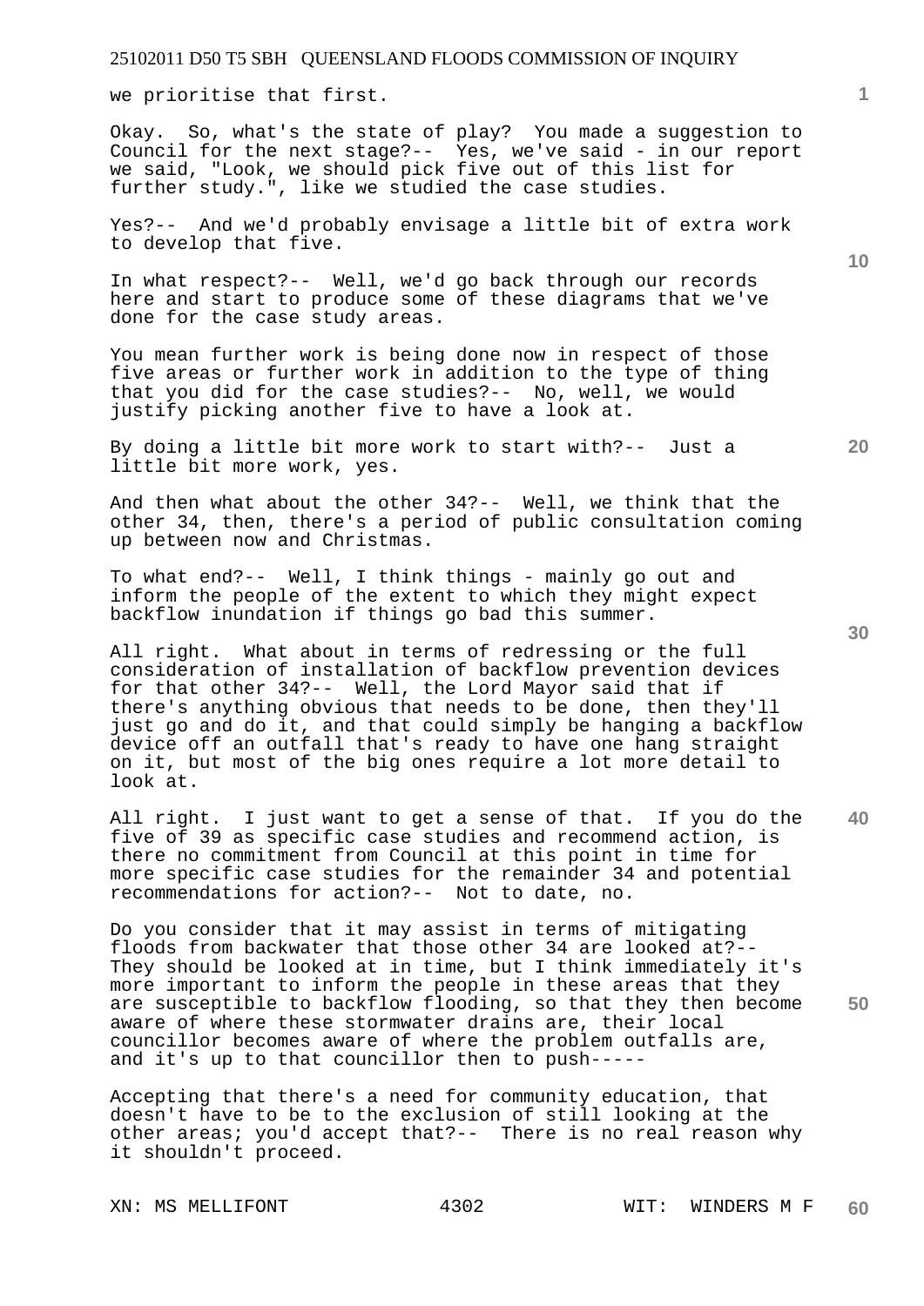we prioritise that first.

Okay. So, what's the state of play? You made a suggestion to Council for the next stage?-- Yes, we've said - in our report we said, "Look, we should pick five out of this list for further study.", like we studied the case studies.

Yes?-- And we'd probably envisage a little bit of extra work to develop that five.

In what respect?-- Well, we'd go back through our records here and start to produce some of these diagrams that we've done for the case study areas.

You mean further work is being done now in respect of those five areas or further work in addition to the type of thing that you did for the case studies?-- No, well, we would justify picking another five to have a look at.

By doing a little bit more work to start with?-- Just a little bit more work, yes.

And then what about the other 34?-- Well, we think that the other 34, then, there's a period of public consultation coming up between now and Christmas.

To what end?-- Well, I think things - mainly go out and inform the people of the extent to which they might expect backflow inundation if things go bad this summer.

All right. What about in terms of redressing or the full consideration of installation of backflow prevention devices for that other 34?-- Well, the Lord Mayor said that if there's anything obvious that needs to be done, then they'll just go and do it, and that could simply be hanging a backflow device off an outfall that's ready to have one hang straight on it, but most of the big ones require a lot more detail to look at.

All right. I just want to get a sense of that. If you do the five of 39 as specific case studies and recommend action, is there no commitment from Council at this point in time for more specific case studies for the remainder 34 and potential recommendations for action?-- Not to date, no.

Do you consider that it may assist in terms of mitigating floods from backwater that those other 34 are looked at?-- They should be looked at in time, but I think immediately it's more important to inform the people in these areas that they are susceptible to backflow flooding, so that they then become aware of where these stormwater drains are, their local councillor becomes aware of where the problem outfalls are, and it's up to that councillor then to push-----

Accepting that there's a need for community education, that doesn't have to be to the exclusion of still looking at the other areas; you'd accept that?-- There is no real reason why it shouldn't proceed.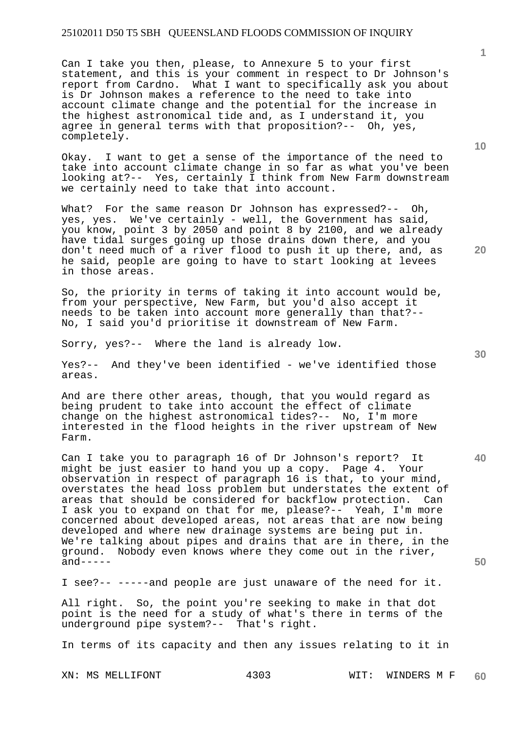Can I take you then, please, to Annexure 5 to your first statement, and this is your comment in respect to Dr Johnson's report from Cardno. What I want to specifically ask you about is Dr Johnson makes a reference to the need to take into account climate change and the potential for the increase in the highest astronomical tide and, as I understand it, you agree in general terms with that proposition?-- Oh, yes, completely.

Okay. I want to get a sense of the importance of the need to take into account climate change in so far as what you've been looking at?-- Yes, certainly I think from New Farm downstream we certainly need to take that into account.

What? For the same reason Dr Johnson has expressed?-- Oh, yes, yes. We've certainly - well, the Government has said, you know, point 3 by 2050 and point 8 by 2100, and we already have tidal surges going up those drains down there, and you don't need much of a river flood to push it up there, and, as he said, people are going to have to start looking at levees in those areas.

So, the priority in terms of taking it into account would be, from your perspective, New Farm, but you'd also accept it needs to be taken into account more generally than that?-- No, I said you'd prioritise it downstream of New Farm.

Sorry, yes?-- Where the land is already low.

Yes?-- And they've been identified - we've identified those areas.

And are there other areas, though, that you would regard as being prudent to take into account the effect of climate change on the highest astronomical tides?-- No, I'm more interested in the flood heights in the river upstream of New Farm.

Can I take you to paragraph 16 of Dr Johnson's report? It might be just easier to hand you up a copy. Page 4. Your observation in respect of paragraph 16 is that, to your mind, overstates the head loss problem but understates the extent of areas that should be considered for backflow protection. Can I ask you to expand on that for me, please?-- Yeah, I'm more concerned about developed areas, not areas that are now being developed and where new drainage systems are being put in. We're talking about pipes and drains that are in there, in the ground. Nobody even knows where they come out in the river, and-----

I see?-- -----and people are just unaware of the need for it.

All right. So, the point you're seeking to make in that dot point is the need for a study of what's there in terms of the underground pipe system?-- That's right.

In terms of its capacity and then any issues relating to it in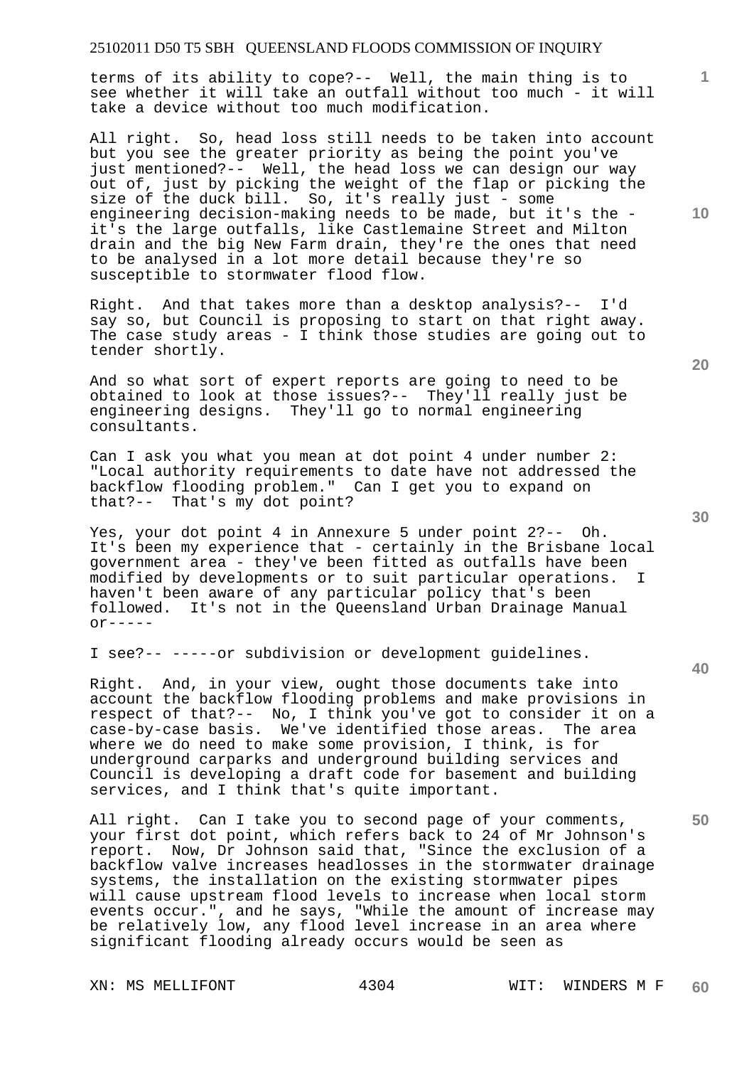terms of its ability to cope?-- Well, the main thing is to see whether it will take an outfall without too much - it will take a device without too much modification.

All right. So, head loss still needs to be taken into account but you see the greater priority as being the point you've just mentioned?-- Well, the head loss we can design our way out of, just by picking the weight of the flap or picking the size of the duck bill. So, it's really just - some engineering decision-making needs to be made, but it's the - it's the large outfalls, like Castlemaine Street and Milton drain and the big New Farm drain, they're the ones that need to be analysed in a lot more detail because they're so susceptible to stormwater flood flow.

Right. And that takes more than a desktop analysis?-- I'd say so, but Council is proposing to start on that right away. The case study areas - I think those studies are going out to tender shortly.

And so what sort of expert reports are going to need to be obtained to look at those issues?-- They'll really just be engineering designs. They'll go to normal engineering consultants.

Can I ask you what you mean at dot point 4 under number 2: "Local authority requirements to date have not addressed the backflow flooding problem." Can I get you to expand on that?-- That's my dot point?

Yes, your dot point 4 in Annexure 5 under point 2?-- Oh. It's been my experience that - certainly in the Brisbane local government area - they've been fitted as outfalls have been modified by developments or to suit particular operations. I haven't been aware of any particular policy that's been followed. It's not in the Queensland Urban Drainage Manual or-----

I see?-- -----or subdivision or development guidelines.

Right. And, in your view, ought those documents take into account the backflow flooding problems and make provisions in respect of that?-- No, I think you've got to consider it on a case-by-case basis. We've identified those areas. The area where we do need to make some provision, I think, is for underground carparks and underground building services and Council is developing a draft code for basement and building services, and I think that's quite important.

All right. Can I take you to second page of your comments, your first dot point, which refers back to 24 of Mr Johnson's report. Now, Dr Johnson said that, "Since the exclusion of a backflow valve increases headlosses in the stormwater drainage systems, the installation on the existing stormwater pipes will cause upstream flood levels to increase when local storm events occur.", and he says, "While the amount of increase may be relatively low, any flood level increase in an area where significant flooding already occurs would be seen as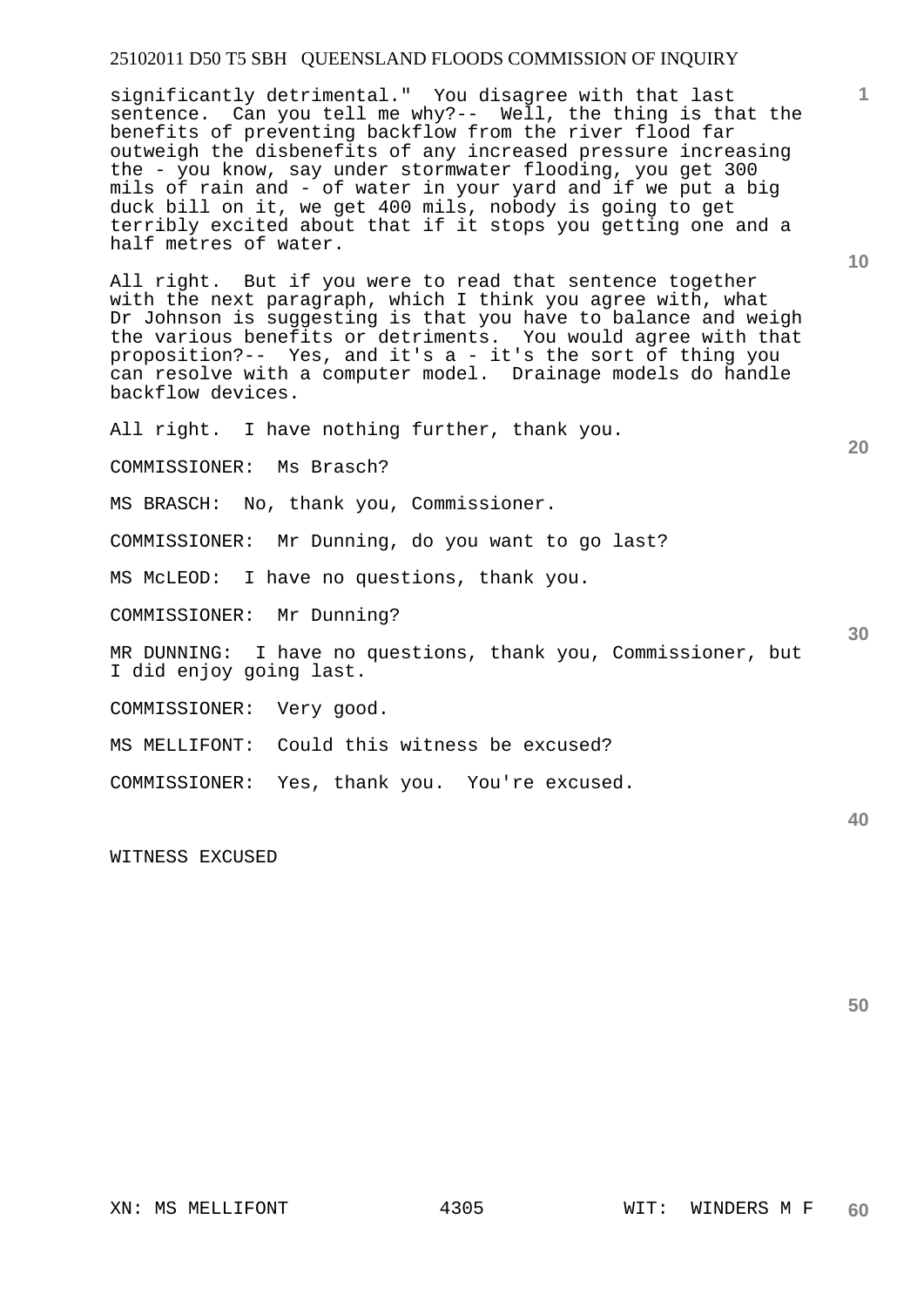significantly detrimental." You disagree with that last sentence. Can you tell me why?-- Well, the thing is that the benefits of preventing backflow from the river flood far outweigh the disbenefits of any increased pressure increasing the - you know, say under stormwater flooding, you get 300 mils of rain and - of water in your yard and if we put a big duck bill on it, we get 400 mils, nobody is going to get terribly excited about that if it stops you getting one and a half metres of water.

All right. But if you were to read that sentence together with the next paragraph, which I think you agree with, what Dr Johnson is suggesting is that you have to balance and weigh the various benefits or detriments. You would agree with that proposition?-- Yes, and it's a - it's the sort of thing you can resolve with a computer model. Drainage models do handle backflow devices.

All right. I have nothing further, thank you.

COMMISSIONER: Ms Brasch?

MS BRASCH: No, thank you, Commissioner.

COMMISSIONER: Mr Dunning, do you want to go last?

MS McLEOD: I have no questions, thank you.

COMMISSIONER: Mr Dunning?

MR DUNNING: I have no questions, thank you, Commissioner, but I did enjoy going last.

COMMISSIONER: Very good.

MS MELLIFONT: Could this witness be excused?

COMMISSIONER: Yes, thank you. You're excused.

WITNESS EXCUSED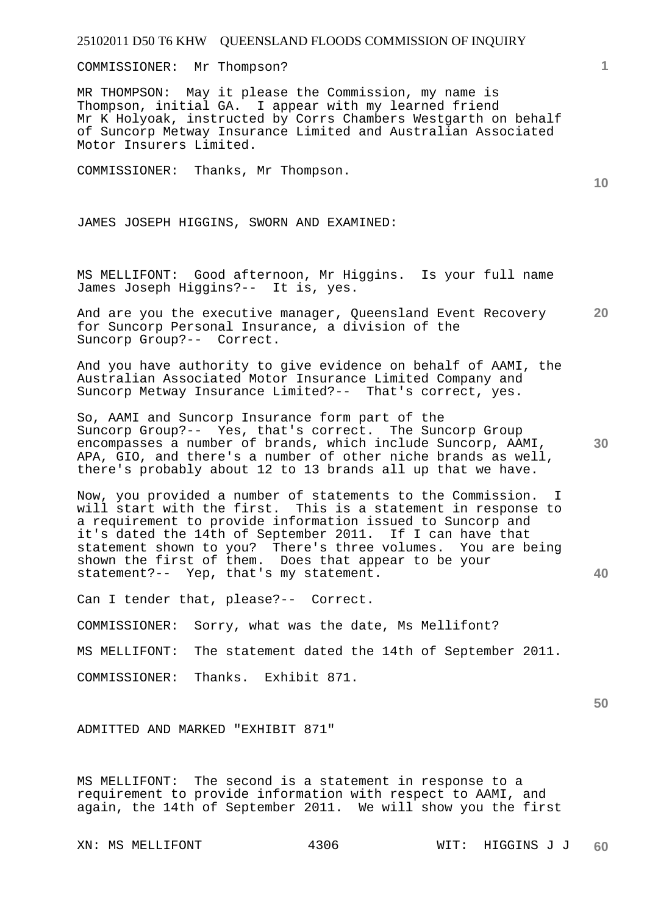COMMISSIONER: Mr Thompson?

MR THOMPSON: May it please the Commission, my name is Thompson, initial GA. I appear with my learned friend Mr K Holyoak, instructed by Corrs Chambers Westgarth on behalf of Suncorp Metway Insurance Limited and Australian Associated Motor Insurers Limited.

COMMISSIONER: Thanks, Mr Thompson.

JAMES JOSEPH HIGGINS, SWORN AND EXAMINED:

MS MELLIFONT: Good afternoon, Mr Higgins. Is your full name James Joseph Higgins?-- It is, yes.

And are you the executive manager, Queensland Event Recovery for Suncorp Personal Insurance, a division of the Suncorp Group?-- Correct.

And you have authority to give evidence on behalf of AAMI, the Australian Associated Motor Insurance Limited Company and Suncorp Metway Insurance Limited?-- That's correct, yes.

So, AAMI and Suncorp Insurance form part of the Suncorp Group?-- Yes, that's correct. The Suncorp Group encompasses a number of brands, which include Suncorp, AAMI, APA, GIO, and there's a number of other niche brands as well, there's probably about 12 to 13 brands all up that we have.

Now, you provided a number of statements to the Commission. I will start with the first. This is a statement in response to a requirement to provide information issued to Suncorp and it's dated the 14th of September 2011. If I can have that statement shown to you? There's three volumes. You are being shown the first of them. Does that appear to be your statement?-- Yep, that's my statement.

Can I tender that, please?-- Correct.

COMMISSIONER: Sorry, what was the date, Ms Mellifont?

MS MELLIFONT: The statement dated the 14th of September 2011.

COMMISSIONER: Thanks. Exhibit 871.

ADMITTED AND MARKED "EXHIBIT 871"

MS MELLIFONT: The second is a statement in response to a requirement to provide information with respect to AAMI, and again, the 14th of September 2011. We will show you the first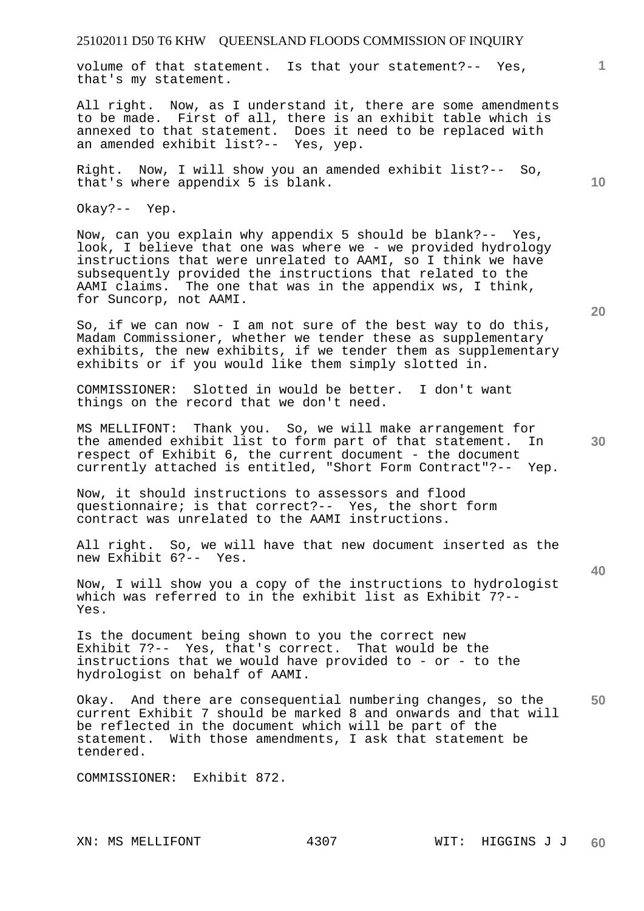volume of that statement. Is that your statement?-- Yes, that's my statement.

All right. Now, as I understand it, there are some amendments to be made. First of all, there is an exhibit table which is annexed to that statement. Does it need to be replaced with an amended exhibit list?-- Yes, yep.

Right. Now, I will show you an amended exhibit list?-- So, that's where appendix 5 is blank.

Okay?-- Yep.

Now, can you explain why appendix 5 should be blank?-- Yes, look, I believe that one was where we - we provided hydrology instructions that were unrelated to AAMI, so I think we have subsequently provided the instructions that related to the AAMI claims. The one that was in the appendix ws, I think, for Suncorp, not AAMI.

So, if we can now - I am not sure of the best way to do this, Madam Commissioner, whether we tender these as supplementary exhibits, the new exhibits, if we tender them as supplementary exhibits or if you would like them simply slotted in.

COMMISSIONER: Slotted in would be better. I don't want things on the record that we don't need.

MS MELLIFONT: Thank you. So, we will make arrangement for the amended exhibit list to form part of that statement. In respect of Exhibit 6, the current document - the document currently attached is entitled, "Short Form Contract"?-- Yep.

Now, it should instructions to assessors and flood questionnaire; is that correct?-- Yes, the short form contract was unrelated to the AAMI instructions.

All right. So, we will have that new document inserted as the new Exhibit 6?-- Yes.

Now, I will show you a copy of the instructions to hydrologist which was referred to in the exhibit list as Exhibit 7?-- Yes.

Is the document being shown to you the correct new Exhibit 7?-- Yes, that's correct. That would be the instructions that we would have provided to - or - to the hydrologist on behalf of AAMI.

Okay. And there are consequential numbering changes, so the current Exhibit 7 should be marked 8 and onwards and that will be reflected in the document which will be part of the statement. With those amendments, I ask that statement be tendered.

COMMISSIONER: Exhibit 872.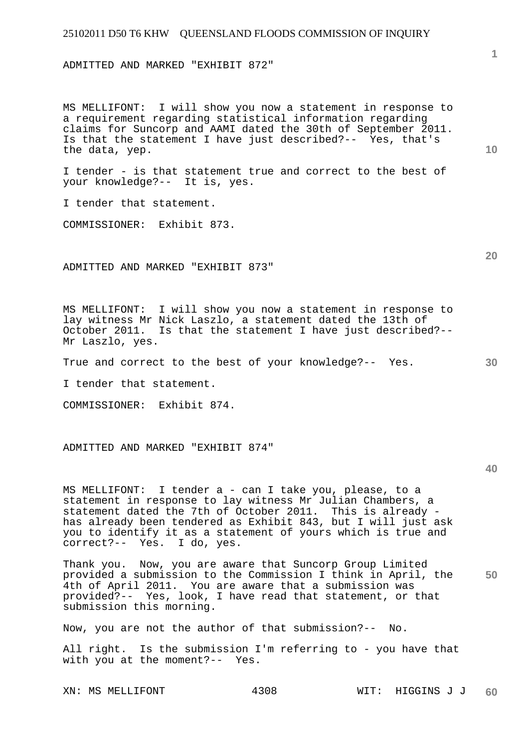ADMITTED AND MARKED "EXHIBIT 872"

MS MELLIFONT: I will show you now a statement in response to a requirement regarding statistical information regarding claims for Suncorp and AAMI dated the 30th of September 2011. Is that the statement I have just described?-- Yes, that's the data, yep.

I tender - is that statement true and correct to the best of your knowledge?-- It is, yes.

I tender that statement.

COMMISSIONER: Exhibit 873.

ADMITTED AND MARKED "EXHIBIT 873"

MS MELLIFONT: I will show you now a statement in response to lay witness Mr Nick Laszlo, a statement dated the 13th of October 2011. Is that the statement I have just described?-- Mr Laszlo, yes.

True and correct to the best of your knowledge?-- Yes.

I tender that statement.

COMMISSIONER: Exhibit 874.

ADMITTED AND MARKED "EXHIBIT 874"

MS MELLIFONT: I tender a - can I take you, please, to a statement in response to lay witness Mr Julian Chambers, a statement dated the 7th of October 2011. This is already - has already been tendered as Exhibit 843, but I will just ask you to identify it as a statement of yours which is true and correct?-- Yes. I do, yes.

Thank you. Now, you are aware that Suncorp Group Limited provided a submission to the Commission I think in April, the 4th of April 2011. You are aware that a submission was provided?-- Yes, look, I have read that statement, or that submission this morning.

Now, you are not the author of that submission?-- No.

All right. Is the submission I'm referring to - you have that with you at the moment?-- Yes.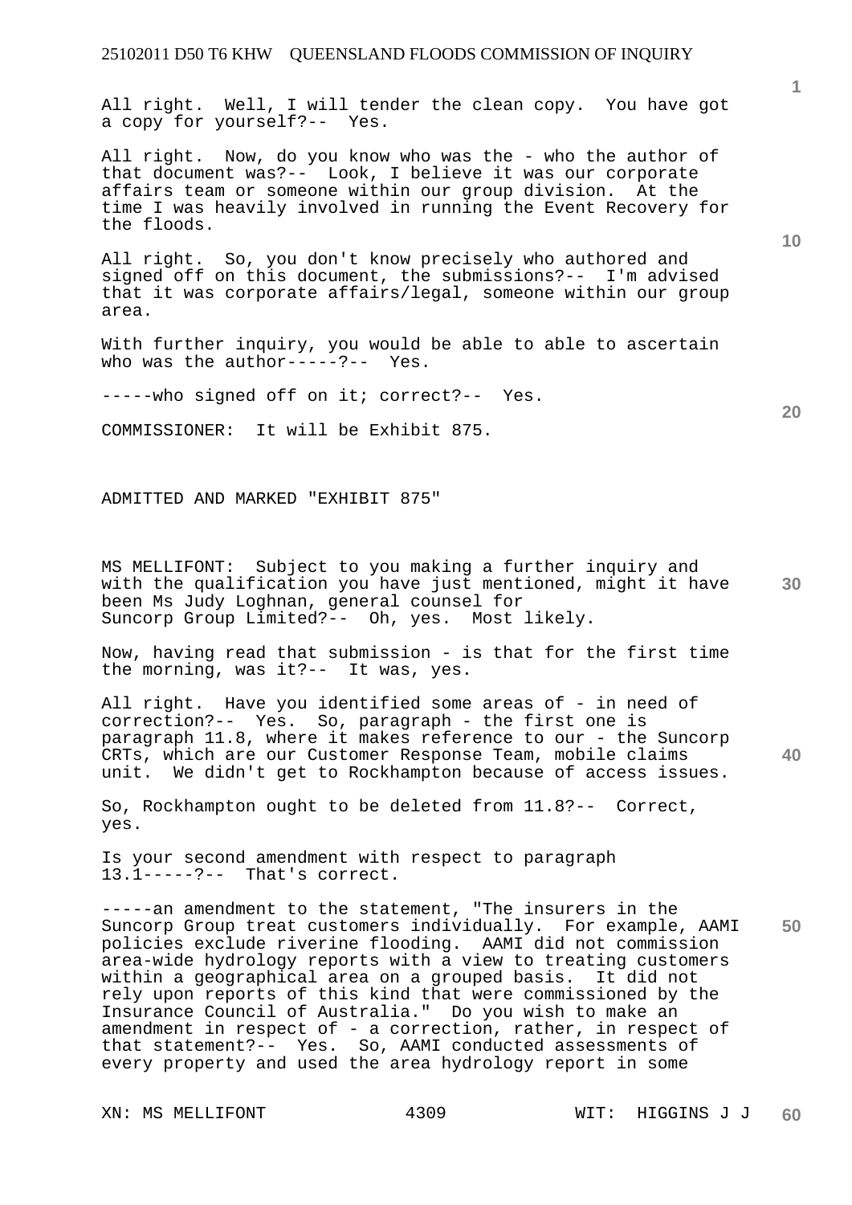All right. Well, I will tender the clean copy. You have got a copy for yourself?-- Yes.

All right. Now, do you know who was the - who the author of that document was?-- Look, I believe it was our corporate affairs team or someone within our group division. At the time I was heavily involved in running the Event Recovery for the floods.

All right. So, you don't know precisely who authored and signed off on this document, the submissions?-- I'm advised that it was corporate affairs/legal, someone within our group area.

With further inquiry, you would be able to able to ascertain who was the author-----?-- Yes.

-----who signed off on it; correct?-- Yes.

COMMISSIONER: It will be Exhibit 875.

ADMITTED AND MARKED "EXHIBIT 875"

MS MELLIFONT: Subject to you making a further inquiry and with the qualification you have just mentioned, might it have been Ms Judy Loghnan, general counsel for Suncorp Group Limited?-- Oh, yes. Most likely.

Now, having read that submission - is that for the first time the morning, was it?-- It was, yes.

All right. Have you identified some areas of - in need of correction?-- Yes. So, paragraph - the first one is paragraph 11.8, where it makes reference to our - the Suncorp CRTs, which are our Customer Response Team, mobile claims unit. We didn't get to Rockhampton because of access issues.

So, Rockhampton ought to be deleted from 11.8?-- Correct, yes.

Is your second amendment with respect to paragraph 13.1-----?-- That's correct.

-----an amendment to the statement, "The insurers in the Suncorp Group treat customers individually. For example, AAMI policies exclude riverine flooding. AAMI did not commission area-wide hydrology reports with a view to treating customers within a geographical area on a grouped basis. It did not rely upon reports of this kind that were commissioned by the Insurance Council of Australia." Do you wish to make an amendment in respect of - a correction, rather, in respect of that statement?-- Yes. So, AAMI conducted assessments of every property and used the area hydrology report in some

XN: MS MELLIFONT WIT: HIGGINS J J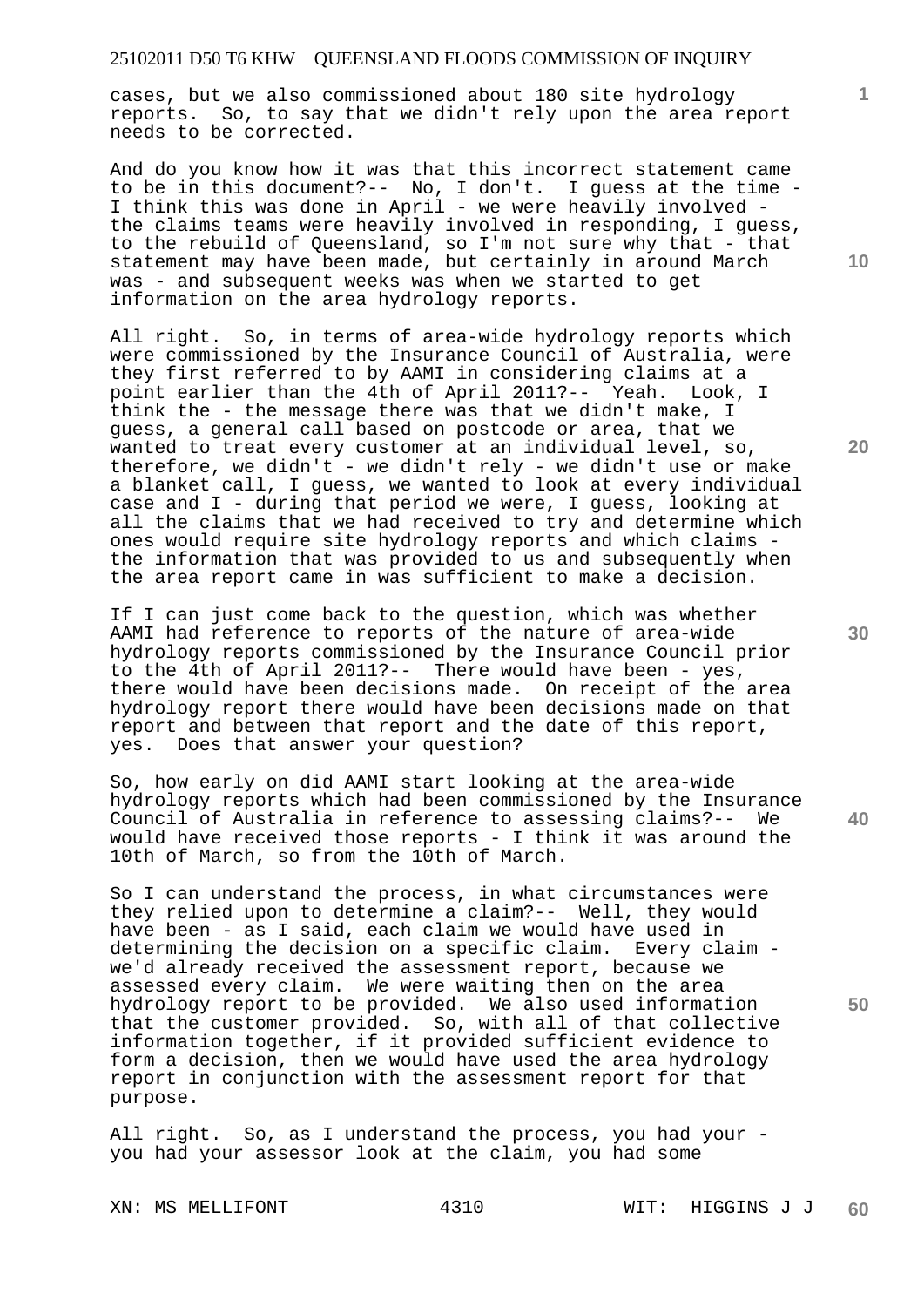cases, but we also commissioned about 180 site hydrology reports. So, to say that we didn't rely upon the area report needs to be corrected.

And do you know how it was that this incorrect statement came to be in this document?-- No, I don't. I guess at the time - I think this was done in April - we were heavily involved - the claims teams were heavily involved in responding, I guess, to the rebuild of Queensland, so I'm not sure why that - that statement may have been made, but certainly in around March was - and subsequent weeks was when we started to get information on the area hydrology reports.

All right. So, in terms of area-wide hydrology reports which were commissioned by the Insurance Council of Australia, were they first referred to by AAMI in considering claims at a point earlier than the 4th of April 2011?-- Yeah. Look, I think the - the message there was that we didn't make, I guess, a general call based on postcode or area, that we wanted to treat every customer at an individual level, so, therefore, we didn't - we didn't rely - we didn't use or make a blanket call, I guess, we wanted to look at every individual case and I - during that period we were, I guess, looking at all the claims that we had received to try and determine which ones would require site hydrology reports and which claims - the information that was provided to us and subsequently when the area report came in was sufficient to make a decision.

If I can just come back to the question, which was whether AAMI had reference to reports of the nature of area-wide hydrology reports commissioned by the Insurance Council prior to the 4th of April 2011?-- There would have been - yes, there would have been decisions made. On receipt of the area hydrology report there would have been decisions made on that report and between that report and the date of this report, yes. Does that answer your question?

So, how early on did AAMI start looking at the area-wide hydrology reports which had been commissioned by the Insurance Council of Australia in reference to assessing claims?-- We would have received those reports - I think it was around the 10th of March, so from the 10th of March.

So I can understand the process, in what circumstances were they relied upon to determine a claim?-- Well, they would have been - as I said, each claim we would have used in determining the decision on a specific claim. Every claim - we'd already received the assessment report, because we assessed every claim. We were waiting then on the area hydrology report to be provided. We also used information that the customer provided. So, with all of that collective information together, if it provided sufficient evidence to form a decision, then we would have used the area hydrology report in conjunction with the assessment report for that purpose.

All right. So, as I understand the process, you had your - you had your assessor look at the claim, you had some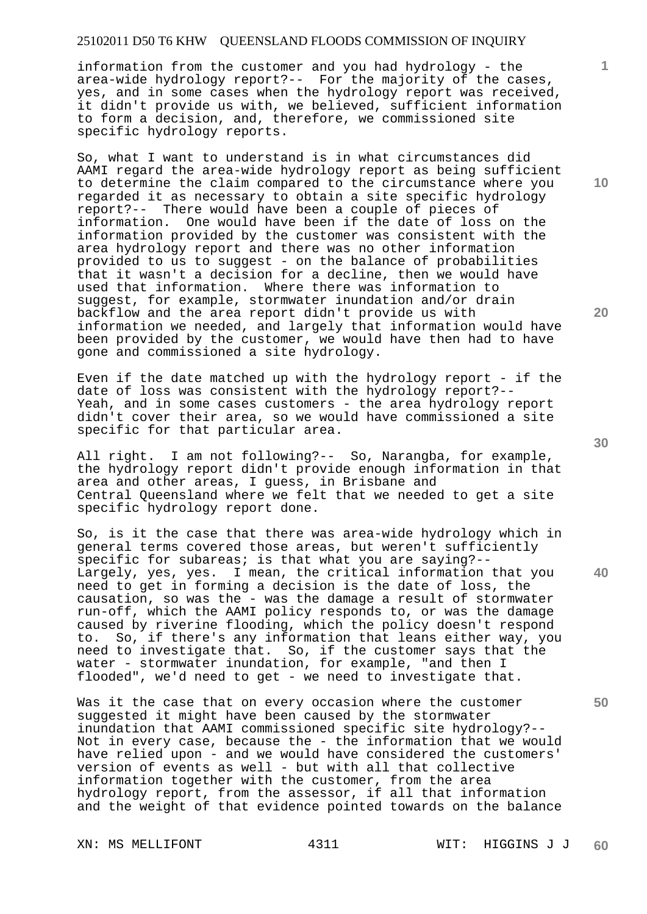information from the customer and you had hydrology - the area-wide hydrology report?-- For the majority of the cases, yes, and in some cases when the hydrology report was received, it didn't provide us with, we believed, sufficient information to form a decision, and, therefore, we commissioned site specific hydrology reports.

So, what I want to understand is in what circumstances did AAMI regard the area-wide hydrology report as being sufficient to determine the claim compared to the circumstance where you regarded it as necessary to obtain a site specific hydrology report?-- There would have been a couple of pieces of information. One would have been if the date of loss on the information provided by the customer was consistent with the area hydrology report and there was no other information provided to us to suggest - on the balance of probabilities that it wasn't a decision for a decline, then we would have used that information. Where there was information to suggest, for example, stormwater inundation and/or drain backflow and the area report didn't provide us with information we needed, and largely that information would have been provided by the customer, we would have then had to have gone and commissioned a site hydrology.

Even if the date matched up with the hydrology report - if the date of loss was consistent with the hydrology report?-- Yeah, and in some cases customers - the area hydrology report didn't cover their area, so we would have commissioned a site specific for that particular area.

All right. I am not following?-- So, Narangba, for example, the hydrology report didn't provide enough information in that area and other areas, I guess, in Brisbane and Central Queensland where we felt that we needed to get a site specific hydrology report done.

So, is it the case that there was area-wide hydrology which in general terms covered those areas, but weren't sufficiently specific for subareas; is that what you are saying?-- Largely, yes, yes. I mean, the critical information that you need to get in forming a decision is the date of loss, the causation, so was the - was the damage a result of stormwater run-off, which the AAMI policy responds to, or was the damage caused by riverine flooding, which the policy doesn't respond to. So, if there's any information that leans either way, you need to investigate that. So, if the customer says that the water - stormwater inundation, for example, "and then I flooded", we'd need to get - we need to investigate that.

Was it the case that on every occasion where the customer suggested it might have been caused by the stormwater inundation that AAMI commissioned specific site hydrology?-- Not in every case, because the - the information that we would have relied upon - and we would have considered the customers' version of events as well - but with all that collective information together with the customer, from the area hydrology report, from the assessor, if all that information and the weight of that evidence pointed towards on the balance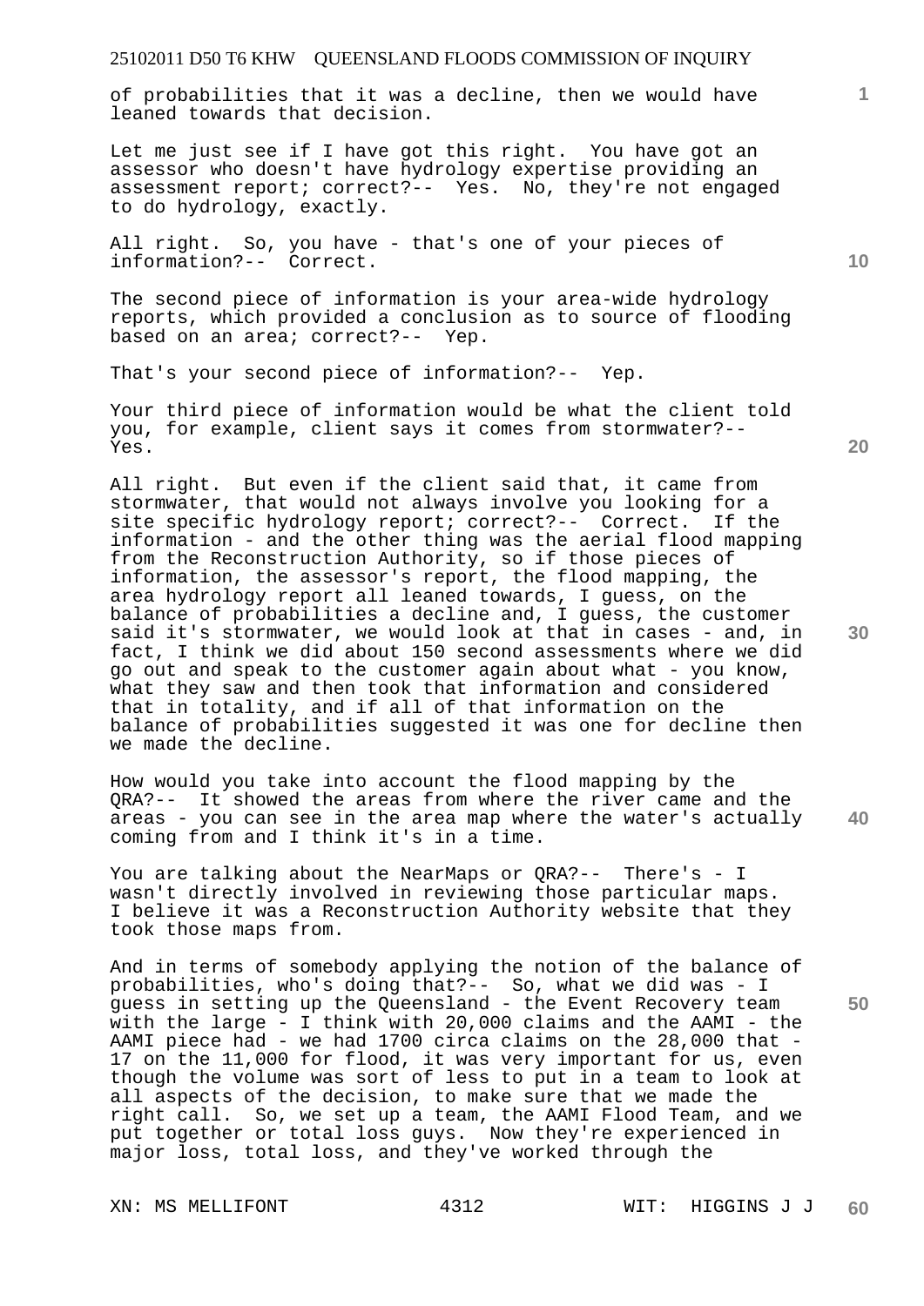of probabilities that it was a decline, then we would have leaned towards that decision.

Let me just see if I have got this right. You have got an assessor who doesn't have hydrology expertise providing an assessment report; correct?-- Yes. No, they're not engaged to do hydrology, exactly.

All right. So, you have - that's one of your pieces of information?-- Correct.

The second piece of information is your area-wide hydrology reports, which provided a conclusion as to source of flooding based on an area; correct?-- Yep.

That's your second piece of information?-- Yep.

Your third piece of information would be what the client told you, for example, client says it comes from stormwater?-- Yes.

All right. But even if the client said that, it came from stormwater, that would not always involve you looking for a site specific hydrology report; correct?-- Correct. If the information - and the other thing was the aerial flood mapping from the Reconstruction Authority, so if those pieces of information, the assessor's report, the flood mapping, the area hydrology report all leaned towards, I guess, on the balance of probabilities a decline and, I guess, the customer said it's stormwater, we would look at that in cases - and, in fact, I think we did about 150 second assessments where we did go out and speak to the customer again about what - you know, what they saw and then took that information and considered that in totality, and if all of that information on the balance of probabilities suggested it was one for decline then we made the decline.

How would you take into account the flood mapping by the QRA?-- It showed the areas from where the river came and the areas - you can see in the area map where the water's actually coming from and I think it's in a time.

You are talking about the NearMaps or QRA?-- There's - I wasn't directly involved in reviewing those particular maps. I believe it was a Reconstruction Authority website that they took those maps from.

And in terms of somebody applying the notion of the balance of probabilities, who's doing that?-- So, what we did was - I guess in setting up the Queensland - the Event Recovery team with the large - I think with 20,000 claims and the AAMI - the AAMI piece had - we had 1700 circa claims on the 28,000 that - 17 on the 11,000 for flood, it was very important for us, even though the volume was sort of less to put in a team to look at all aspects of the decision, to make sure that we made the right call. So, we set up a team, the AAMI Flood Team, and we put together or total loss guys. Now they're experienced in major loss, total loss, and they've worked through the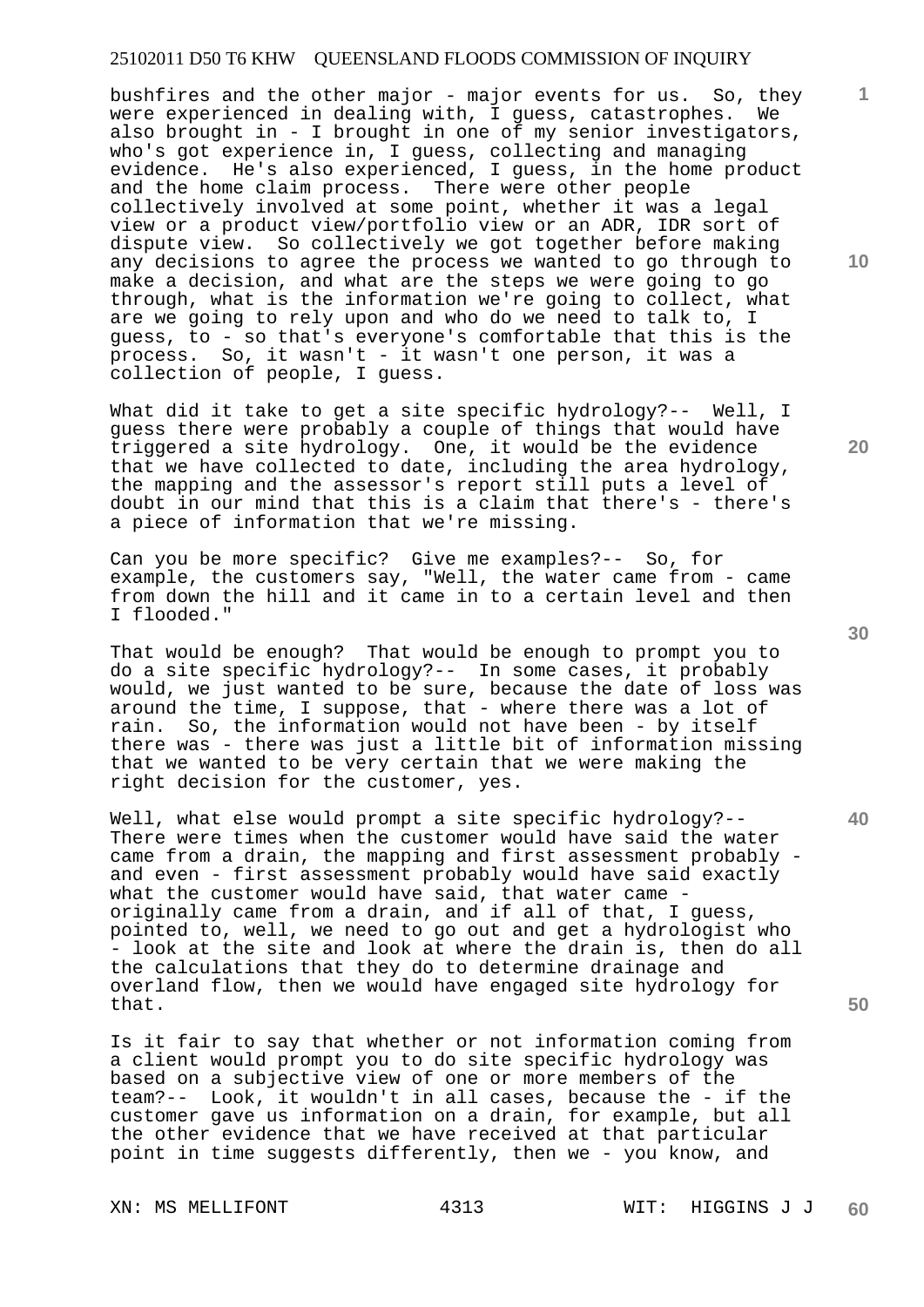bushfires and the other major - major events for us. So, they were experienced in dealing with, I guess, catastrophes. We also brought in - I brought in one of my senior investigators, who's got experience in, I guess, collecting and managing evidence. He's also experienced, I guess, in the home product and the home claim process. There were other people collectively involved at some point, whether it was a legal view or a product view/portfolio view or an ADR, IDR sort of dispute view. So collectively we got together before making any decisions to agree the process we wanted to go through to make a decision, and what are the steps we were going to go through, what is the information we're going to collect, what are we going to rely upon and who do we need to talk to, I guess, to - so that's everyone's comfortable that this is the process. So, it wasn't - it wasn't one person, it was a collection of people, I guess.

What did it take to get a site specific hydrology?-- Well, I guess there were probably a couple of things that would have triggered a site hydrology. One, it would be the evidence that we have collected to date, including the area hydrology, the mapping and the assessor's report still puts a level of doubt in our mind that this is a claim that there's - there's a piece of information that we're missing.

Can you be more specific? Give me examples?-- So, for example, the customers say, "Well, the water came from - came from down the hill and it came in to a certain level and then I flooded."

That would be enough? That would be enough to prompt you to do a site specific hydrology?-- In some cases, it probably would, we just wanted to be sure, because the date of loss was around the time, I suppose, that - where there was a lot of rain. So, the information would not have been - by itself there was - there was just a little bit of information missing that we wanted to be very certain that we were making the right decision for the customer, yes.

Well, what else would prompt a site specific hydrology?-- There were times when the customer would have said the water came from a drain, the mapping and first assessment probably - and even - first assessment probably would have said exactly what the customer would have said, that water came - originally came from a drain, and if all of that, I guess, pointed to, well, we need to go out and get a hydrologist who - look at the site and look at where the drain is, then do all the calculations that they do to determine drainage and overland flow, then we would have engaged site hydrology for that.

Is it fair to say that whether or not information coming from a client would prompt you to do site specific hydrology was based on a subjective view of one or more members of the team?-- Look, it wouldn't in all cases, because the - if the customer gave us information on a drain, for example, but all the other evidence that we have received at that particular point in time suggests differently, then we - you know, and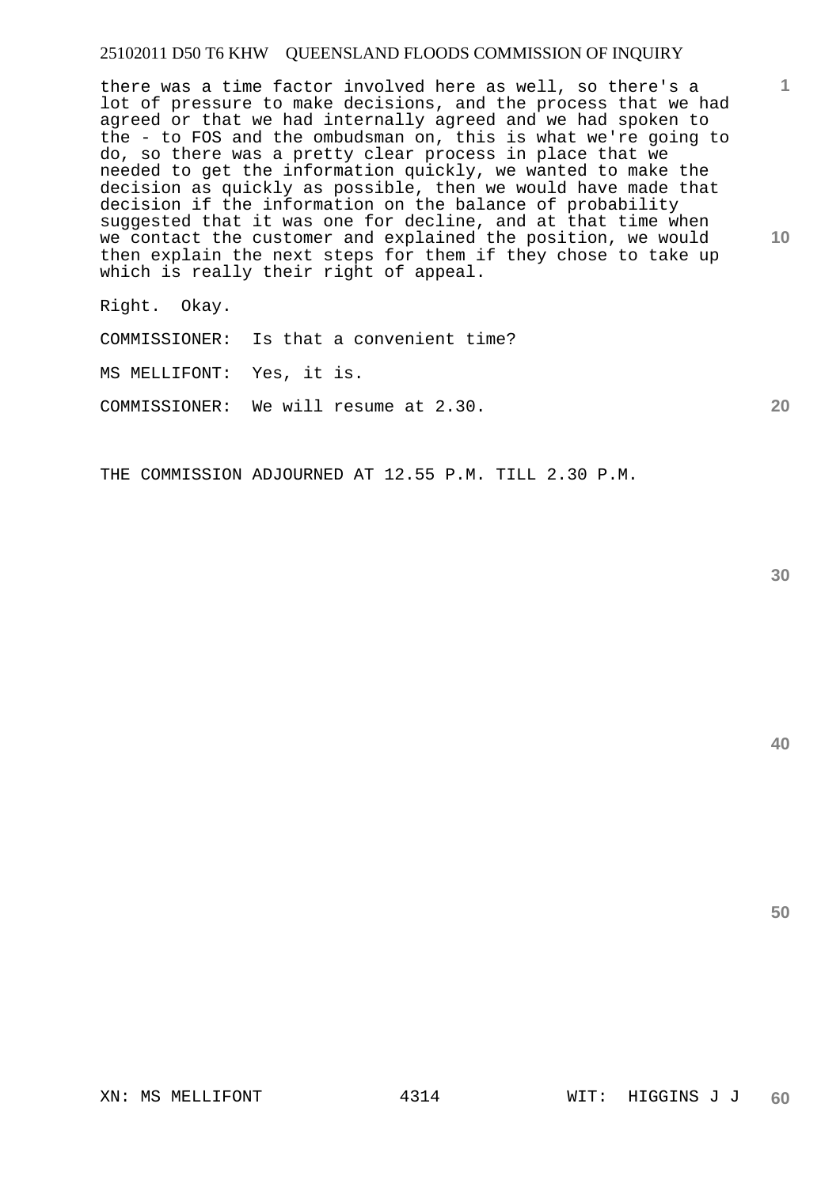there was a time factor involved here as well, so there's a lot of pressure to make decisions, and the process that we had agreed or that we had internally agreed and we had spoken to the - to FOS and the ombudsman on, this is what we're going to do, so there was a pretty clear process in place that we needed to get the information quickly, we wanted to make the decision as quickly as possible, then we would have made that decision if the information on the balance of probability suggested that it was one for decline, and at that time when we contact the customer and explained the position, we would then explain the next steps for them if they chose to take up which is really their right of appeal.

Right. Okay.

COMMISSIONER: Is that a convenient time?

MS MELLIFONT: Yes, it is.

COMMISSIONER: We will resume at 2.30.

THE COMMISSION ADJOURNED AT 12.55 P.M. TILL 2.30 P.M.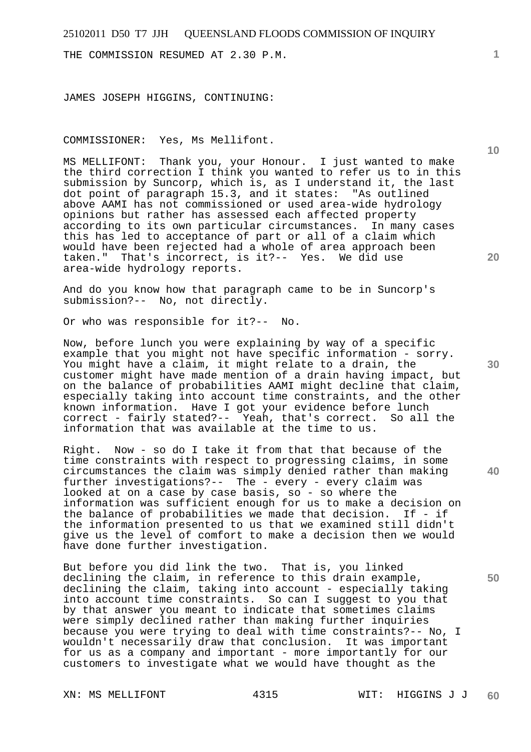THE COMMISSION RESUMED AT 2.30 P.M.

JAMES JOSEPH HIGGINS, CONTINUING:

COMMISSIONER: Yes, Ms Mellifont.

MS MELLIFONT: Thank you, your Honour. I just wanted to make the third correction I think you wanted to refer us to in this submission by Suncorp, which is, as I understand it, the last dot point of paragraph 15.3, and it states: "As outlined above AAMI has not commissioned or used area-wide hydrology opinions but rather has assessed each affected property according to its own particular circumstances. In many cases this has led to acceptance of part or all of a claim which would have been rejected had a whole of area approach been taken." That's incorrect, is it?-- Yes. We did use area-wide hydrology reports.

And do you know how that paragraph came to be in Suncorp's submission?-- No, not directly.

Or who was responsible for it?-- No.

Now, before lunch you were explaining by way of a specific example that you might not have specific information - sorry. You might have a claim, it might relate to a drain, the customer might have made mention of a drain having impact, but on the balance of probabilities AAMI might decline that claim, especially taking into account time constraints, and the other known information. Have I got your evidence before lunch correct - fairly stated?-- Yeah, that's correct. So all the information that was available at the time to us.

Right. Now - so do I take it from that that because of the time constraints with respect to progressing claims, in some circumstances the claim was simply denied rather than making further investigations?-- The - every - every claim was looked at on a case by case basis, so - so where the information was sufficient enough for us to make a decision on the balance of probabilities we made that decision. If - if the information presented to us that we examined still didn't give us the level of comfort to make a decision then we would have done further investigation.

But before you did link the two. That is, you linked declining the claim, in reference to this drain example, declining the claim, taking into account - especially taking into account time constraints. So can I suggest to you that by that answer you meant to indicate that sometimes claims were simply declined rather than making further inquiries because you were trying to deal with time constraints?-- No, I wouldn't necessarily draw that conclusion. It was important for us as a company and important - more importantly for our customers to investigate what we would have thought as the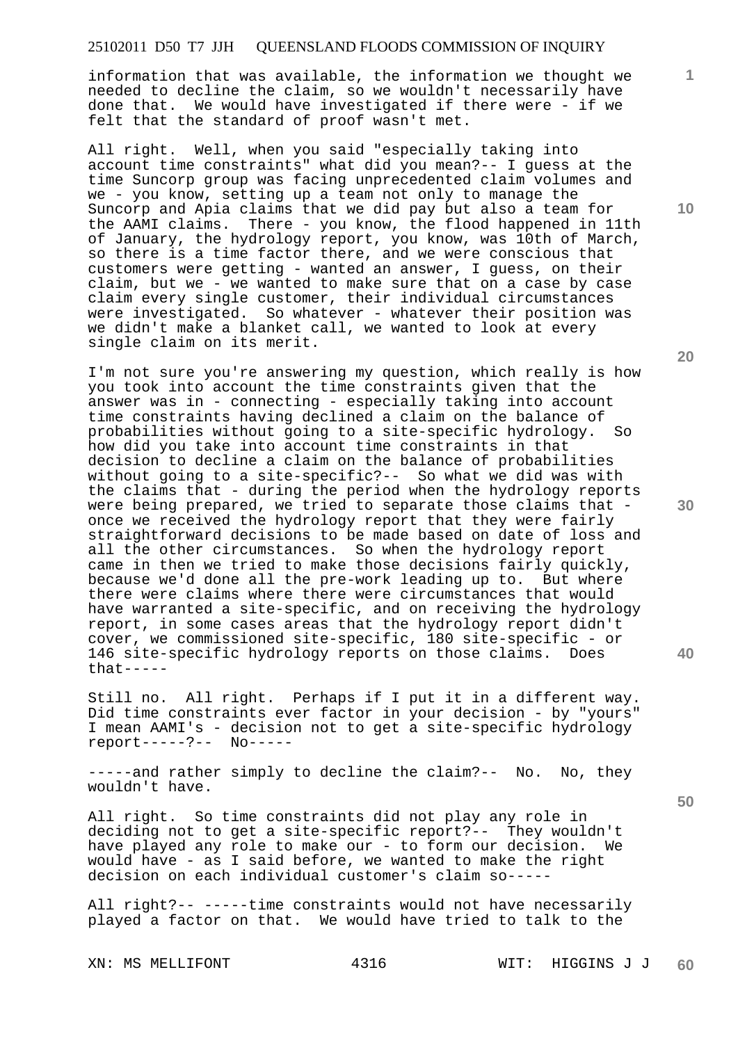information that was available, the information we thought we needed to decline the claim, so we wouldn't necessarily have done that. We would have investigated if there were - if we felt that the standard of proof wasn't met.

All right. Well, when you said "especially taking into account time constraints" what did you mean?-- I guess at the time Suncorp group was facing unprecedented claim volumes and we - you know, setting up a team not only to manage the Suncorp and Apia claims that we did pay but also a team for the AAMI claims. There - you know, the flood happened in 11th of January, the hydrology report, you know, was 10th of March, so there is a time factor there, and we were conscious that customers were getting - wanted an answer, I guess, on their claim, but we - we wanted to make sure that on a case by case claim every single customer, their individual circumstances were investigated. So whatever - whatever their position was we didn't make a blanket call, we wanted to look at every single claim on its merit.

I'm not sure you're answering my question, which really is how you took into account the time constraints given that the answer was in - connecting - especially taking into account time constraints having declined a claim on the balance of probabilities without going to a site-specific hydrology. So how did you take into account time constraints in that decision to decline a claim on the balance of probabilities without going to a site-specific?-- So what we did was with the claims that - during the period when the hydrology reports were being prepared, we tried to separate those claims that - once we received the hydrology report that they were fairly straightforward decisions to be made based on date of loss and all the other circumstances. So when the hydrology report came in then we tried to make those decisions fairly quickly, because we'd done all the pre-work leading up to. But where there were claims where there were circumstances that would have warranted a site-specific, and on receiving the hydrology report, in some cases areas that the hydrology report didn't cover, we commissioned site-specific, 180 site-specific - or 146 site-specific hydrology reports on those claims. Does that-----

Still no. All right. Perhaps if I put it in a different way. Did time constraints ever factor in your decision - by "yours" I mean AAMI's - decision not to get a site-specific hydrology report-----?-- No-----

-----and rather simply to decline the claim?-- No. No, they wouldn't have.

All right. So time constraints did not play any role in deciding not to get a site-specific report?-- They wouldn't have played any role to make our - to form our decision. We would have - as I said before, we wanted to make the right decision on each individual customer's claim so-----

All right?-- -----time constraints would not have necessarily played a factor on that. We would have tried to talk to the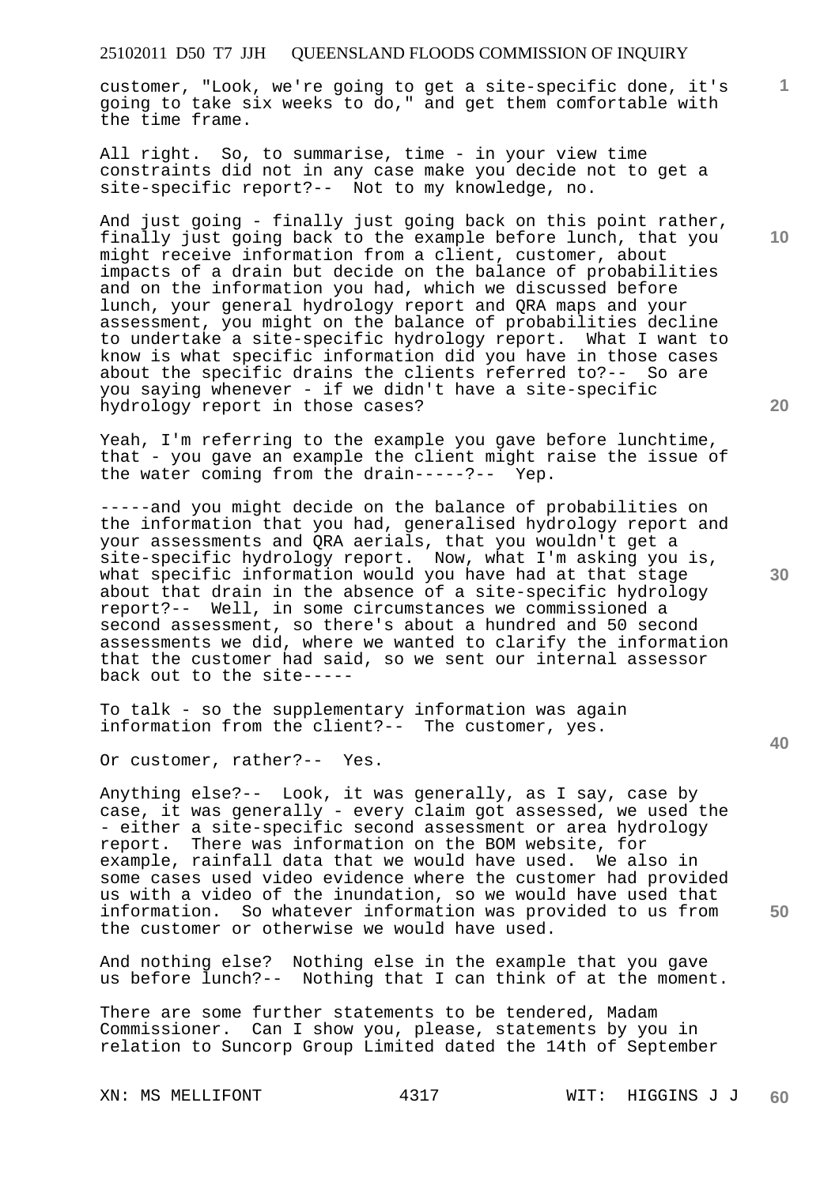customer, "Look, we're going to get a site-specific done, it's going to take six weeks to do," and get them comfortable with the time frame.

All right. So, to summarise, time - in your view time constraints did not in any case make you decide not to get a site-specific report?-- Not to my knowledge, no.

And just going - finally just going back on this point rather, finally just going back to the example before lunch, that you might receive information from a client, customer, about impacts of a drain but decide on the balance of probabilities and on the information you had, which we discussed before lunch, your general hydrology report and QRA maps and your assessment, you might on the balance of probabilities decline to undertake a site-specific hydrology report. What I want to know is what specific information did you have in those cases about the specific drains the clients referred to?-- So are you saying whenever - if we didn't have a site-specific hydrology report in those cases?

Yeah, I'm referring to the example you gave before lunchtime, that - you gave an example the client might raise the issue of the water coming from the drain-----?-- Yep.

-----and you might decide on the balance of probabilities on the information that you had, generalised hydrology report and your assessments and QRA aerials, that you wouldn't get a site-specific hydrology report. Now, what I'm asking you is, what specific information would you have had at that stage about that drain in the absence of a site-specific hydrology report?-- Well, in some circumstances we commissioned a second assessment, so there's about a hundred and 50 second assessments we did, where we wanted to clarify the information that the customer had said, so we sent our internal assessor back out to the site-----

To talk - so the supplementary information was again information from the client?-- The customer, yes.

Or customer, rather?-- Yes.

Anything else?-- Look, it was generally, as I say, case by case, it was generally - every claim got assessed, we used the - either a site-specific second assessment or area hydrology report. There was information on the BOM website, for example, rainfall data that we would have used. We also in some cases used video evidence where the customer had provided us with a video of the inundation, so we would have used that information. So whatever information was provided to us from the customer or otherwise we would have used.

And nothing else? Nothing else in the example that you gave us before lunch?-- Nothing that I can think of at the moment.

There are some further statements to be tendered, Madam Commissioner. Can I show you, please, statements by you in relation to Suncorp Group Limited dated the 14th of September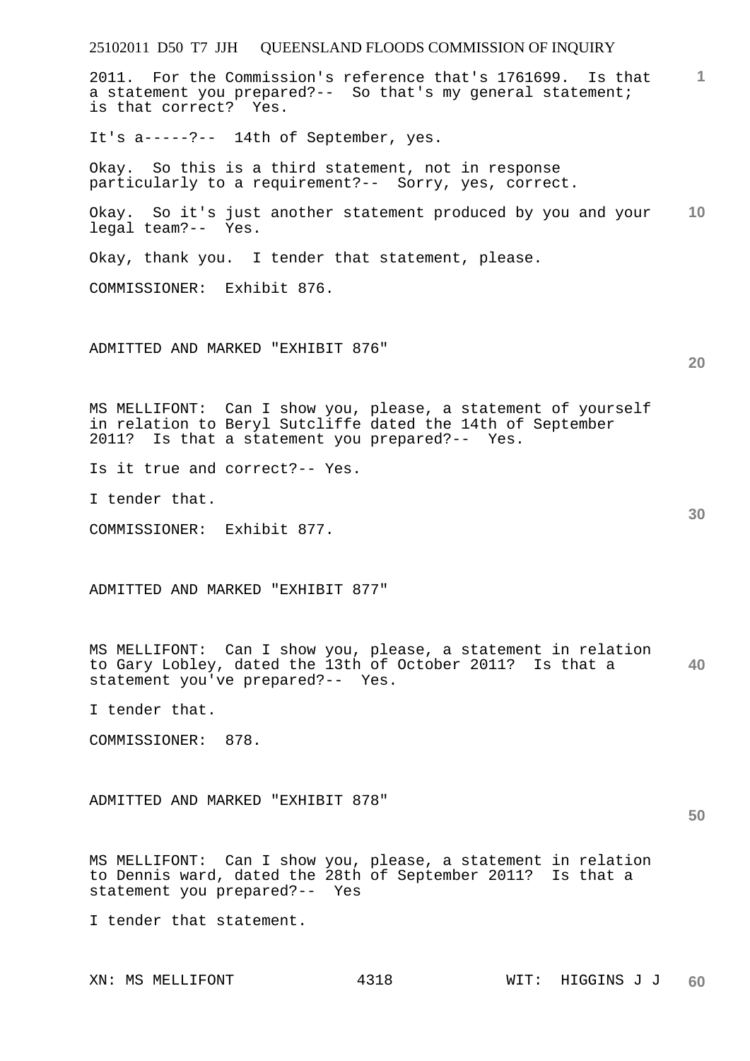2011. For the Commission's reference that's 1761699. Is that a statement you prepared?-- So that's my general statement; is that correct? Yes.

It's a-----?-- 14th of September, yes.

Okay. So this is a third statement, not in response particularly to a requirement?-- Sorry, yes, correct.

Okay. So it's just another statement produced by you and your legal team?-- Yes.

Okay, thank you. I tender that statement, please.

COMMISSIONER: Exhibit 876.

ADMITTED AND MARKED "EXHIBIT 876"

MS MELLIFONT: Can I show you, please, a statement of yourself in relation to Beryl Sutcliffe dated the 14th of September 2011? Is that a statement you prepared?-- Yes.

Is it true and correct?-- Yes.

I tender that.

COMMISSIONER: Exhibit 877.

ADMITTED AND MARKED "EXHIBIT 877"

MS MELLIFONT: Can I show you, please, a statement in relation to Gary Lobley, dated the 13th of October 2011? Is that a statement you've prepared?-- Yes.

I tender that.

COMMISSIONER: 878.

ADMITTED AND MARKED "EXHIBIT 878"

MS MELLIFONT: Can I show you, please, a statement in relation to Dennis ward, dated the 28th of September 2011? Is that a statement you prepared?-- Yes

I tender that statement.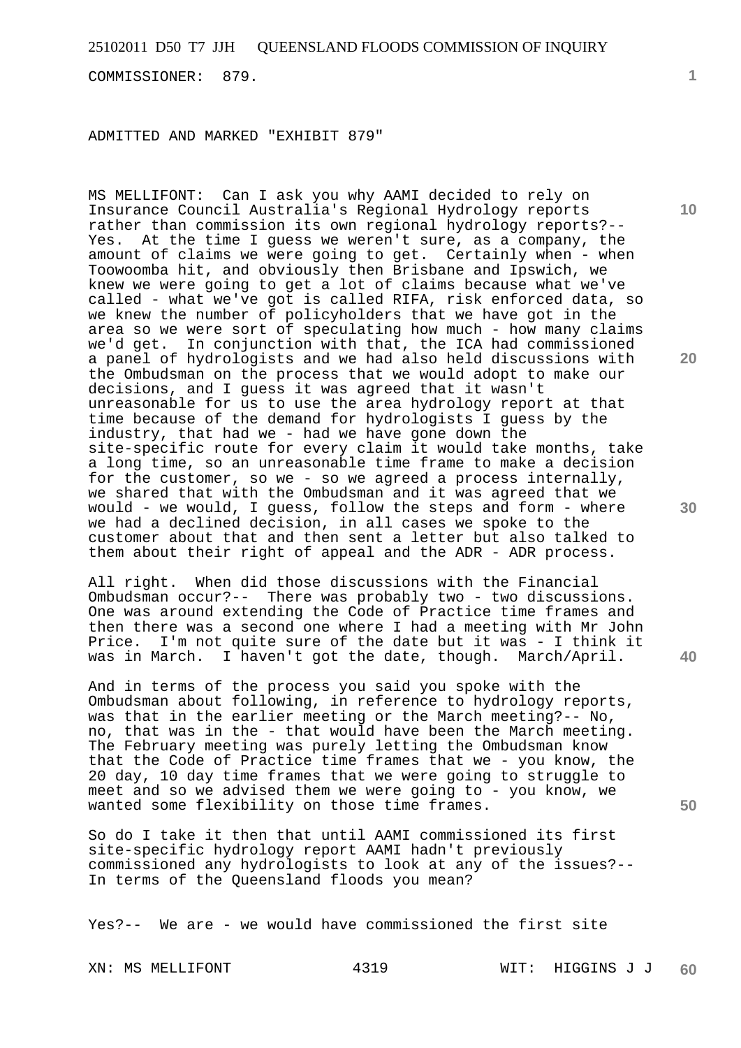COMMISSIONER: 879.

ADMITTED AND MARKED "EXHIBIT 879"

MS MELLIFONT: Can I ask you why AAMI decided to rely on Insurance Council Australia's Regional Hydrology reports rather than commission its own regional hydrology reports?-- Yes. At the time I guess we weren't sure, as a company, the amount of claims we were going to get. Certainly when - when Toowoomba hit, and obviously then Brisbane and Ipswich, we knew we were going to get a lot of claims because what we've called - what we've got is called RIFA, risk enforced data, so we knew the number of policyholders that we have got in the area so we were sort of speculating how much - how many claims we'd get. In conjunction with that, the ICA had commissioned a panel of hydrologists and we had also held discussions with the Ombudsman on the process that we would adopt to make our decisions, and I guess it was agreed that it wasn't unreasonable for us to use the area hydrology report at that time because of the demand for hydrologists I guess by the industry, that had we - had we have gone down the site-specific route for every claim it would take months, take a long time, so an unreasonable time frame to make a decision for the customer, so we - so we agreed a process internally, we shared that with the Ombudsman and it was agreed that we would - we would, I guess, follow the steps and form - where we had a declined decision, in all cases we spoke to the customer about that and then sent a letter but also talked to them about their right of appeal and the ADR - ADR process.

All right. When did those discussions with the Financial Ombudsman occur?-- There was probably two - two discussions. One was around extending the Code of Practice time frames and then there was a second one where I had a meeting with Mr John Price. I'm not quite sure of the date but it was - I think it was in March. I haven't got the date, though. March/April.

And in terms of the process you said you spoke with the Ombudsman about following, in reference to hydrology reports, was that in the earlier meeting or the March meeting?-- No, no, that was in the - that would have been the March meeting. The February meeting was purely letting the Ombudsman know that the Code of Practice time frames that we - you know, the 20 day, 10 day time frames that we were going to struggle to meet and so we advised them we were going to - you know, we wanted some flexibility on those time frames.

So do I take it then that until AAMI commissioned its first site-specific hydrology report AAMI hadn't previously commissioned any hydrologists to look at any of the issues?-- In terms of the Queensland floods you mean?

Yes?-- We are - we would have commissioned the first site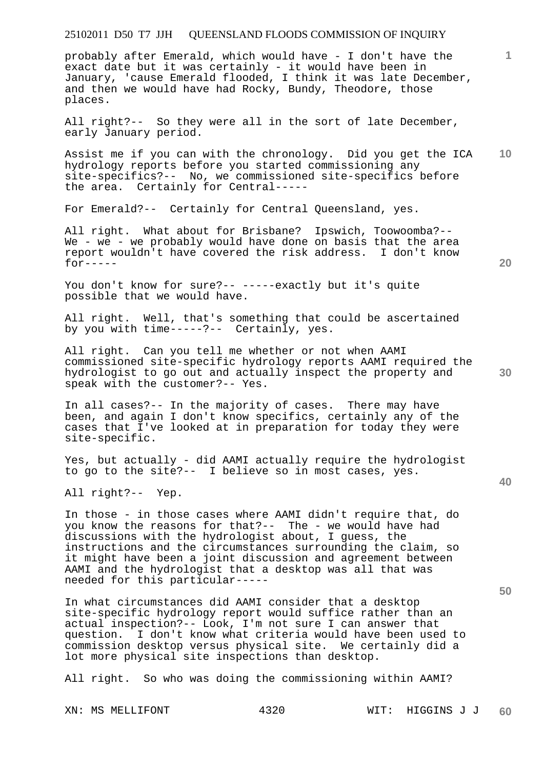probably after Emerald, which would have - I don't have the exact date but it was certainly - it would have been in January, 'cause Emerald flooded, I think it was late December, and then we would have had Rocky, Bundy, Theodore, those places.

All right?-- So they were all in the sort of late December, early January period.

Assist me if you can with the chronology. Did you get the ICA hydrology reports before you started commissioning any site-specifics?-- No, we commissioned site-specifics before the area. Certainly for Central-----

For Emerald?-- Certainly for Central Queensland, yes.

All right. What about for Brisbane? Ipswich, Toowoomba?-- We - we - we probably would have done on basis that the area report wouldn't have covered the risk address. I don't know for-----

You don't know for sure?-- -----exactly but it's quite possible that we would have.

All right. Well, that's something that could be ascertained by you with time-----?-- Certainly, yes.

All right. Can you tell me whether or not when AAMI commissioned site-specific hydrology reports AAMI required the hydrologist to go out and actually inspect the property and speak with the customer?-- Yes.

In all cases?-- In the majority of cases. There may have been, and again I don't know specifics, certainly any of the cases that I've looked at in preparation for today they were site-specific.

Yes, but actually - did AAMI actually require the hydrologist to go to the site?-- I believe so in most cases, yes.

All right?-- Yep.

In those - in those cases where AAMI didn't require that, do you know the reasons for that?-- The - we would have had discussions with the hydrologist about, I guess, the instructions and the circumstances surrounding the claim, so it might have been a joint discussion and agreement between AAMI and the hydrologist that a desktop was all that was needed for this particular-----

In what circumstances did AAMI consider that a desktop site-specific hydrology report would suffice rather than an actual inspection?-- Look, I'm not sure I can answer that question. I don't know what criteria would have been used to commission desktop versus physical site. We certainly did a lot more physical site inspections than desktop.

All right. So who was doing the commissioning within AAMI?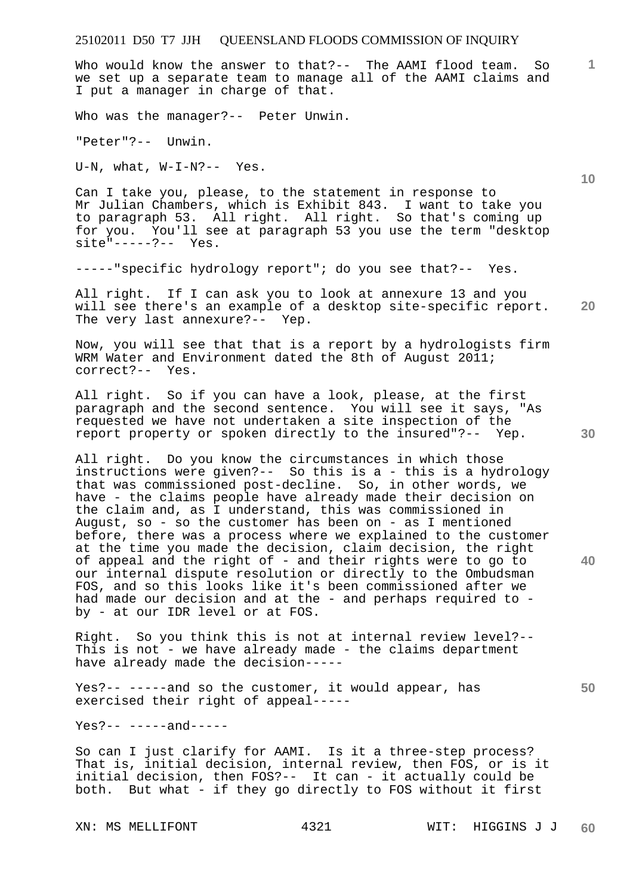Who would know the answer to that?-- The AAMI flood team. So we set up a separate team to manage all of the AAMI claims and I put a manager in charge of that.

Who was the manager?-- Peter Unwin.

"Peter"?-- Unwin.

U-N, what, W-I-N?-- Yes.

Can I take you, please, to the statement in response to Mr Julian Chambers, which is Exhibit 843. I want to take you to paragraph 53. All right. All right. So that's coming up for you. You'll see at paragraph 53 you use the term "desktop site"-----?-- Yes.

-----"specific hydrology report"; do you see that?-- Yes.

All right. If I can ask you to look at annexure 13 and you will see there's an example of a desktop site-specific report. The very last annexure?-- Yep.

Now, you will see that that is a report by a hydrologists firm WRM Water and Environment dated the 8th of August 2011; correct?-- Yes.

All right. So if you can have a look, please, at the first paragraph and the second sentence. You will see it says, "As requested we have not undertaken a site inspection of the report property or spoken directly to the insured"?-- Yep.

All right. Do you know the circumstances in which those instructions were given?-- So this is a - this is a hydrology that was commissioned post-decline. So, in other words, we have - the claims people have already made their decision on the claim and, as I understand, this was commissioned in August, so - so the customer has been on - as I mentioned before, there was a process where we explained to the customer at the time you made the decision, claim decision, the right of appeal and the right of - and their rights were to go to our internal dispute resolution or directly to the Ombudsman FOS, and so this looks like it's been commissioned after we had made our decision and at the - and perhaps required to - by - at our IDR level or at FOS.

Right. So you think this is not at internal review level?-- This is not - we have already made - the claims department have already made the decision-----

Yes?-- -----and so the customer, it would appear, has exercised their right of appeal-----

Yes?-- -----and-----

So can I just clarify for AAMI. Is it a three-step process? That is, initial decision, internal review, then FOS, or is it initial decision, then FOS?-- It can - it actually could be both. But what - if they go directly to FOS without it first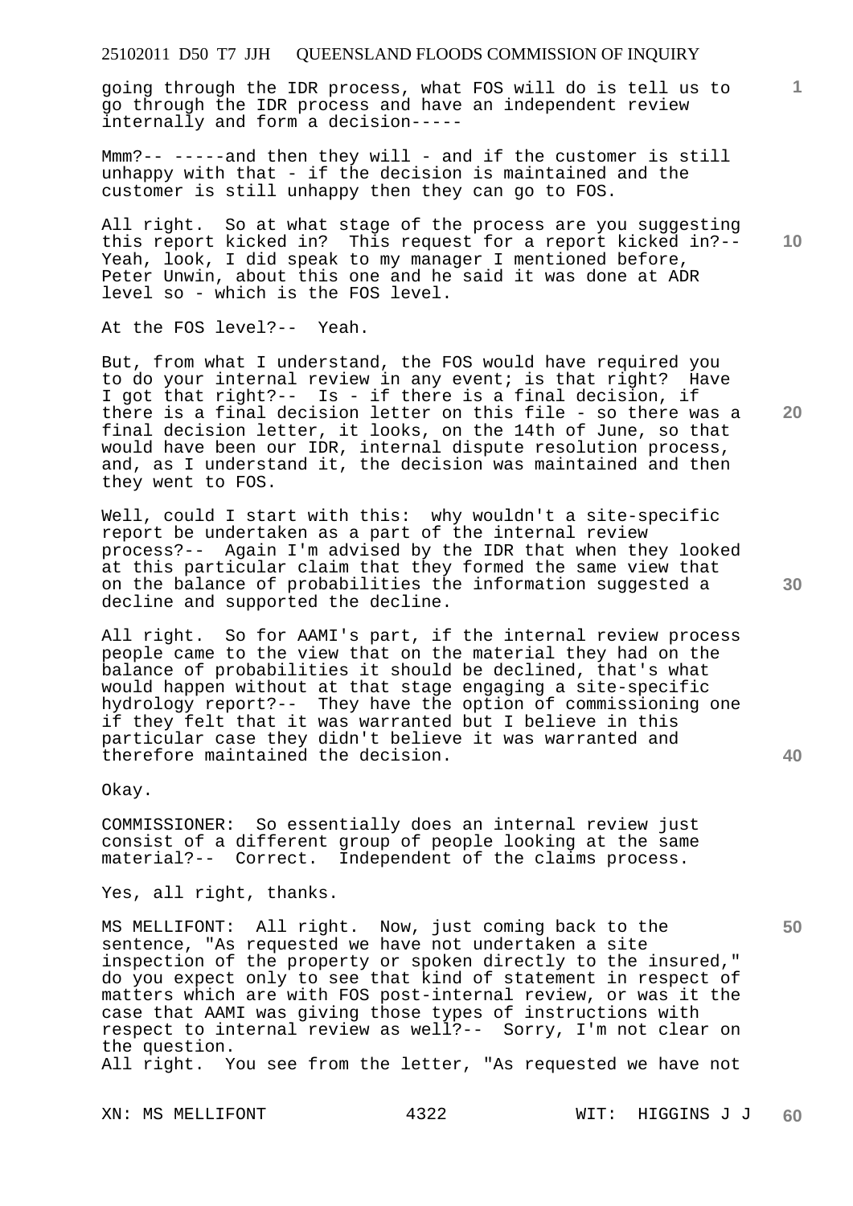going through the IDR process, what FOS will do is tell us to go through the IDR process and have an independent review internally and form a decision-----

Mmm?-- -----and then they will - and if the customer is still unhappy with that - if the decision is maintained and the customer is still unhappy then they can go to FOS.

All right. So at what stage of the process are you suggesting this report kicked in? This request for a report kicked in?-- Yeah, look, I did speak to my manager I mentioned before, Peter Unwin, about this one and he said it was done at ADR level so - which is the FOS level.

At the FOS level?-- Yeah.

But, from what I understand, the FOS would have required you to do your internal review in any event; is that right? Have I got that right?-- Is - if there is a final decision, if there is a final decision letter on this file - so there was a final decision letter, it looks, on the 14th of June, so that would have been our IDR, internal dispute resolution process, and, as I understand it, the decision was maintained and then they went to FOS.

Well, could I start with this: why wouldn't a site-specific report be undertaken as a part of the internal review process?-- Again I'm advised by the IDR that when they looked at this particular claim that they formed the same view that on the balance of probabilities the information suggested a decline and supported the decline.

All right. So for AAMI's part, if the internal review process people came to the view that on the material they had on the balance of probabilities it should be declined, that's what would happen without at that stage engaging a site-specific hydrology report?-- They have the option of commissioning one if they felt that it was warranted but I believe in this particular case they didn't believe it was warranted and therefore maintained the decision.

Okay.

COMMISSIONER: So essentially does an internal review just consist of a different group of people looking at the same material?-- Correct. Independent of the claims process.

Yes, all right, thanks.

MS MELLIFONT: All right. Now, just coming back to the sentence, "As requested we have not undertaken a site inspection of the property or spoken directly to the insured," do you expect only to see that kind of statement in respect of matters which are with FOS post-internal review, or was it the case that AAMI was giving those types of instructions with respect to internal review as well?-- Sorry, I'm not clear on the question.

All right. You see from the letter, "As requested we have not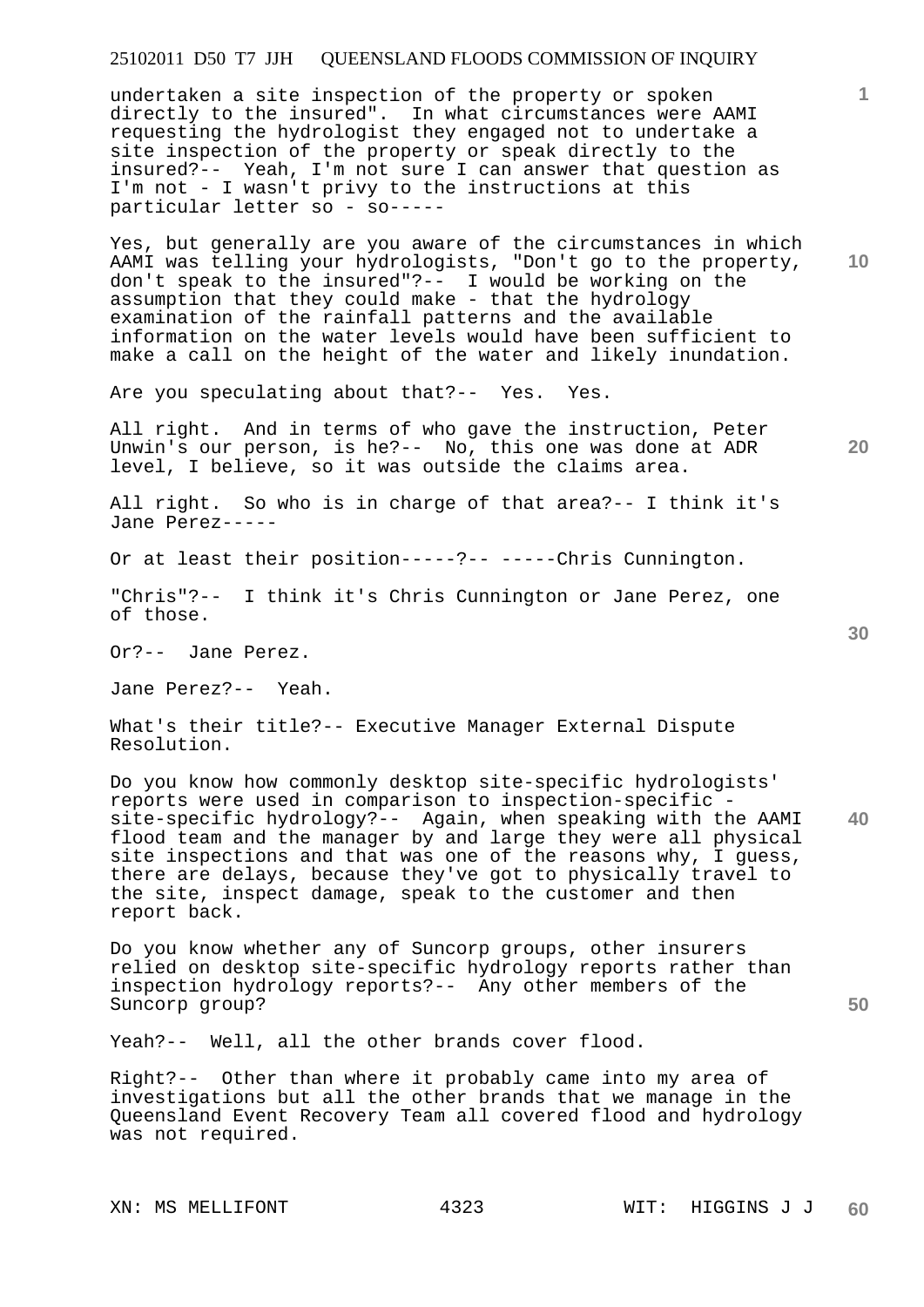undertaken a site inspection of the property or spoken directly to the insured". In what circumstances were AAMI requesting the hydrologist they engaged not to undertake a site inspection of the property or speak directly to the insured?-- Yeah, I'm not sure I can answer that question as I'm not - I wasn't privy to the instructions at this particular letter so - so-----

Yes, but generally are you aware of the circumstances in which AAMI was telling your hydrologists, "Don't go to the property, don't speak to the insured"?-- I would be working on the assumption that they could make - that the hydrology examination of the rainfall patterns and the available information on the water levels would have been sufficient to make a call on the height of the water and likely inundation.

Are you speculating about that?-- Yes. Yes.

All right. And in terms of who gave the instruction, Peter Unwin's our person, is he?-- No, this one was done at ADR level, I believe, so it was outside the claims area.

All right. So who is in charge of that area?-- I think it's Jane Perez-----

Or at least their position-----?-- -----Chris Cunnington.

"Chris"?-- I think it's Chris Cunnington or Jane Perez, one of those.

Or?-- Jane Perez.

Jane Perez?-- Yeah.

What's their title?-- Executive Manager External Dispute Resolution.

Do you know how commonly desktop site-specific hydrologists' reports were used in comparison to inspection-specific - site-specific hydrology?-- Again, when speaking with the AAMI flood team and the manager by and large they were all physical site inspections and that was one of the reasons why, I guess, there are delays, because they've got to physically travel to the site, inspect damage, speak to the customer and then report back.

Do you know whether any of Suncorp groups, other insurers relied on desktop site-specific hydrology reports rather than inspection hydrology reports?-- Any other members of the Suncorp group?

Yeah?-- Well, all the other brands cover flood.

Right?-- Other than where it probably came into my area of investigations but all the other brands that we manage in the Queensland Event Recovery Team all covered flood and hydrology was not required.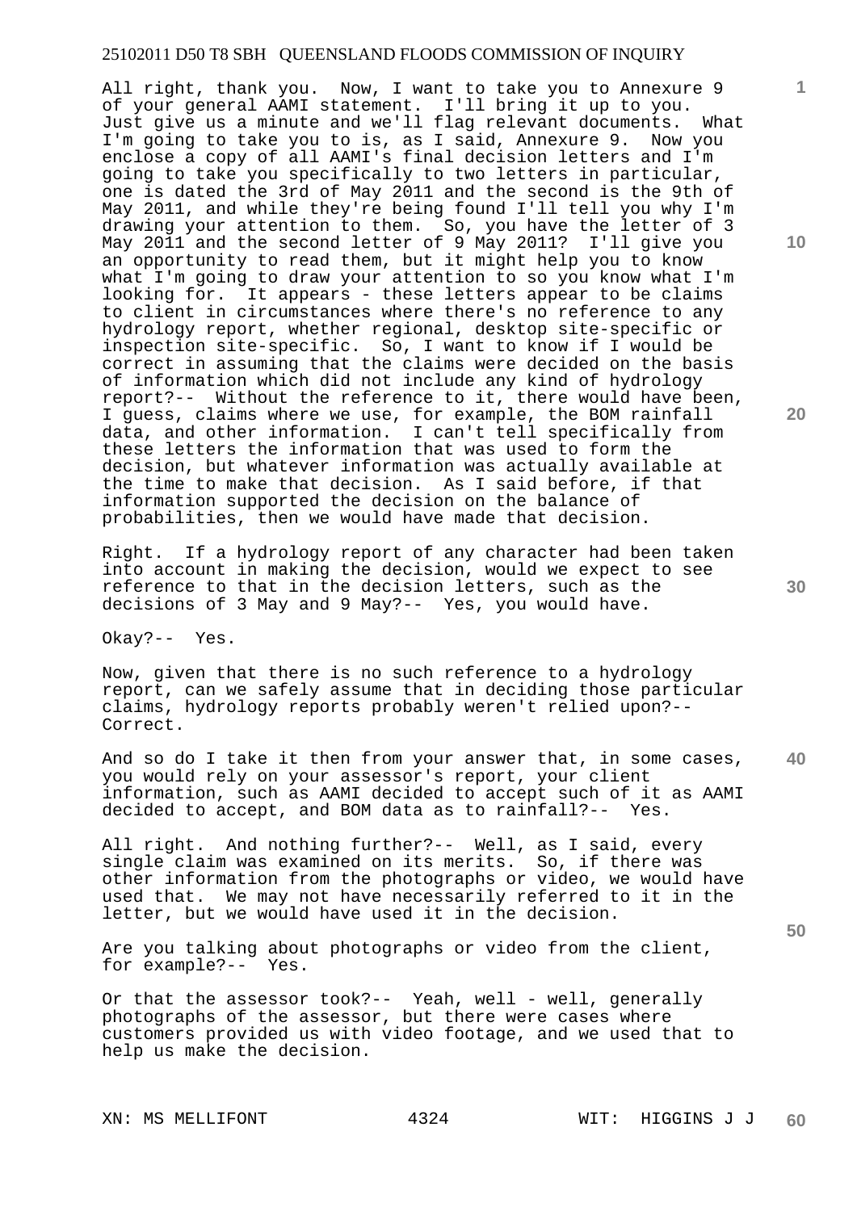All right, thank you. Now, I want to take you to Annexure 9 of your general AAMI statement. I'll bring it up to you. Just give us a minute and we'll flag relevant documents. What I'm going to take you to is, as I said, Annexure 9. Now you enclose a copy of all AAMI's final decision letters and I'm going to take you specifically to two letters in particular, one is dated the 3rd of May 2011 and the second is the 9th of May 2011, and while they're being found I'll tell you why I'm drawing your attention to them. So, you have the letter of 3 May 2011 and the second letter of 9 May 2011? I'll give you an opportunity to read them, but it might help you to know what I'm going to draw your attention to so you know what I'm looking for. It appears - these letters appear to be claims to client in circumstances where there's no reference to any hydrology report, whether regional, desktop site-specific or inspection site-specific. So, I want to know if I would be correct in assuming that the claims were decided on the basis of information which did not include any kind of hydrology report?-- Without the reference to it, there would have been, I guess, claims where we use, for example, the BOM rainfall data, and other information. I can't tell specifically from these letters the information that was used to form the decision, but whatever information was actually available at the time to make that decision. As I said before, if that information supported the decision on the balance of probabilities, then we would have made that decision.

Right. If a hydrology report of any character had been taken into account in making the decision, would we expect to see reference to that in the decision letters, such as the decisions of 3 May and 9 May?-- Yes, you would have.

Okay?-- Yes.

Now, given that there is no such reference to a hydrology report, can we safely assume that in deciding those particular claims, hydrology reports probably weren't relied upon?-- Correct.

And so do I take it then from your answer that, in some cases, you would rely on your assessor's report, your client information, such as AAMI decided to accept such of it as AAMI decided to accept, and BOM data as to rainfall?-- Yes.

All right. And nothing further?-- Well, as I said, every single claim was examined on its merits. So, if there was other information from the photographs or video, we would have used that. We may not have necessarily referred to it in the letter, but we would have used it in the decision.

Are you talking about photographs or video from the client, for example?-- Yes.

Or that the assessor took?-- Yeah, well - well, generally photographs of the assessor, but there were cases where customers provided us with video footage, and we used that to help us make the decision.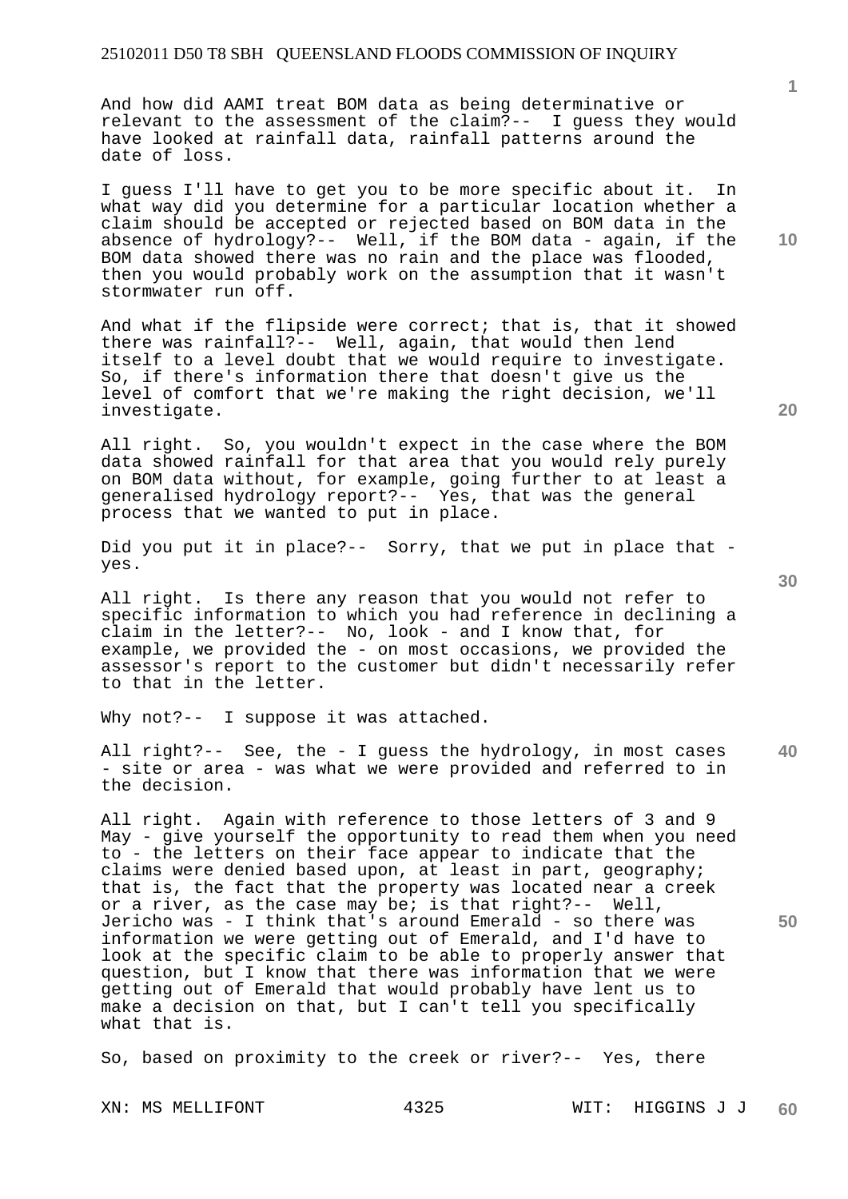And how did AAMI treat BOM data as being determinative or relevant to the assessment of the claim?-- I guess they would have looked at rainfall data, rainfall patterns around the date of loss.

I guess I'll have to get you to be more specific about it. In what way did you determine for a particular location whether a claim should be accepted or rejected based on BOM data in the absence of hydrology?-- Well, if the BOM data - again, if the BOM data showed there was no rain and the place was flooded, then you would probably work on the assumption that it wasn't stormwater run off.

And what if the flipside were correct; that is, that it showed there was rainfall?-- Well, again, that would then lend itself to a level doubt that we would require to investigate. So, if there's information there that doesn't give us the level of comfort that we're making the right decision, we'll investigate.

All right. So, you wouldn't expect in the case where the BOM data showed rainfall for that area that you would rely purely on BOM data without, for example, going further to at least a generalised hydrology report?-- Yes, that was the general process that we wanted to put in place.

Did you put it in place?-- Sorry, that we put in place that - yes.

All right. Is there any reason that you would not refer to specific information to which you had reference in declining a claim in the letter?-- No, look - and I know that, for example, we provided the - on most occasions, we provided the assessor's report to the customer but didn't necessarily refer to that in the letter.

Why not?-- I suppose it was attached.

All right?-- See, the - I guess the hydrology, in most cases - site or area - was what we were provided and referred to in the decision.

All right. Again with reference to those letters of 3 and 9 May - give yourself the opportunity to read them when you need to - the letters on their face appear to indicate that the claims were denied based upon, at least in part, geography; that is, the fact that the property was located near a creek or a river, as the case may be; is that right?-- Well, Jericho was - I think that's around Emerald - so there was information we were getting out of Emerald, and I'd have to look at the specific claim to be able to properly answer that question, but I know that there was information that we were getting out of Emerald that would probably have lent us to make a decision on that, but I can't tell you specifically what that is.

So, based on proximity to the creek or river?-- Yes, there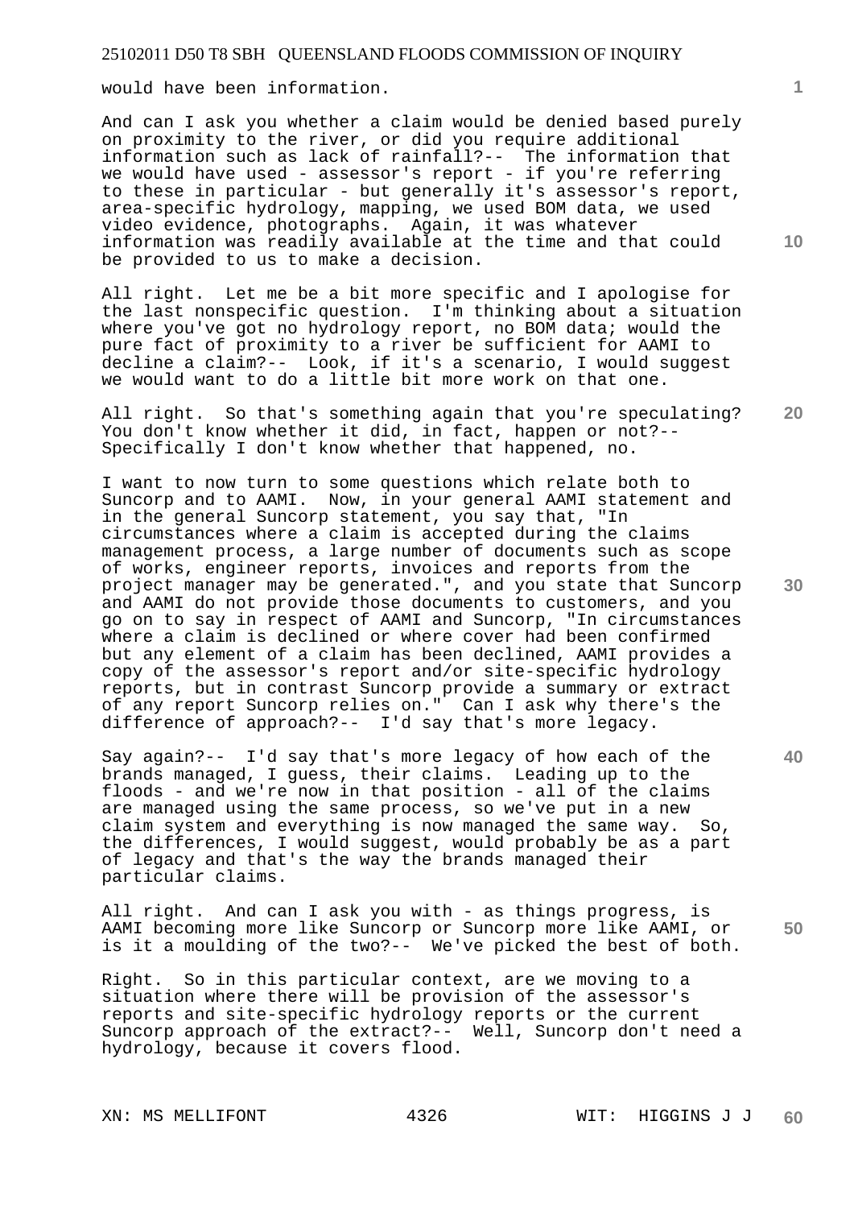would have been information.

And can I ask you whether a claim would be denied based purely on proximity to the river, or did you require additional information such as lack of rainfall?-- The information that we would have used - assessor's report - if you're referring to these in particular - but generally it's assessor's report, area-specific hydrology, mapping, we used BOM data, we used video evidence, photographs. Again, it was whatever information was readily available at the time and that could be provided to us to make a decision.

All right. Let me be a bit more specific and I apologise for the last nonspecific question. I'm thinking about a situation where you've got no hydrology report, no BOM data; would the pure fact of proximity to a river be sufficient for AAMI to decline a claim?-- Look, if it's a scenario, I would suggest we would want to do a little bit more work on that one.

All right. So that's something again that you're speculating? You don't know whether it did, in fact, happen or not?-- Specifically I don't know whether that happened, no.

I want to now turn to some questions which relate both to Suncorp and to AAMI. Now, in your general AAMI statement and in the general Suncorp statement, you say that, "In circumstances where a claim is accepted during the claims management process, a large number of documents such as scope of works, engineer reports, invoices and reports from the project manager may be generated.", and you state that Suncorp and AAMI do not provide those documents to customers, and you go on to say in respect of AAMI and Suncorp, "In circumstances where a claim is declined or where cover had been confirmed but any element of a claim has been declined, AAMI provides a copy of the assessor's report and/or site-specific hydrology reports, but in contrast Suncorp provide a summary or extract of any report Suncorp relies on." Can I ask why there's the difference of approach?-- I'd say that's more legacy.

Say again?-- I'd say that's more legacy of how each of the brands managed, I guess, their claims. Leading up to the floods - and we're now in that position - all of the claims are managed using the same process, so we've put in a new claim system and everything is now managed the same way. So, the differences, I would suggest, would probably be as a part of legacy and that's the way the brands managed their particular claims.

All right. And can I ask you with - as things progress, is AAMI becoming more like Suncorp or Suncorp more like AAMI, or is it a moulding of the two?-- We've picked the best of both.

Right. So in this particular context, are we moving to a situation where there will be provision of the assessor's reports and site-specific hydrology reports or the current Suncorp approach of the extract?-- Well, Suncorp don't need a hydrology, because it covers flood.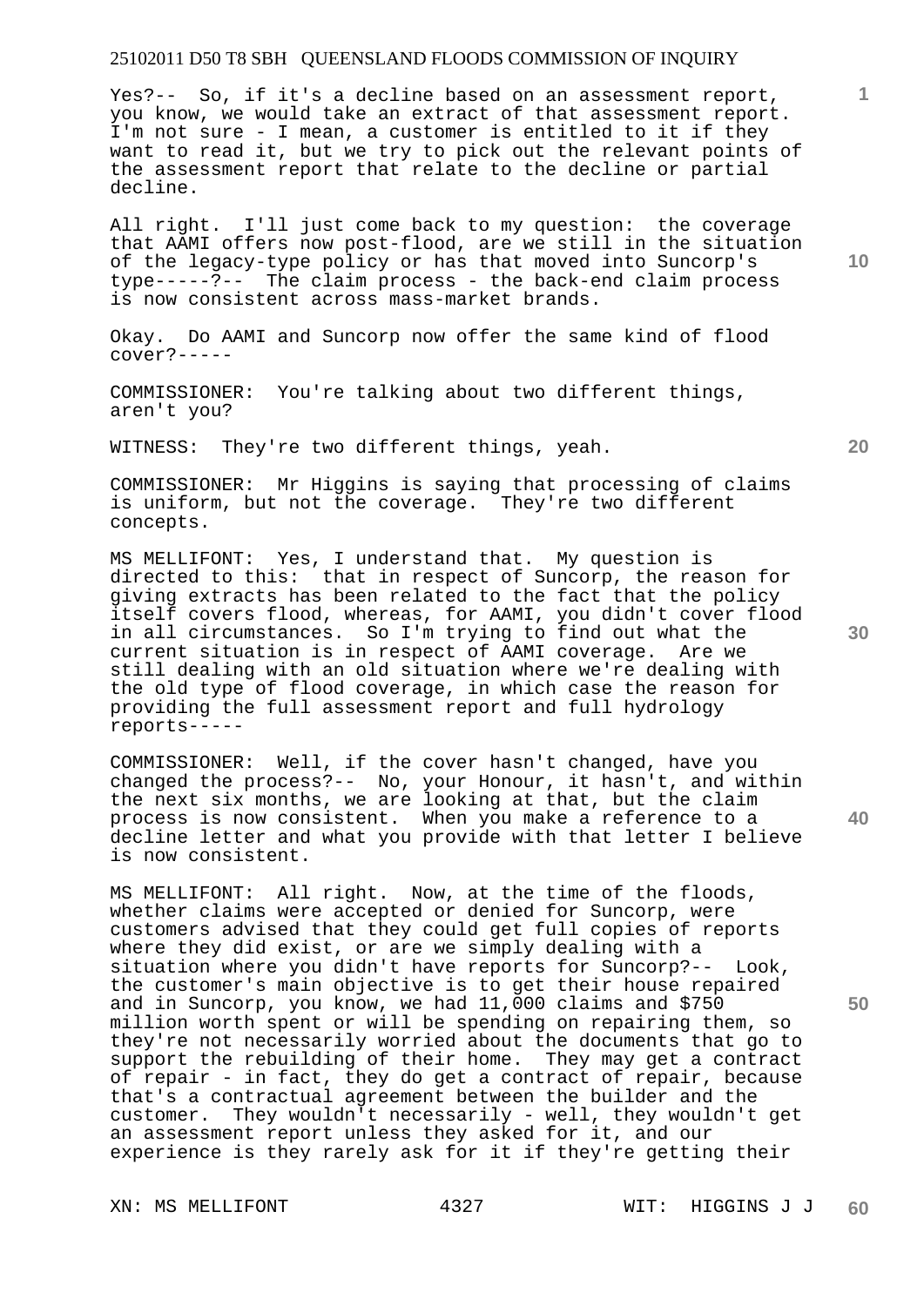Yes?-- So, if it's a decline based on an assessment report, you know, we would take an extract of that assessment report. I'm not sure - I mean, a customer is entitled to it if they want to read it, but we try to pick out the relevant points of the assessment report that relate to the decline or partial decline.

All right. I'll just come back to my question: the coverage that AAMI offers now post-flood, are we still in the situation of the legacy-type policy or has that moved into Suncorp's type-----?-- The claim process - the back-end claim process is now consistent across mass-market brands.

Okay. Do AAMI and Suncorp now offer the same kind of flood cover?-----

COMMISSIONER: You're talking about two different things, aren't you?

WITNESS: They're two different things, yeah.

COMMISSIONER: Mr Higgins is saying that processing of claims is uniform, but not the coverage. They're two different concepts.

MS MELLIFONT: Yes, I understand that. My question is directed to this: that in respect of Suncorp, the reason for giving extracts has been related to the fact that the policy itself covers flood, whereas, for AAMI, you didn't cover flood in all circumstances. So I'm trying to find out what the current situation is in respect of AAMI coverage. Are we still dealing with an old situation where we're dealing with the old type of flood coverage, in which case the reason for providing the full assessment report and full hydrology reports-----

COMMISSIONER: Well, if the cover hasn't changed, have you changed the process?-- No, your Honour, it hasn't, and within the next six months, we are looking at that, but the claim process is now consistent. When you make a reference to a decline letter and what you provide with that letter I believe is now consistent.

MS MELLIFONT: All right. Now, at the time of the floods, whether claims were accepted or denied for Suncorp, were customers advised that they could get full copies of reports where they did exist, or are we simply dealing with a situation where you didn't have reports for Suncorp?-- Look, the customer's main objective is to get their house repaired and in Suncorp, you know, we had 11,000 claims and $750 million worth spent or will be spending on repairing them, so they're not necessarily worried about the documents that go to support the rebuilding of their home. They may get a contract of repair - in fact, they do get a contract of repair, because that's a contractual agreement between the builder and the customer. They wouldn't necessarily - well, they wouldn't get an assessment report unless they asked for it, and our experience is they rarely ask for it if they're getting their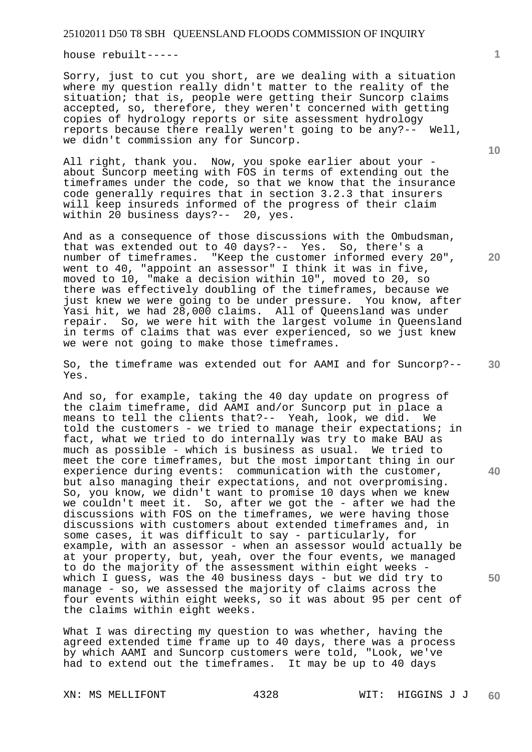house rebuilt-----

Sorry, just to cut you short, are we dealing with a situation where my question really didn't matter to the reality of the situation; that is, people were getting their Suncorp claims accepted, so, therefore, they weren't concerned with getting copies of hydrology reports or site assessment hydrology reports because there really weren't going to be any?-- Well, we didn't commission any for Suncorp.

All right, thank you. Now, you spoke earlier about your - about Suncorp meeting with FOS in terms of extending out the timeframes under the code, so that we know that the insurance code generally requires that in section 3.2.3 that insurers will keep insureds informed of the progress of their claim within 20 business days?-- 20, yes.

And as a consequence of those discussions with the Ombudsman, that was extended out to 40 days?-- Yes. So, there's a number of timeframes. "Keep the customer informed every 20", went to 40, "appoint an assessor" I think it was in five, moved to 10, "make a decision within 10", moved to 20, so there was effectively doubling of the timeframes, because we just knew we were going to be under pressure. You know, after Yasi hit, we had 28,000 claims. All of Queensland was under repair. So, we were hit with the largest volume in Queensland in terms of claims that was ever experienced, so we just knew we were not going to make those timeframes.

So, the timeframe was extended out for AAMI and for Suncorp?-- Yes.

And so, for example, taking the 40 day update on progress of the claim timeframe, did AAMI and/or Suncorp put in place a means to tell the clients that?-- Yeah, look, we did. We told the customers - we tried to manage their expectations; in fact, what we tried to do internally was try to make BAU as much as possible - which is business as usual. We tried to meet the core timeframes, but the most important thing in our experience during events: communication with the customer, but also managing their expectations, and not overpromising. So, you know, we didn't want to promise 10 days when we knew we couldn't meet it. So, after we got the - after we had the discussions with FOS on the timeframes, we were having those discussions with customers about extended timeframes and, in some cases, it was difficult to say - particularly, for example, with an assessor - when an assessor would actually be at your property, but, yeah, over the four events, we managed to do the majority of the assessment within eight weeks - which I guess, was the 40 business days - but we did try to manage - so, we assessed the majority of claims across the four events within eight weeks, so it was about 95 per cent of the claims within eight weeks.

What I was directing my question to was whether, having the agreed extended time frame up to 40 days, there was a process by which AAMI and Suncorp customers were told, "Look, we've had to extend out the timeframes. It may be up to 40 days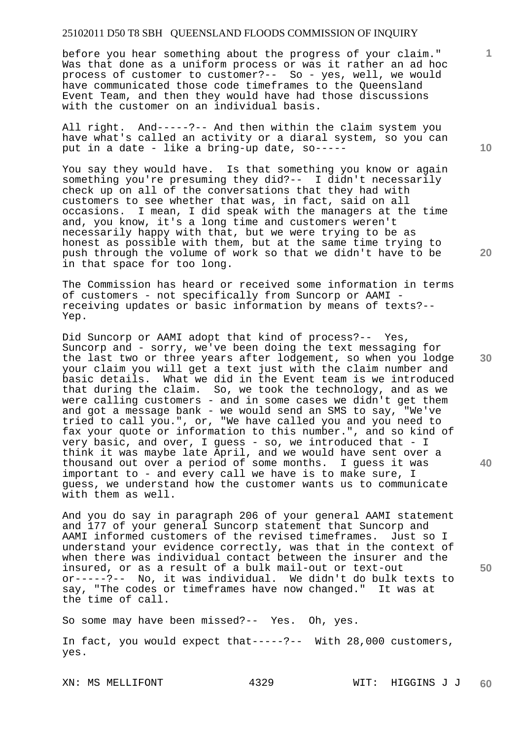before you hear something about the progress of your claim." Was that done as a uniform process or was it rather an ad hoc process of customer to customer?-- So - yes, well, we would have communicated those code timeframes to the Queensland Event Team, and then they would have had those discussions with the customer on an individual basis.

All right. And-----?-- And then within the claim system you have what's called an activity or a diaral system, so you can put in a date - like a bring-up date, so-----

You say they would have. Is that something you know or again something you're presuming they did?-- I didn't necessarily check up on all of the conversations that they had with customers to see whether that was, in fact, said on all occasions. I mean, I did speak with the managers at the time and, you know, it's a long time and customers weren't necessarily happy with that, but we were trying to be as honest as possible with them, but at the same time trying to push through the volume of work so that we didn't have to be in that space for too long.

The Commission has heard or received some information in terms of customers - not specifically from Suncorp or AAMI - receiving updates or basic information by means of texts?-- Yep.

Did Suncorp or AAMI adopt that kind of process?-- Yes, Suncorp and - sorry, we've been doing the text messaging for the last two or three years after lodgement, so when you lodge your claim you will get a text just with the claim number and basic details. What we did in the Event team is we introduced that during the claim. So, we took the technology, and as we were calling customers - and in some cases we didn't get them and got a message bank - we would send an SMS to say, "We've tried to call you.", or, "We have called you and you need to fax your quote or information to this number.", and so kind of very basic, and over, I guess - so, we introduced that - I think it was maybe late April, and we would have sent over a thousand out over a period of some months. I guess it was important to - and every call we have is to make sure, I guess, we understand how the customer wants us to communicate with them as well.

And you do say in paragraph 206 of your general AAMI statement and 177 of your general Suncorp statement that Suncorp and AAMI informed customers of the revised timeframes. Just so I understand your evidence correctly, was that in the context of when there was individual contact between the insurer and the insured, or as a result of a bulk mail-out or text-out or-----?-- No, it was individual. We didn't do bulk texts to say, "The codes or timeframes have now changed." It was at the time of call.

So some may have been missed?-- Yes. Oh, yes.

In fact, you would expect that-----?-- With 28,000 customers, yes.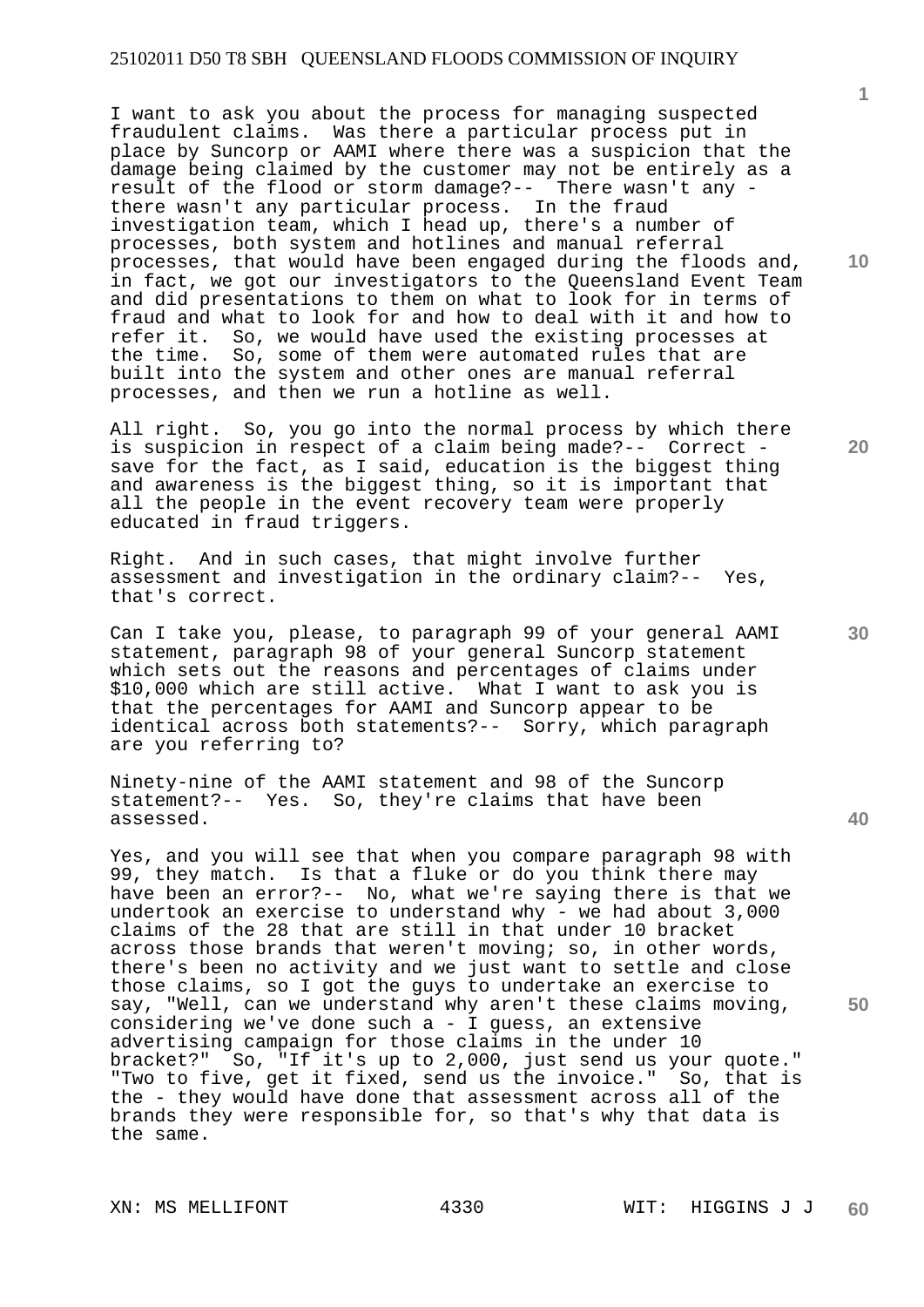I want to ask you about the process for managing suspected fraudulent claims. Was there a particular process put in place by Suncorp or AAMI where there was a suspicion that the damage being claimed by the customer may not be entirely as a result of the flood or storm damage?-- There wasn't any - there wasn't any particular process. In the fraud investigation team, which I head up, there's a number of processes, both system and hotlines and manual referral processes, that would have been engaged during the floods and, in fact, we got our investigators to the Queensland Event Team and did presentations to them on what to look for in terms of fraud and what to look for and how to deal with it and how to refer it. So, we would have used the existing processes at the time. So, some of them were automated rules that are built into the system and other ones are manual referral processes, and then we run a hotline as well.

All right. So, you go into the normal process by which there is suspicion in respect of a claim being made?-- Correct - save for the fact, as I said, education is the biggest thing and awareness is the biggest thing, so it is important that all the people in the event recovery team were properly educated in fraud triggers.

Right. And in such cases, that might involve further assessment and investigation in the ordinary claim?-- Yes, that's correct.

Can I take you, please, to paragraph 99 of your general AAMI statement, paragraph 98 of your general Suncorp statement which sets out the reasons and percentages of claims under $10,000 which are still active. What I want to ask you is that the percentages for AAMI and Suncorp appear to be identical across both statements?-- Sorry, which paragraph are you referring to?

Ninety-nine of the AAMI statement and 98 of the Suncorp statement?-- Yes. So, they're claims that have been assessed.

Yes, and you will see that when you compare paragraph 98 with 99, they match. Is that a fluke or do you think there may have been an error?-- No, what we're saying there is that we undertook an exercise to understand why - we had about 3,000 claims of the 28 that are still in that under 10 bracket across those brands that weren't moving; so, in other words, there's been no activity and we just want to settle and close those claims, so I got the guys to undertake an exercise to say, "Well, can we understand why aren't these claims moving, considering we've done such a - I guess, an extensive advertising campaign for those claims in the under 10 bracket?" So, "If it's up to 2,000, just send us your quote." "Two to five, get it fixed, send us the invoice." So, that is the - they would have done that assessment across all of the brands they were responsible for, so that's why that data is the same.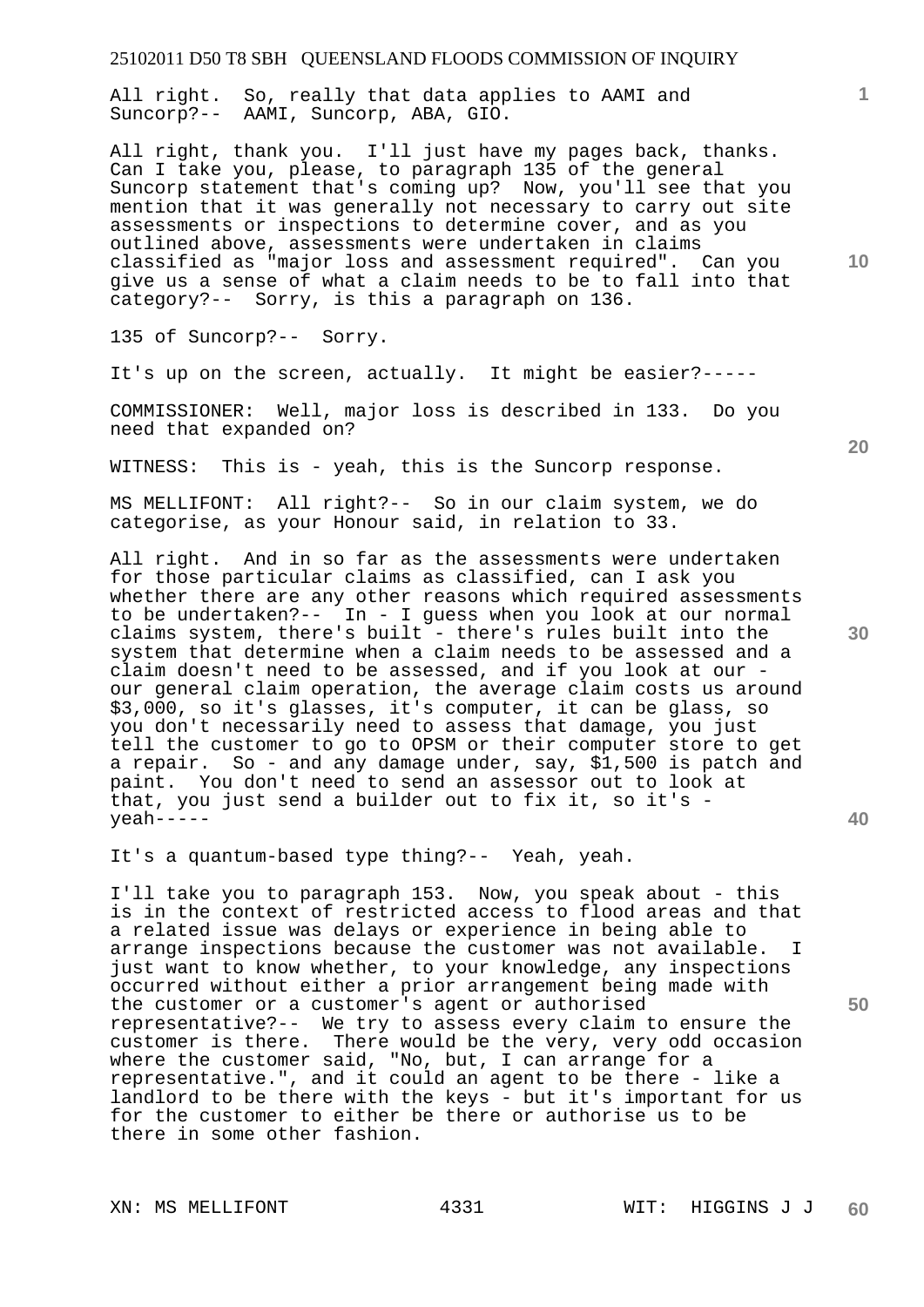All right. So, really that data applies to AAMI and Suncorp?-- AAMI, Suncorp, ABA, GIO.

All right, thank you. I'll just have my pages back, thanks. Can I take you, please, to paragraph 135 of the general Suncorp statement that's coming up? Now, you'll see that you mention that it was generally not necessary to carry out site assessments or inspections to determine cover, and as you outlined above, assessments were undertaken in claims classified as "major loss and assessment required". Can you give us a sense of what a claim needs to be to fall into that category?-- Sorry, is this a paragraph on 136.

135 of Suncorp?-- Sorry.

It's up on the screen, actually. It might be easier?-----

COMMISSIONER: Well, major loss is described in 133. Do you need that expanded on?

WITNESS: This is - yeah, this is the Suncorp response.

MS MELLIFONT: All right?-- So in our claim system, we do categorise, as your Honour said, in relation to 33.

All right. And in so far as the assessments were undertaken for those particular claims as classified, can I ask you whether there are any other reasons which required assessments to be undertaken?-- In - I guess when you look at our normal claims system, there's built - there's rules built into the system that determine when a claim needs to be assessed and a claim doesn't need to be assessed, and if you look at our - our general claim operation, the average claim costs us around $3,000, so it's glasses, it's computer, it can be glass, so you don't necessarily need to assess that damage, you just tell the customer to go to OPSM or their computer store to get a repair. So - and any damage under, say, $1,500 is patch and paint. You don't need to send an assessor out to look at that, you just send a builder out to fix it, so it's - yeah-----

It's a quantum-based type thing?-- Yeah, yeah.

I'll take you to paragraph 153. Now, you speak about - this is in the context of restricted access to flood areas and that a related issue was delays or experience in being able to arrange inspections because the customer was not available. I just want to know whether, to your knowledge, any inspections occurred without either a prior arrangement being made with the customer or a customer's agent or authorised representative?-- We try to assess every claim to ensure the customer is there. There would be the very, very odd occasion where the customer said, "No, but, I can arrange for a representative.", and it could an agent to be there - like a landlord to be there with the keys - but it's important for us for the customer to either be there or authorise us to be there in some other fashion.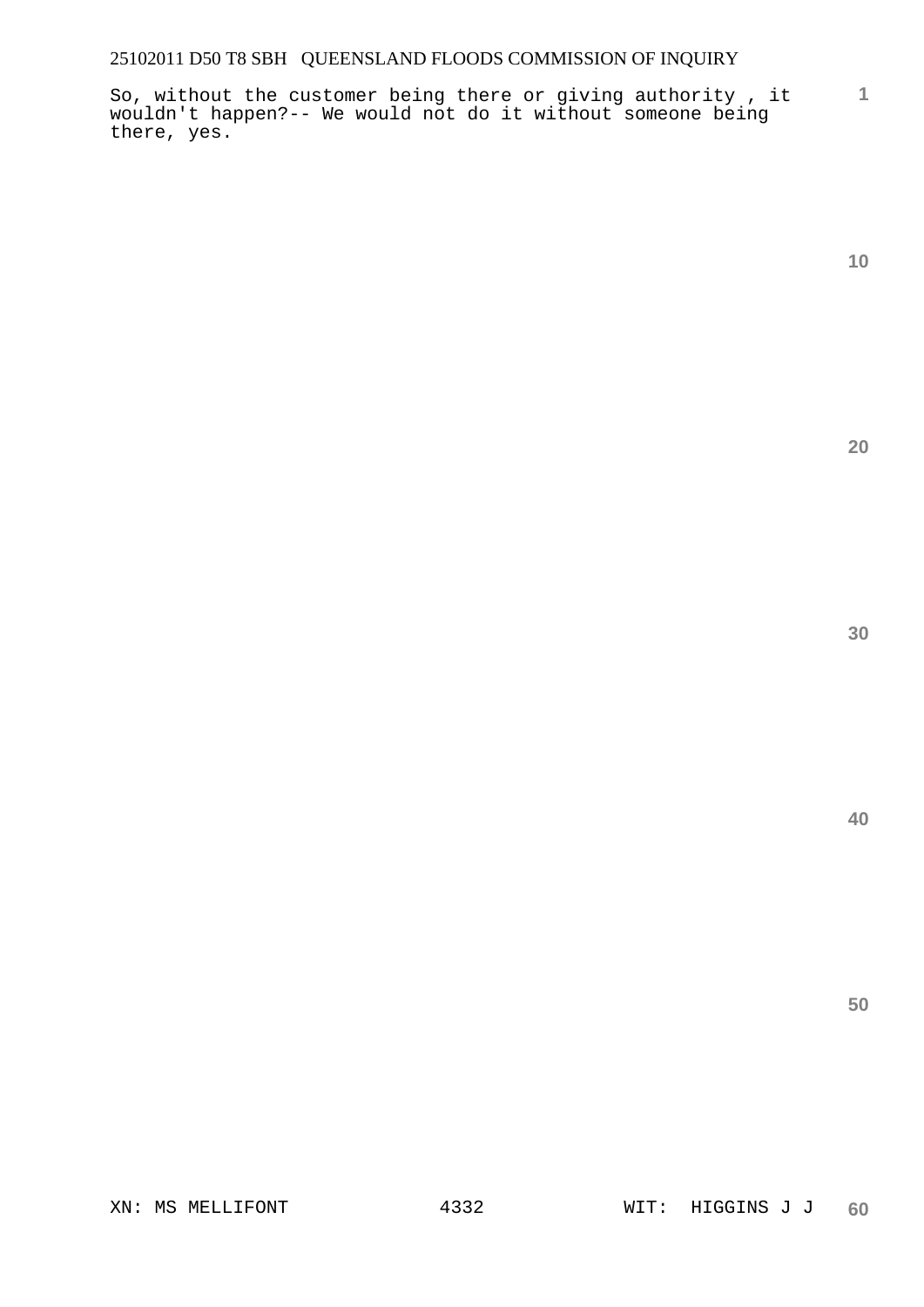So, without the customer being there or giving authority , it wouldn't happen?-- We would not do it without someone being there, yes.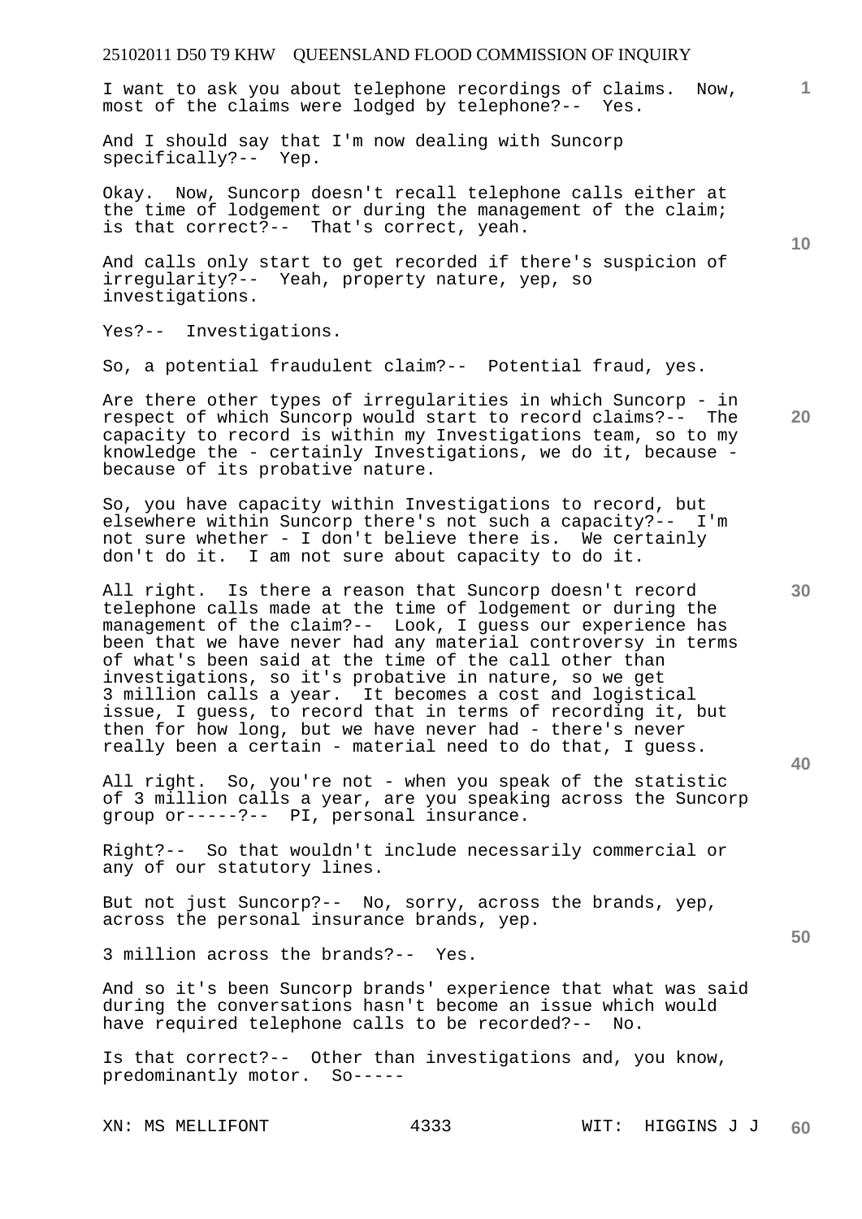I want to ask you about telephone recordings of claims. Now, most of the claims were lodged by telephone?-- Yes.

And I should say that I'm now dealing with Suncorp specifically?-- Yep.

Okay. Now, Suncorp doesn't recall telephone calls either at the time of lodgement or during the management of the claim; is that correct?-- That's correct, yeah.

And calls only start to get recorded if there's suspicion of irregularity?-- Yeah, property nature, yep, so investigations.

Yes?-- Investigations.

So, a potential fraudulent claim?-- Potential fraud, yes.

Are there other types of irregularities in which Suncorp - in respect of which Suncorp would start to record claims?-- The capacity to record is within my Investigations team, so to my knowledge the - certainly Investigations, we do it, because - because of its probative nature.

So, you have capacity within Investigations to record, but elsewhere within Suncorp there's not such a capacity?-- I'm not sure whether - I don't believe there is. We certainly don't do it. I am not sure about capacity to do it.

All right. Is there a reason that Suncorp doesn't record telephone calls made at the time of lodgement or during the management of the claim?-- Look, I guess our experience has been that we have never had any material controversy in terms of what's been said at the time of the call other than investigations, so it's probative in nature, so we get 3 million calls a year. It becomes a cost and logistical issue, I guess, to record that in terms of recording it, but then for how long, but we have never had - there's never really been a certain - material need to do that, I guess.

All right. So, you're not - when you speak of the statistic of 3 million calls a year, are you speaking across the Suncorp group or-----?-- PI, personal insurance.

Right?-- So that wouldn't include necessarily commercial or any of our statutory lines.

But not just Suncorp?-- No, sorry, across the brands, yep, across the personal insurance brands, yep.

3 million across the brands?-- Yes.

And so it's been Suncorp brands' experience that what was said during the conversations hasn't become an issue which would have required telephone calls to be recorded?-- No.

Is that correct?-- Other than investigations and, you know, predominantly motor. So-----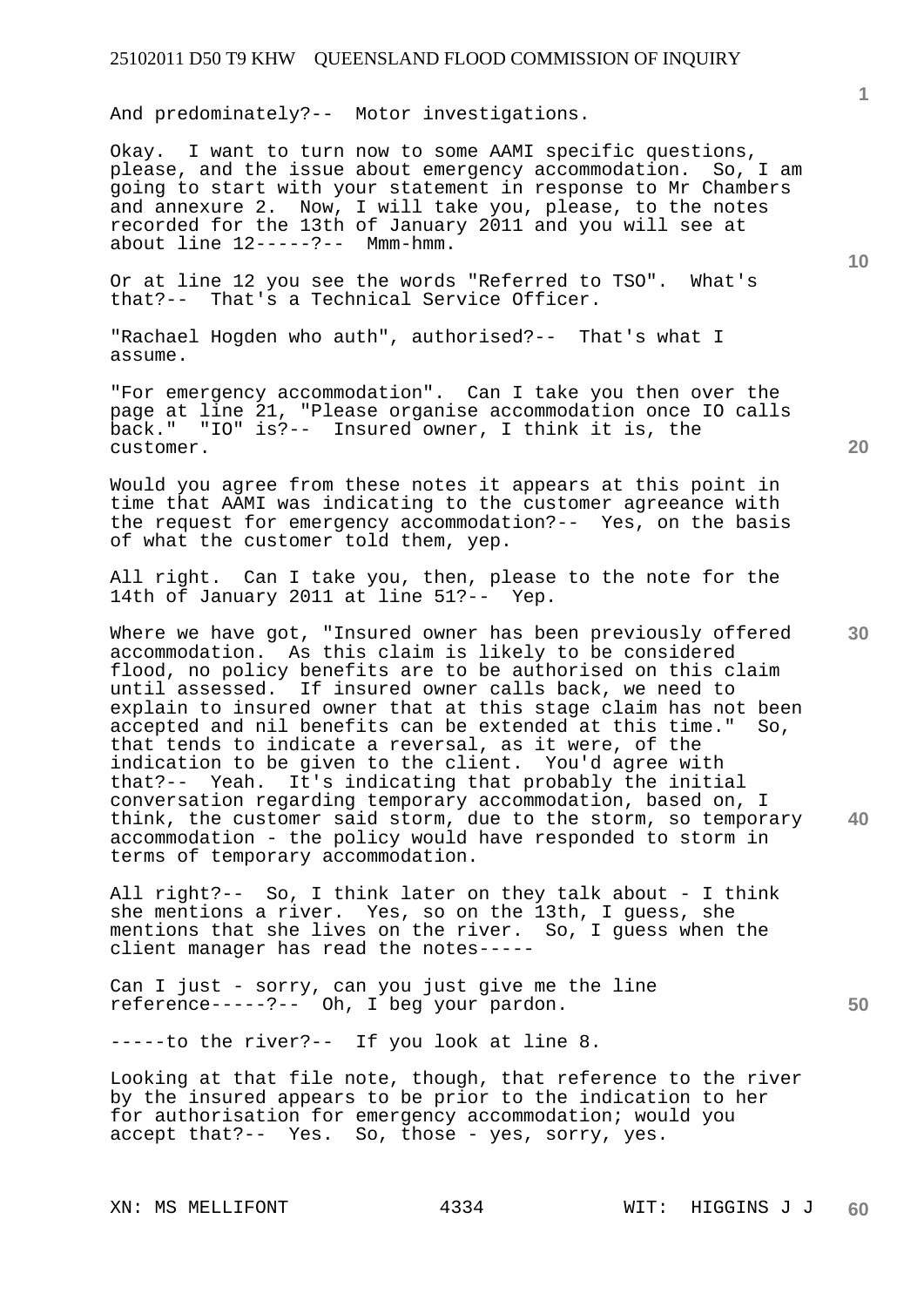And predominately?-- Motor investigations.

Okay. I want to turn now to some AAMI specific questions, please, and the issue about emergency accommodation. So, I am going to start with your statement in response to Mr Chambers and annexure 2. Now, I will take you, please, to the notes recorded for the 13th of January 2011 and you will see at about line 12-----?-- Mmm-hmm.

Or at line 12 you see the words "Referred to TSO". What's that?-- That's a Technical Service Officer.

"Rachael Hogden who auth", authorised?-- That's what I assume.

"For emergency accommodation". Can I take you then over the page at line 21, "Please organise accommodation once IO calls back." "IO" is?-- Insured owner, I think it is, the customer.

Would you agree from these notes it appears at this point in time that AAMI was indicating to the customer agreeance with the request for emergency accommodation?-- Yes, on the basis of what the customer told them, yep.

All right. Can I take you, then, please to the note for the 14th of January 2011 at line 51?-- Yep.

Where we have got, "Insured owner has been previously offered accommodation. As this claim is likely to be considered flood, no policy benefits are to be authorised on this claim until assessed. If insured owner calls back, we need to explain to insured owner that at this stage claim has not been accepted and nil benefits can be extended at this time." So, that tends to indicate a reversal, as it were, of the indication to be given to the client. You'd agree with that?-- Yeah. It's indicating that probably the initial conversation regarding temporary accommodation, based on, I think, the customer said storm, due to the storm, so temporary accommodation - the policy would have responded to storm in terms of temporary accommodation.

All right?-- So, I think later on they talk about - I think she mentions a river. Yes, so on the 13th, I guess, she mentions that she lives on the river. So, I guess when the client manager has read the notes-----

Can I just - sorry, can you just give me the line reference-----?-- Oh, I beg your pardon.

-----to the river?-- If you look at line 8.

Looking at that file note, though, that reference to the river by the insured appears to be prior to the indication to her for authorisation for emergency accommodation; would you accept that?-- Yes. So, those - yes, sorry, yes.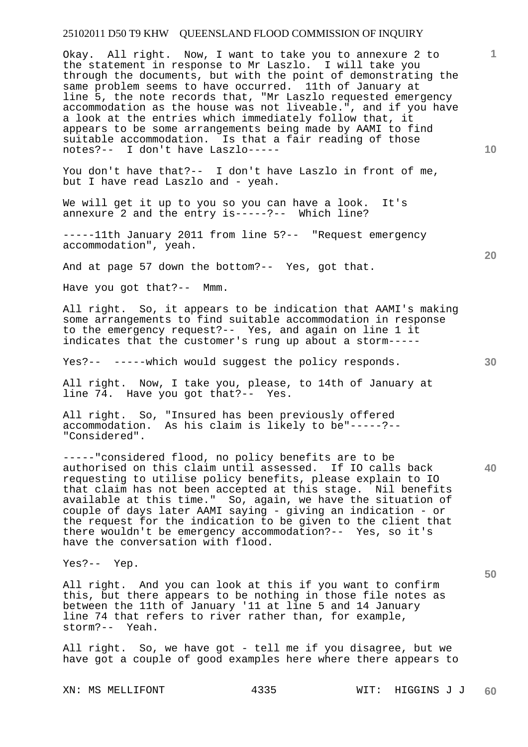Okay. All right. Now, I want to take you to annexure 2 to the statement in response to Mr Laszlo. I will take you through the documents, but with the point of demonstrating the same problem seems to have occurred. 11th of January at line 5, the note records that, "Mr Laszlo requested emergency accommodation as the house was not liveable.", and if you have a look at the entries which immediately follow that, it appears to be some arrangements being made by AAMI to find suitable accommodation. Is that a fair reading of those notes?-- I don't have Laszlo-----

You don't have that?-- I don't have Laszlo in front of me, but I have read Laszlo and - yeah.

We will get it up to you so you can have a look. It's annexure 2 and the entry is-----?-- Which line?

-----11th January 2011 from line 5?-- "Request emergency accommodation", yeah.

And at page 57 down the bottom?-- Yes, got that.

Have you got that?-- Mmm.

All right. So, it appears to be indication that AAMI's making some arrangements to find suitable accommodation in response to the emergency request?-- Yes, and again on line 1 it indicates that the customer's rung up about a storm-----

Yes?-- -----which would suggest the policy responds.

All right. Now, I take you, please, to 14th of January at line 74. Have you got that?-- Yes.

All right. So, "Insured has been previously offered accommodation. As his claim is likely to be"-----?-- "Considered".

-----"considered flood, no policy benefits are to be authorised on this claim until assessed. If IO calls back requesting to utilise policy benefits, please explain to IO that claim has not been accepted at this stage. Nil benefits available at this time." So, again, we have the situation of couple of days later AAMI saying - giving an indication - or the request for the indication to be given to the client that there wouldn't be emergency accommodation?-- Yes, so it's have the conversation with flood.

Yes?-- Yep.

All right. And you can look at this if you want to confirm this, but there appears to be nothing in those file notes as between the 11th of January '11 at line 5 and 14 January line 74 that refers to river rather than, for example, storm?-- Yeah.

All right. So, we have got - tell me if you disagree, but we have got a couple of good examples here where there appears to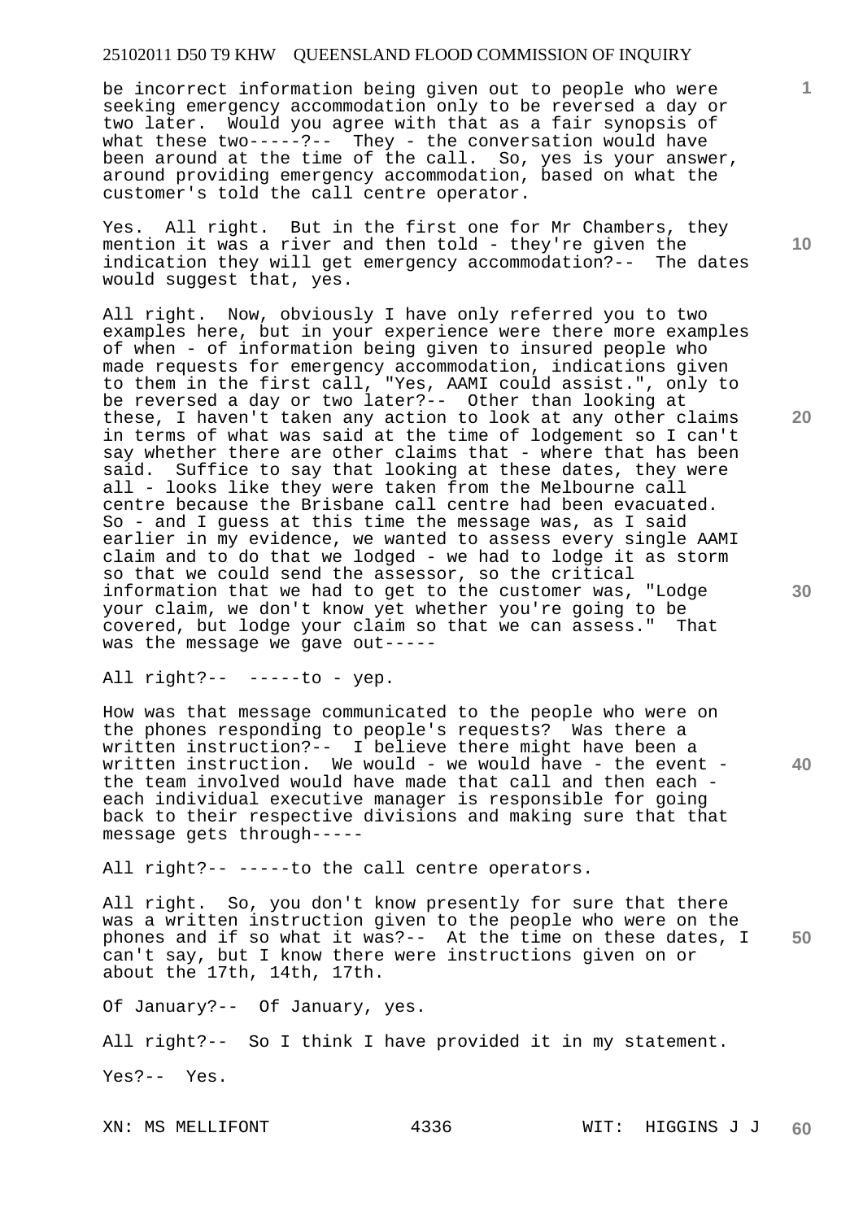be incorrect information being given out to people who were seeking emergency accommodation only to be reversed a day or two later. Would you agree with that as a fair synopsis of what these two-----?-- They - the conversation would have been around at the time of the call. So, yes is your answer, around providing emergency accommodation, based on what the customer's told the call centre operator.

Yes. All right. But in the first one for Mr Chambers, they mention it was a river and then told - they're given the indication they will get emergency accommodation?-- The dates would suggest that, yes.

All right. Now, obviously I have only referred you to two examples here, but in your experience were there more examples of when - of information being given to insured people who made requests for emergency accommodation, indications given to them in the first call, "Yes, AAMI could assist.", only to be reversed a day or two later?-- Other than looking at these, I haven't taken any action to look at any other claims in terms of what was said at the time of lodgement so I can't say whether there are other claims that - where that has been said. Suffice to say that looking at these dates, they were all - looks like they were taken from the Melbourne call centre because the Brisbane call centre had been evacuated. So - and I guess at this time the message was, as I said earlier in my evidence, we wanted to assess every single AAMI claim and to do that we lodged - we had to lodge it as storm so that we could send the assessor, so the critical information that we had to get to the customer was, "Lodge your claim, we don't know yet whether you're going to be covered, but lodge your claim so that we can assess." That was the message we gave out-----

All right?-- -----to - yep.

How was that message communicated to the people who were on the phones responding to people's requests? Was there a written instruction?-- I believe there might have been a written instruction. We would - we would have - the event - the team involved would have made that call and then each - each individual executive manager is responsible for going back to their respective divisions and making sure that that message gets through-----

All right?-- -----to the call centre operators.

All right. So, you don't know presently for sure that there was a written instruction given to the people who were on the phones and if so what it was?-- At the time on these dates, I can't say, but I know there were instructions given on or about the 17th, 14th, 17th.

Of January?-- Of January, yes.

All right?-- So I think I have provided it in my statement.

Yes?-- Yes.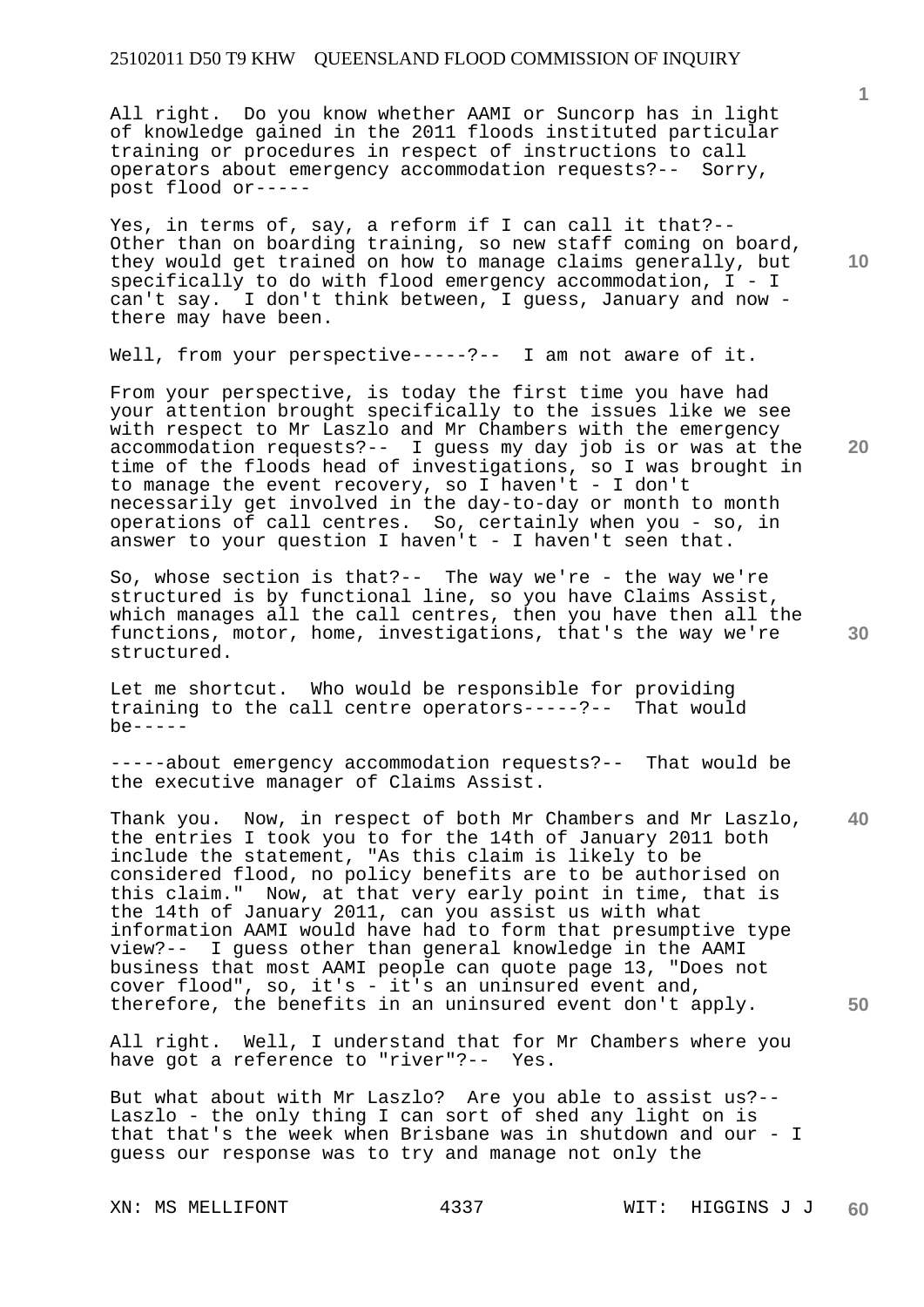All right. Do you know whether AAMI or Suncorp has in light of knowledge gained in the 2011 floods instituted particular training or procedures in respect of instructions to call operators about emergency accommodation requests?-- Sorry, post flood or-----

Yes, in terms of, say, a reform if I can call it that?-- Other than on boarding training, so new staff coming on board, they would get trained on how to manage claims generally, but specifically to do with flood emergency accommodation, I - I can't say. I don't think between, I guess, January and now - there may have been.

Well, from your perspective-----?-- I am not aware of it.

From your perspective, is today the first time you have had your attention brought specifically to the issues like we see with respect to Mr Laszlo and Mr Chambers with the emergency accommodation requests?-- I guess my day job is or was at the time of the floods head of investigations, so I was brought in to manage the event recovery, so I haven't - I don't necessarily get involved in the day-to-day or month to month operations of call centres. So, certainly when you - so, in answer to your question I haven't - I haven't seen that.

So, whose section is that?-- The way we're - the way we're structured is by functional line, so you have Claims Assist, which manages all the call centres, then you have then all the functions, motor, home, investigations, that's the way we're structured.

Let me shortcut. Who would be responsible for providing training to the call centre operators-----?-- That would be-----

-----about emergency accommodation requests?-- That would be the executive manager of Claims Assist.

Thank you. Now, in respect of both Mr Chambers and Mr Laszlo, the entries I took you to for the 14th of January 2011 both include the statement, "As this claim is likely to be considered flood, no policy benefits are to be authorised on this claim." Now, at that very early point in time, that is the 14th of January 2011, can you assist us with what information AAMI would have had to form that presumptive type view?-- I guess other than general knowledge in the AAMI business that most AAMI people can quote page 13, "Does not cover flood", so, it's - it's an uninsured event and, therefore, the benefits in an uninsured event don't apply.

All right. Well, I understand that for Mr Chambers where you have got a reference to "river"?-- Yes.

But what about with Mr Laszlo? Are you able to assist us?-- Laszlo - the only thing I can sort of shed any light on is that that's the week when Brisbane was in shutdown and our - I guess our response was to try and manage not only the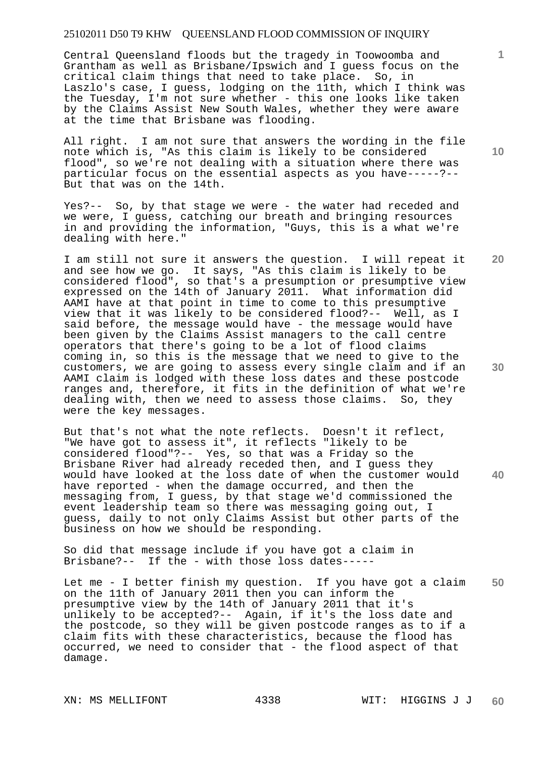Central Queensland floods but the tragedy in Toowoomba and Grantham as well as Brisbane/Ipswich and I guess focus on the critical claim things that need to take place. So, in Laszlo's case, I guess, lodging on the 11th, which I think was the Tuesday, I'm not sure whether - this one looks like taken by the Claims Assist New South Wales, whether they were aware at the time that Brisbane was flooding.

All right. I am not sure that answers the wording in the file note which is, "As this claim is likely to be considered flood", so we're not dealing with a situation where there was particular focus on the essential aspects as you have-----?-- But that was on the 14th.

Yes?-- So, by that stage we were - the water had receded and we were, I guess, catching our breath and bringing resources in and providing the information, "Guys, this is a what we're dealing with here."

I am still not sure it answers the question. I will repeat it and see how we go. It says, "As this claim is likely to be considered flood", so that's a presumption or presumptive view expressed on the 14th of January 2011. What information did AAMI have at that point in time to come to this presumptive view that it was likely to be considered flood?-- Well, as I said before, the message would have - the message would have been given by the Claims Assist managers to the call centre operators that there's going to be a lot of flood claims coming in, so this is the message that we need to give to the customers, we are going to assess every single claim and if an AAMI claim is lodged with these loss dates and these postcode ranges and, therefore, it fits in the definition of what we're dealing with, then we need to assess those claims. So, they were the key messages.

But that's not what the note reflects. Doesn't it reflect, "We have got to assess it", it reflects "likely to be considered flood"?-- Yes, so that was a Friday so the Brisbane River had already receded then, and I guess they would have looked at the loss date of when the customer would have reported - when the damage occurred, and then the messaging from, I guess, by that stage we'd commissioned the event leadership team so there was messaging going out, I guess, daily to not only Claims Assist but other parts of the business on how we should be responding.

So did that message include if you have got a claim in Brisbane?-- If the - with those loss dates-----

Let me - I better finish my question. If you have got a claim on the 11th of January 2011 then you can inform the presumptive view by the 14th of January 2011 that it's unlikely to be accepted?-- Again, if it's the loss date and the postcode, so they will be given postcode ranges as to if a claim fits with these characteristics, because the flood has occurred, we need to consider that - the flood aspect of that damage.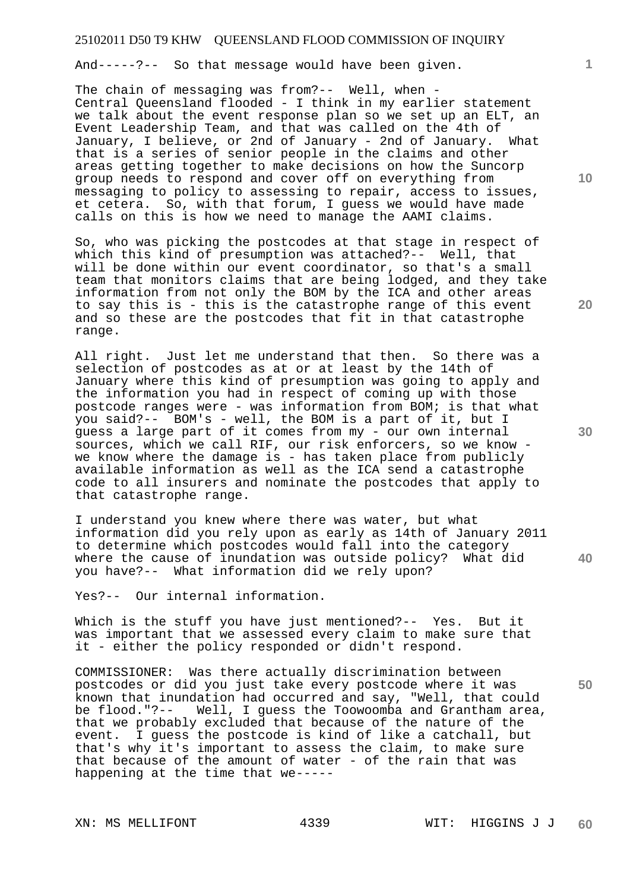And-----?-- So that message would have been given.

The chain of messaging was from?-- Well, when - Central Queensland flooded - I think in my earlier statement we talk about the event response plan so we set up an ELT, an Event Leadership Team, and that was called on the 4th of January, I believe, or 2nd of January - 2nd of January. What that is a series of senior people in the claims and other areas getting together to make decisions on how the Suncorp group needs to respond and cover off on everything from messaging to policy to assessing to repair, access to issues, et cetera. So, with that forum, I guess we would have made calls on this is how we need to manage the AAMI claims.

So, who was picking the postcodes at that stage in respect of which this kind of presumption was attached?-- Well, that will be done within our event coordinator, so that's a small team that monitors claims that are being lodged, and they take information from not only the BOM by the ICA and other areas to say this is - this is the catastrophe range of this event and so these are the postcodes that fit in that catastrophe range.

All right. Just let me understand that then. So there was a selection of postcodes as at or at least by the 14th of January where this kind of presumption was going to apply and the information you had in respect of coming up with those postcode ranges were - was information from BOM; is that what you said?-- BOM's - well, the BOM is a part of it, but I guess a large part of it comes from my - our own internal sources, which we call RIF, our risk enforcers, so we know - we know where the damage is - has taken place from publicly available information as well as the ICA send a catastrophe code to all insurers and nominate the postcodes that apply to that catastrophe range.

I understand you knew where there was water, but what information did you rely upon as early as 14th of January 2011 to determine which postcodes would fall into the category where the cause of inundation was outside policy? What did you have?-- What information did we rely upon?

Yes?-- Our internal information.

Which is the stuff you have just mentioned?-- Yes. But it was important that we assessed every claim to make sure that it - either the policy responded or didn't respond.

COMMISSIONER: Was there actually discrimination between postcodes or did you just take every postcode where it was known that inundation had occurred and say, "Well, that could be flood."?-- Well, I guess the Toowoomba and Grantham area, that we probably excluded that because of the nature of the event. I guess the postcode is kind of like a catchall, but that's why it's important to assess the claim, to make sure that because of the amount of water - of the rain that was happening at the time that we-----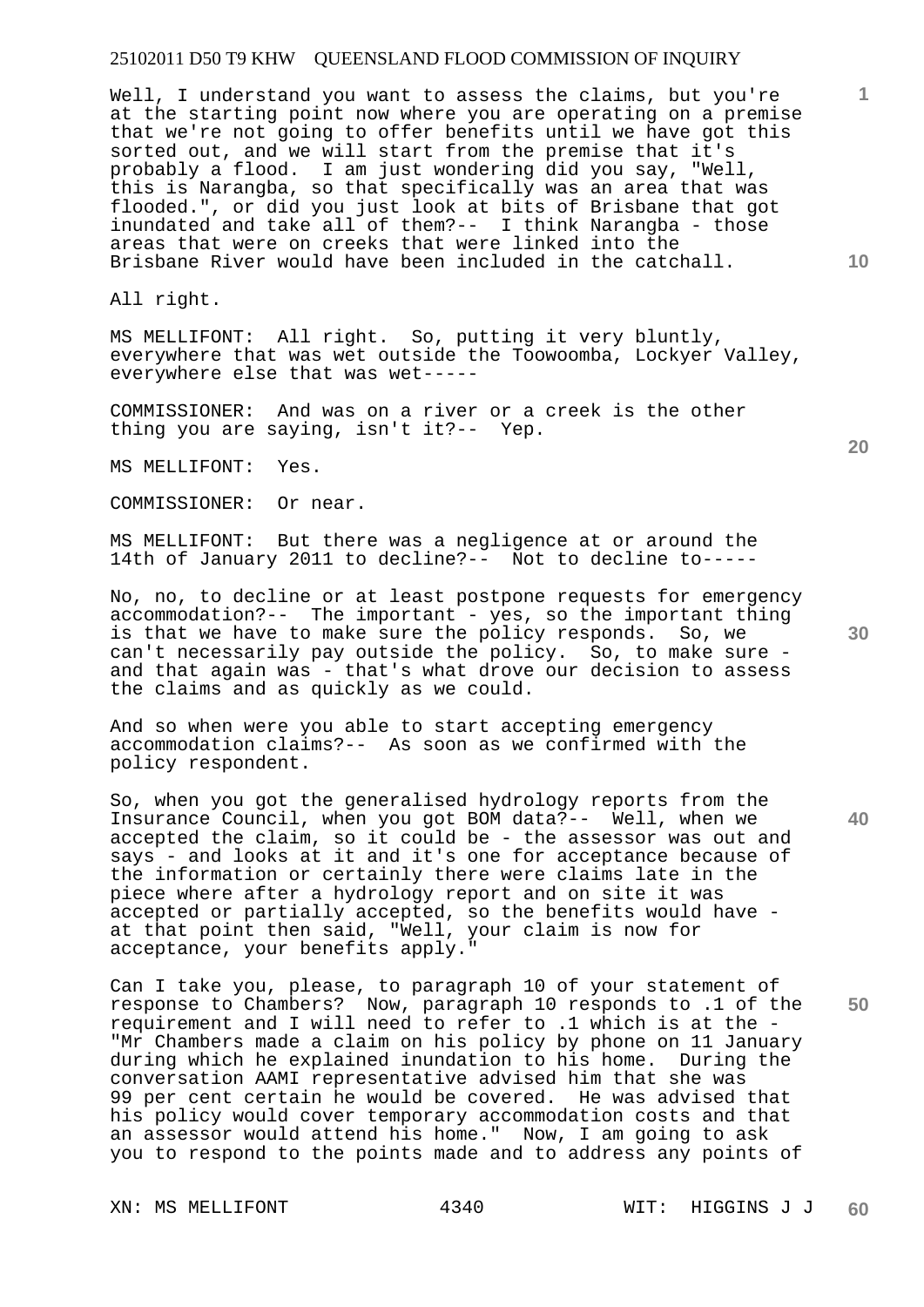Well, I understand you want to assess the claims, but you're at the starting point now where you are operating on a premise that we're not going to offer benefits until we have got this sorted out, and we will start from the premise that it's probably a flood. I am just wondering did you say, "Well, this is Narangba, so that specifically was an area that was flooded.", or did you just look at bits of Brisbane that got inundated and take all of them?-- I think Narangba - those areas that were on creeks that were linked into the Brisbane River would have been included in the catchall.

All right.

MS MELLIFONT: All right. So, putting it very bluntly, everywhere that was wet outside the Toowoomba, Lockyer Valley, everywhere else that was wet-----

COMMISSIONER: And was on a river or a creek is the other thing you are saying, isn't it?-- Yep.

MS MELLIFONT: Yes.

COMMISSIONER: Or near.

MS MELLIFONT: But there was a negligence at or around the 14th of January 2011 to decline?-- Not to decline to-----

No, no, to decline or at least postpone requests for emergency accommodation?-- The important - yes, so the important thing is that we have to make sure the policy responds. So, we can't necessarily pay outside the policy. So, to make sure - and that again was - that's what drove our decision to assess the claims and as quickly as we could.

And so when were you able to start accepting emergency accommodation claims?-- As soon as we confirmed with the policy respondent.

So, when you got the generalised hydrology reports from the Insurance Council, when you got BOM data?-- Well, when we accepted the claim, so it could be - the assessor was out and says - and looks at it and it's one for acceptance because of the information or certainly there were claims late in the piece where after a hydrology report and on site it was accepted or partially accepted, so the benefits would have - at that point then said, "Well, your claim is now for acceptance, your benefits apply."

Can I take you, please, to paragraph 10 of your statement of response to Chambers? Now, paragraph 10 responds to .1 of the requirement and I will need to refer to .1 which is at the - "Mr Chambers made a claim on his policy by phone on 11 January during which he explained inundation to his home. During the conversation AAMI representative advised him that she was 99 per cent certain he would be covered. He was advised that his policy would cover temporary accommodation costs and that an assessor would attend his home." Now, I am going to ask you to respond to the points made and to address any points of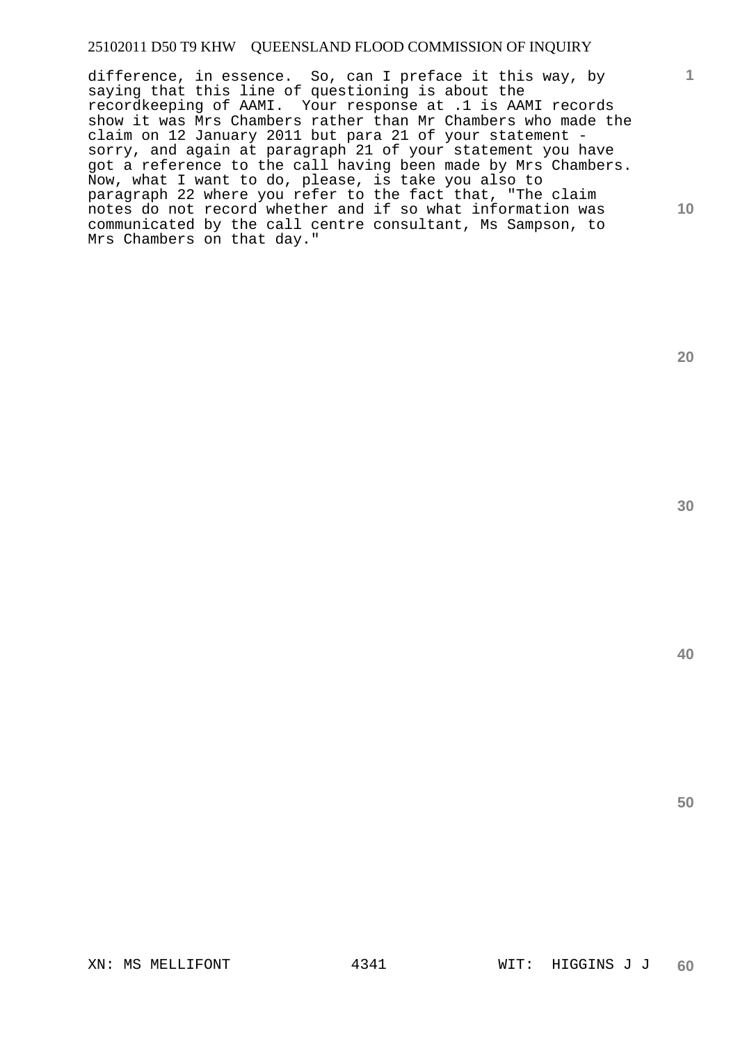difference, in essence. So, can I preface it this way, by saying that this line of questioning is about the recordkeeping of AAMI. Your response at .1 is AAMI records show it was Mrs Chambers rather than Mr Chambers who made the claim on 12 January 2011 but para 21 of your statement - sorry, and again at paragraph 21 of your statement you have got a reference to the call having been made by Mrs Chambers. Now, what I want to do, please, is take you also to paragraph 22 where you refer to the fact that, "The claim notes do not record whether and if so what information was communicated by the call centre consultant, Ms Sampson, to Mrs Chambers on that day."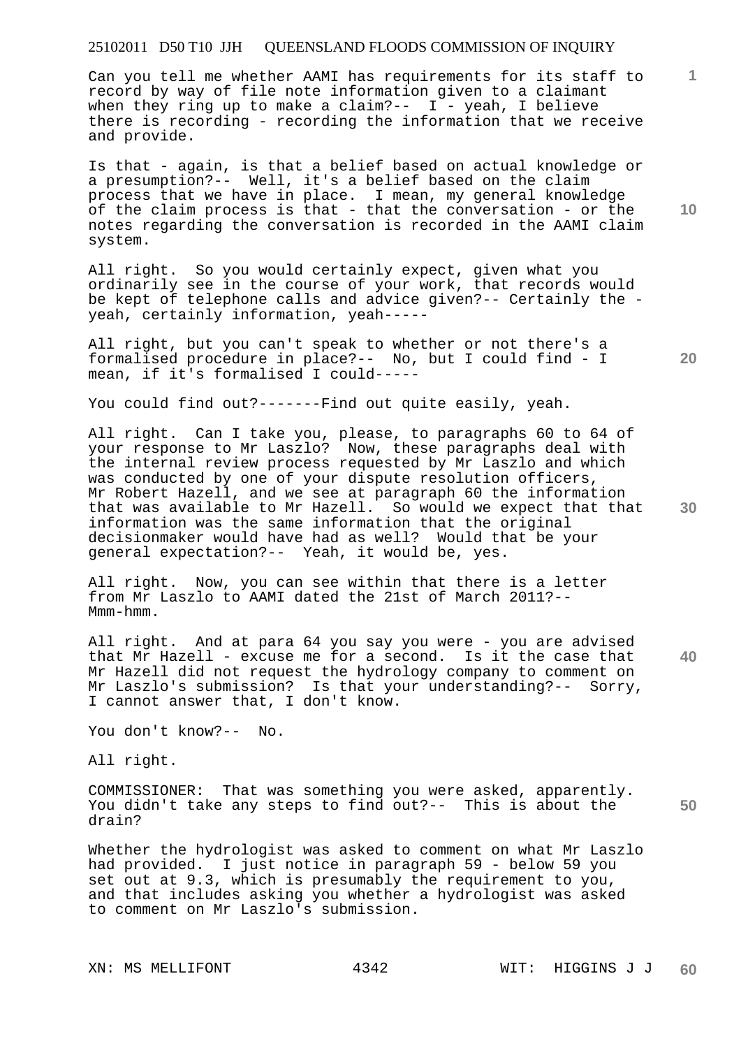Can you tell me whether AAMI has requirements for its staff to record by way of file note information given to a claimant when they ring up to make a claim?-- I - yeah, I believe there is recording - recording the information that we receive and provide.

Is that - again, is that a belief based on actual knowledge or a presumption?-- Well, it's a belief based on the claim process that we have in place. I mean, my general knowledge of the claim process is that - that the conversation - or the notes regarding the conversation is recorded in the AAMI claim system.

All right. So you would certainly expect, given what you ordinarily see in the course of your work, that records would be kept of telephone calls and advice given?-- Certainly the - yeah, certainly information, yeah-----

All right, but you can't speak to whether or not there's a formalised procedure in place?-- No, but I could find - I mean, if it's formalised I could-----

You could find out?-------Find out quite easily, yeah.

All right. Can I take you, please, to paragraphs 60 to 64 of your response to Mr Laszlo? Now, these paragraphs deal with the internal review process requested by Mr Laszlo and which was conducted by one of your dispute resolution officers, Mr Robert Hazell, and we see at paragraph 60 the information that was available to Mr Hazell. So would we expect that that information was the same information that the original decisionmaker would have had as well? Would that be your general expectation?-- Yeah, it would be, yes.

All right. Now, you can see within that there is a letter from Mr Laszlo to AAMI dated the 21st of March 2011?-- Mmm-hmm.

All right. And at para 64 you say you were - you are advised that Mr Hazell - excuse me for a second. Is it the case that Mr Hazell did not request the hydrology company to comment on Mr Laszlo's submission? Is that your understanding?-- Sorry, I cannot answer that, I don't know.

You don't know?-- No.

All right.

COMMISSIONER: That was something you were asked, apparently. You didn't take any steps to find out?-- This is about the drain?

Whether the hydrologist was asked to comment on what Mr Laszlo had provided. I just notice in paragraph 59 - below 59 you set out at 9.3, which is presumably the requirement to you, and that includes asking you whether a hydrologist was asked to comment on Mr Laszlo's submission.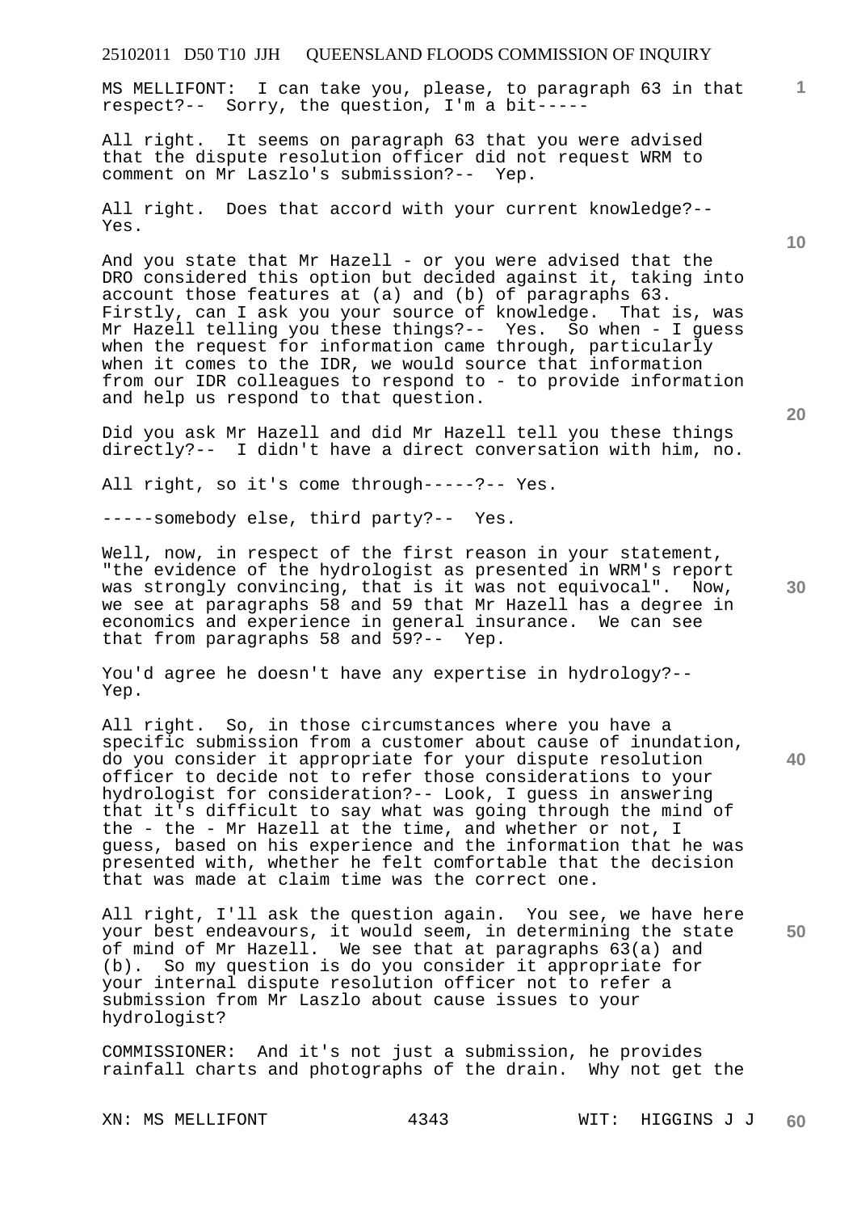MS MELLIFONT: I can take you, please, to paragraph 63 in that respect?-- Sorry, the question, I'm a bit-----

All right. It seems on paragraph 63 that you were advised that the dispute resolution officer did not request WRM to comment on Mr Laszlo's submission?-- Yep.

All right. Does that accord with your current knowledge?-- Yes.

And you state that Mr Hazell - or you were advised that the DRO considered this option but decided against it, taking into account those features at (a) and (b) of paragraphs 63. Firstly, can I ask you your source of knowledge. That is, was Mr Hazell telling you these things?-- Yes. So when - I guess when the request for information came through, particularly when it comes to the IDR, we would source that information from our IDR colleagues to respond to - to provide information and help us respond to that question.

Did you ask Mr Hazell and did Mr Hazell tell you these things directly?-- I didn't have a direct conversation with him, no.

All right, so it's come through-----?-- Yes.

-----somebody else, third party?-- Yes.

Well, now, in respect of the first reason in your statement, "the evidence of the hydrologist as presented in WRM's report was strongly convincing, that is it was not equivocal". Now, we see at paragraphs 58 and 59 that Mr Hazell has a degree in economics and experience in general insurance. We can see that from paragraphs 58 and 59?-- Yep.

You'd agree he doesn't have any expertise in hydrology?-- Yep.

All right. So, in those circumstances where you have a specific submission from a customer about cause of inundation, do you consider it appropriate for your dispute resolution officer to decide not to refer those considerations to your hydrologist for consideration?-- Look, I guess in answering that it's difficult to say what was going through the mind of the - the - Mr Hazell at the time, and whether or not, I guess, based on his experience and the information that he was presented with, whether he felt comfortable that the decision that was made at claim time was the correct one.

All right, I'll ask the question again. You see, we have here your best endeavours, it would seem, in determining the state of mind of Mr Hazell. We see that at paragraphs 63(a) and (b). So my question is do you consider it appropriate for your internal dispute resolution officer not to refer a submission from Mr Laszlo about cause issues to your hydrologist?

COMMISSIONER: And it's not just a submission, he provides rainfall charts and photographs of the drain. Why not get the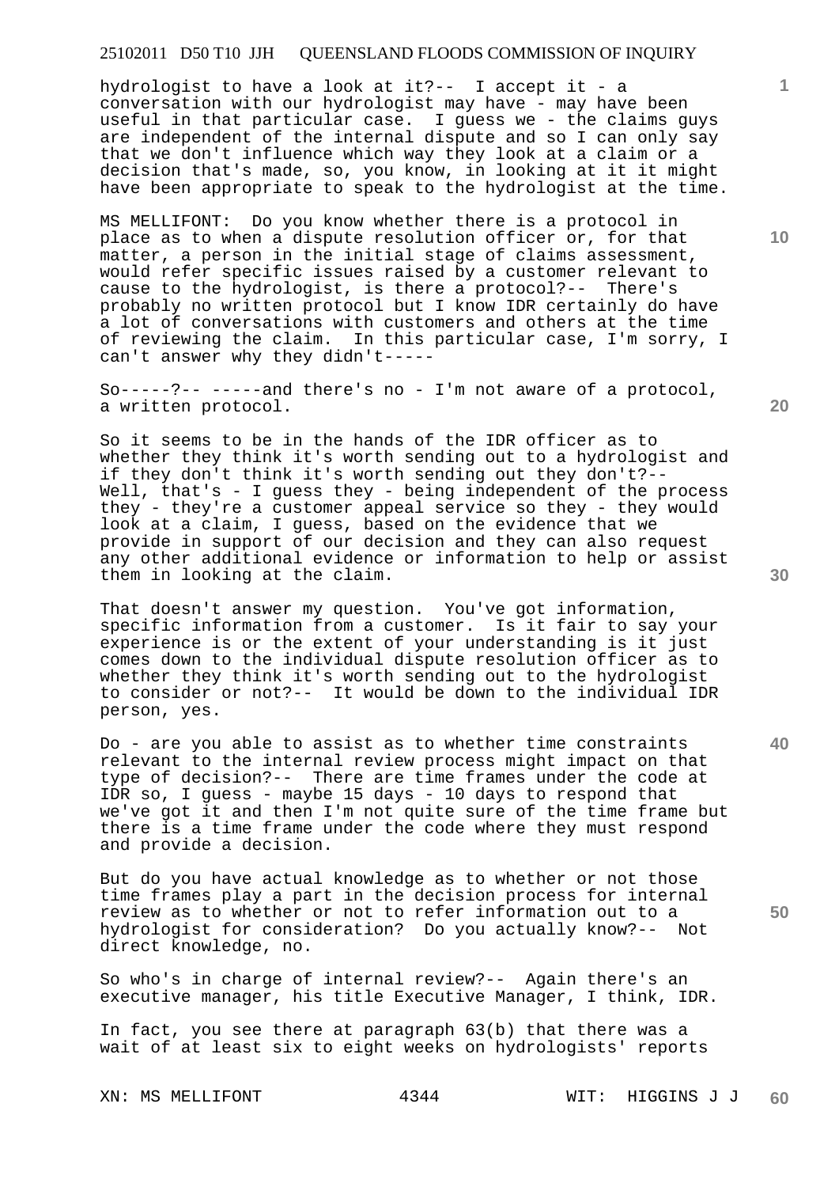hydrologist to have a look at it?-- I accept it - a conversation with our hydrologist may have - may have been useful in that particular case. I guess we - the claims guys are independent of the internal dispute and so I can only say that we don't influence which way they look at a claim or a decision that's made, so, you know, in looking at it it might have been appropriate to speak to the hydrologist at the time.

MS MELLIFONT: Do you know whether there is a protocol in place as to when a dispute resolution officer or, for that matter, a person in the initial stage of claims assessment, would refer specific issues raised by a customer relevant to cause to the hydrologist, is there a protocol?-- There's probably no written protocol but I know IDR certainly do have a lot of conversations with customers and others at the time of reviewing the claim. In this particular case, I'm sorry, I can't answer why they didn't-----

So-----?-- -----and there's no - I'm not aware of a protocol, a written protocol.

So it seems to be in the hands of the IDR officer as to whether they think it's worth sending out to a hydrologist and if they don't think it's worth sending out they don't?-- Well, that's - I guess they - being independent of the process they - they're a customer appeal service so they - they would look at a claim, I guess, based on the evidence that we provide in support of our decision and they can also request any other additional evidence or information to help or assist them in looking at the claim.

That doesn't answer my question. You've got information, specific information from a customer. Is it fair to say your experience is or the extent of your understanding is it just comes down to the individual dispute resolution officer as to whether they think it's worth sending out to the hydrologist to consider or not?-- It would be down to the individual IDR person, yes.

Do - are you able to assist as to whether time constraints relevant to the internal review process might impact on that type of decision?-- There are time frames under the code at IDR so, I guess - maybe 15 days - 10 days to respond that we've got it and then I'm not quite sure of the time frame but there is a time frame under the code where they must respond and provide a decision.

But do you have actual knowledge as to whether or not those time frames play a part in the decision process for internal review as to whether or not to refer information out to a hydrologist for consideration? Do you actually know?-- Not direct knowledge, no.

So who's in charge of internal review?-- Again there's an executive manager, his title Executive Manager, I think, IDR.

In fact, you see there at paragraph 63(b) that there was a wait of at least six to eight weeks on hydrologists' reports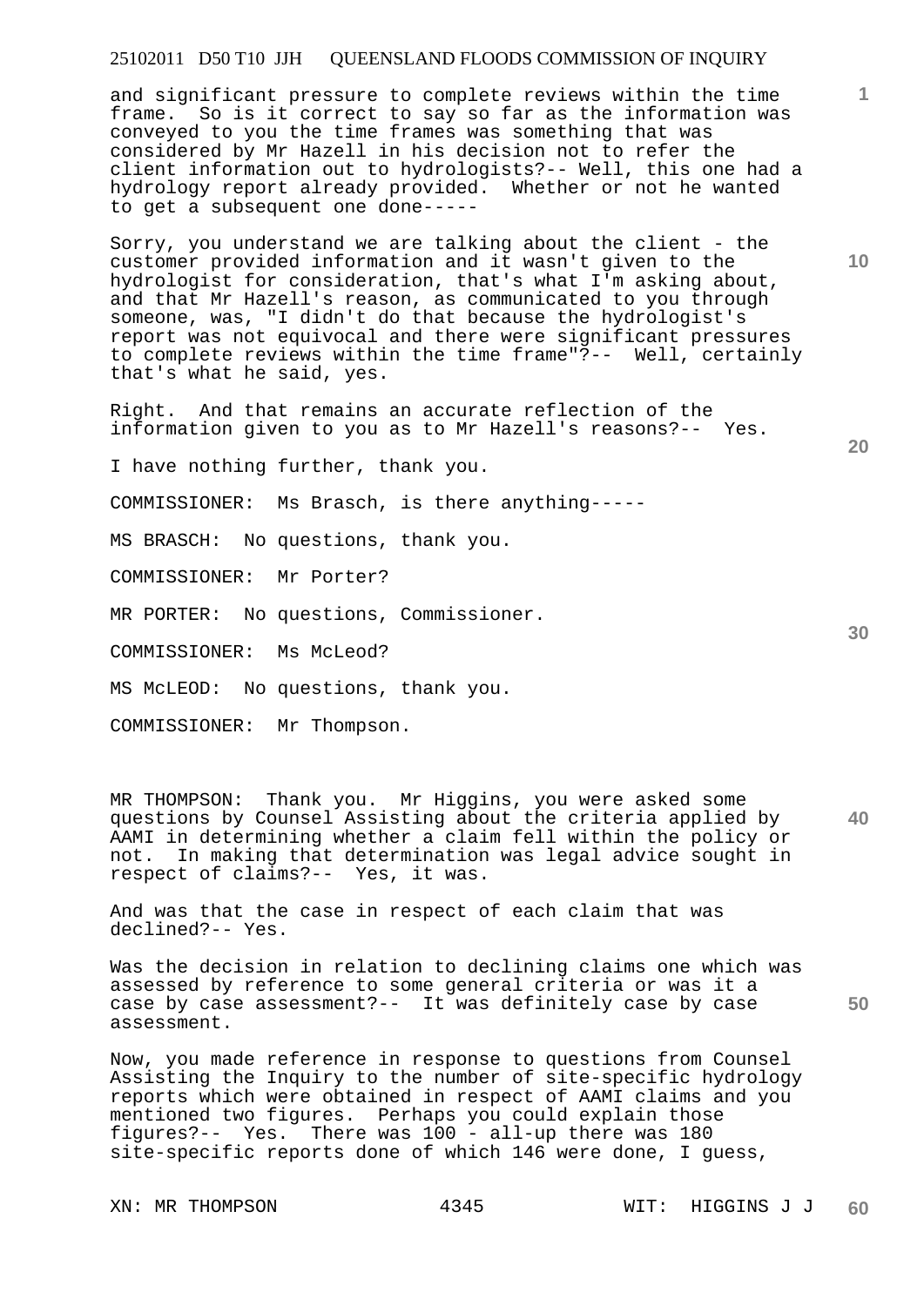and significant pressure to complete reviews within the time frame. So is it correct to say so far as the information was conveyed to you the time frames was something that was considered by Mr Hazell in his decision not to refer the client information out to hydrologists?-- Well, this one had a hydrology report already provided. Whether or not he wanted to get a subsequent one done-----

Sorry, you understand we are talking about the client - the customer provided information and it wasn't given to the hydrologist for consideration, that's what I'm asking about, and that Mr Hazell's reason, as communicated to you through someone, was, "I didn't do that because the hydrologist's report was not equivocal and there were significant pressures to complete reviews within the time frame"?-- Well, certainly that's what he said, yes.

Right. And that remains an accurate reflection of the information given to you as to Mr Hazell's reasons?-- Yes.

I have nothing further, thank you.

COMMISSIONER: Ms Brasch, is there anything-----

MS BRASCH: No questions, thank you.

COMMISSIONER: Mr Porter?

MR PORTER: No questions, Commissioner.

COMMISSIONER: Ms McLeod?

MS McLEOD: No questions, thank you.

COMMISSIONER: Mr Thompson.

MR THOMPSON: Thank you. Mr Higgins, you were asked some questions by Counsel Assisting about the criteria applied by AAMI in determining whether a claim fell within the policy or not. In making that determination was legal advice sought in respect of claims?-- Yes, it was.

And was that the case in respect of each claim that was declined?-- Yes.

Was the decision in relation to declining claims one which was assessed by reference to some general criteria or was it a case by case assessment?-- It was definitely case by case assessment.

Now, you made reference in response to questions from Counsel Assisting the Inquiry to the number of site-specific hydrology reports which were obtained in respect of AAMI claims and you mentioned two figures. Perhaps you could explain those figures?-- Yes. There was 100 - all-up there was 180 site-specific reports done of which 146 were done, I guess,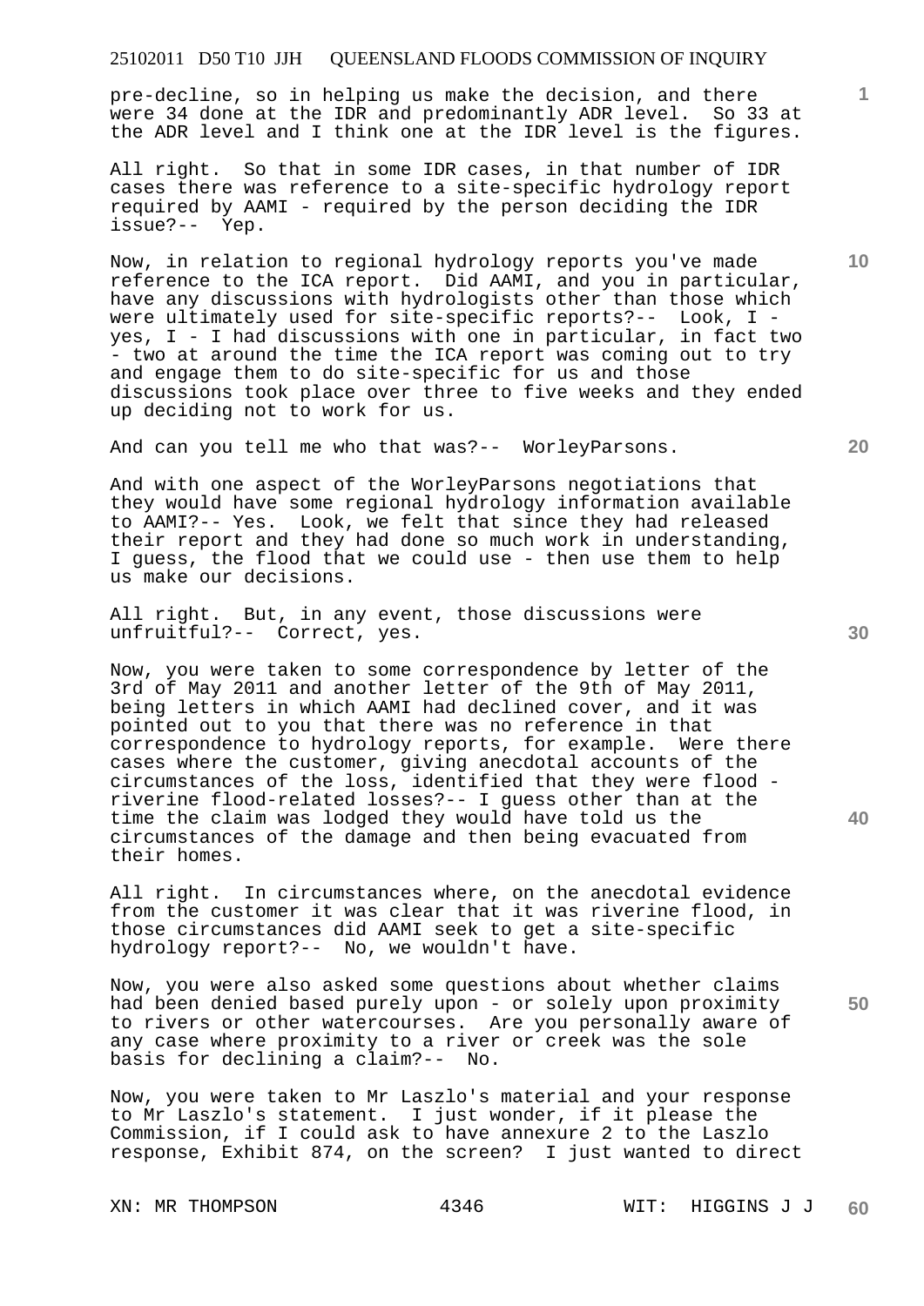pre-decline, so in helping us make the decision, and there were 34 done at the IDR and predominantly ADR level. So 33 at the ADR level and I think one at the IDR level is the figures.

All right. So that in some IDR cases, in that number of IDR cases there was reference to a site-specific hydrology report required by AAMI - required by the person deciding the IDR issue?-- Yep.

Now, in relation to regional hydrology reports you've made reference to the ICA report. Did AAMI, and you in particular, have any discussions with hydrologists other than those which were ultimately used for site-specific reports?-- Look, I - yes, I - I had discussions with one in particular, in fact two - two at around the time the ICA report was coming out to try and engage them to do site-specific for us and those discussions took place over three to five weeks and they ended up deciding not to work for us.

And can you tell me who that was?-- WorleyParsons.

And with one aspect of the WorleyParsons negotiations that they would have some regional hydrology information available to AAMI?-- Yes. Look, we felt that since they had released their report and they had done so much work in understanding, I guess, the flood that we could use - then use them to help us make our decisions.

All right. But, in any event, those discussions were unfruitful?-- Correct, yes.

Now, you were taken to some correspondence by letter of the 3rd of May 2011 and another letter of the 9th of May 2011, being letters in which AAMI had declined cover, and it was pointed out to you that there was no reference in that correspondence to hydrology reports, for example. Were there cases where the customer, giving anecdotal accounts of the circumstances of the loss, identified that they were flood - riverine flood-related losses?-- I guess other than at the time the claim was lodged they would have told us the circumstances of the damage and then being evacuated from their homes.

All right. In circumstances where, on the anecdotal evidence from the customer it was clear that it was riverine flood, in those circumstances did AAMI seek to get a site-specific hydrology report?-- No, we wouldn't have.

Now, you were also asked some questions about whether claims had been denied based purely upon - or solely upon proximity to rivers or other watercourses. Are you personally aware of any case where proximity to a river or creek was the sole basis for declining a claim?-- No.

Now, you were taken to Mr Laszlo's material and your response to Mr Laszlo's statement. I just wonder, if it please the Commission, if I could ask to have annexure 2 to the Laszlo response, Exhibit 874, on the screen? I just wanted to direct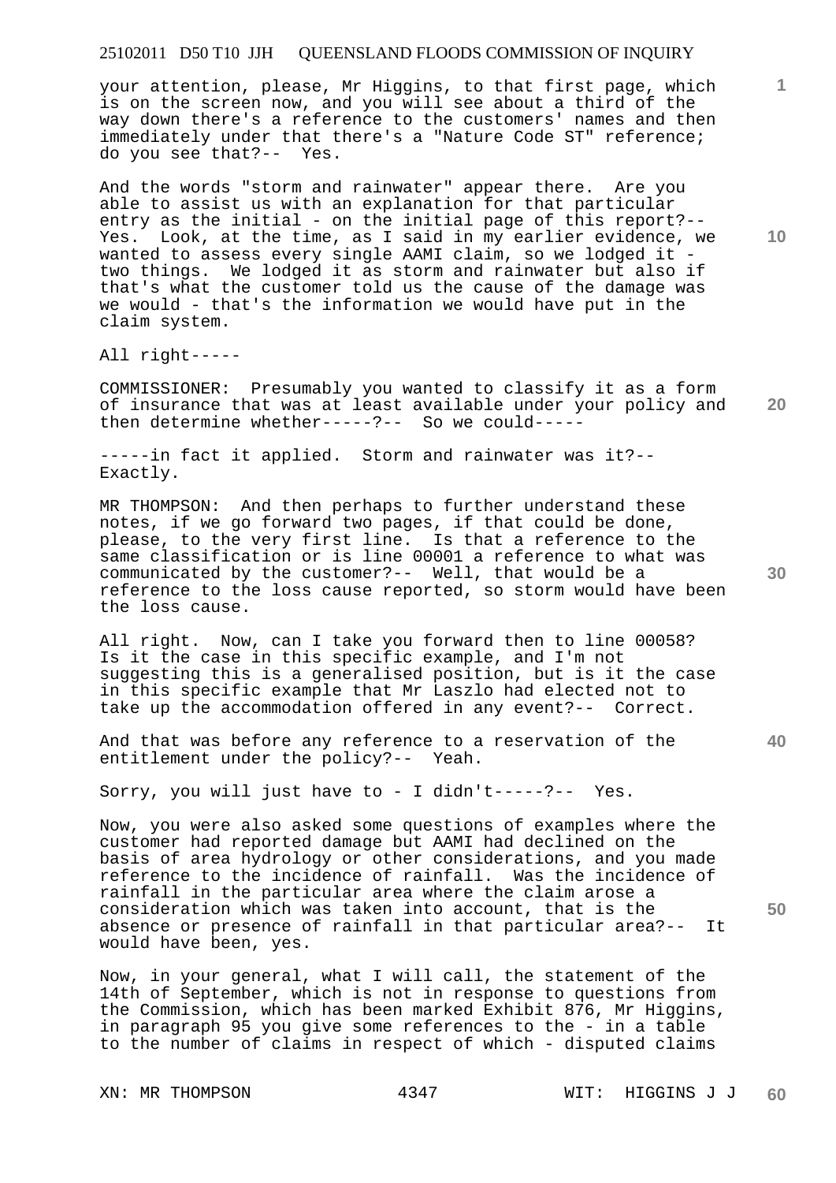your attention, please, Mr Higgins, to that first page, which is on the screen now, and you will see about a third of the way down there's a reference to the customers' names and then immediately under that there's a "Nature Code ST" reference; do you see that?-- Yes.

And the words "storm and rainwater" appear there. Are you able to assist us with an explanation for that particular entry as the initial - on the initial page of this report?-- Yes. Look, at the time, as I said in my earlier evidence, we wanted to assess every single AAMI claim, so we lodged it - two things. We lodged it as storm and rainwater but also if that's what the customer told us the cause of the damage was we would - that's the information we would have put in the claim system.

All right-----

COMMISSIONER: Presumably you wanted to classify it as a form of insurance that was at least available under your policy and then determine whether-----?-- So we could-----

-----in fact it applied. Storm and rainwater was it?-- Exactly.

MR THOMPSON: And then perhaps to further understand these notes, if we go forward two pages, if that could be done, please, to the very first line. Is that a reference to the same classification or is line 00001 a reference to what was communicated by the customer?-- Well, that would be a reference to the loss cause reported, so storm would have been the loss cause.

All right. Now, can I take you forward then to line 00058? Is it the case in this specific example, and I'm not suggesting this is a generalised position, but is it the case in this specific example that Mr Laszlo had elected not to take up the accommodation offered in any event?-- Correct.

And that was before any reference to a reservation of the entitlement under the policy?-- Yeah.

Sorry, you will just have to - I didn't-----?-- Yes.

Now, you were also asked some questions of examples where the customer had reported damage but AAMI had declined on the basis of area hydrology or other considerations, and you made reference to the incidence of rainfall. Was the incidence of rainfall in the particular area where the claim arose a consideration which was taken into account, that is the absence or presence of rainfall in that particular area?-- It would have been, yes.

Now, in your general, what I will call, the statement of the 14th of September, which is not in response to questions from the Commission, which has been marked Exhibit 876, Mr Higgins, in paragraph 95 you give some references to the - in a table to the number of claims in respect of which - disputed claims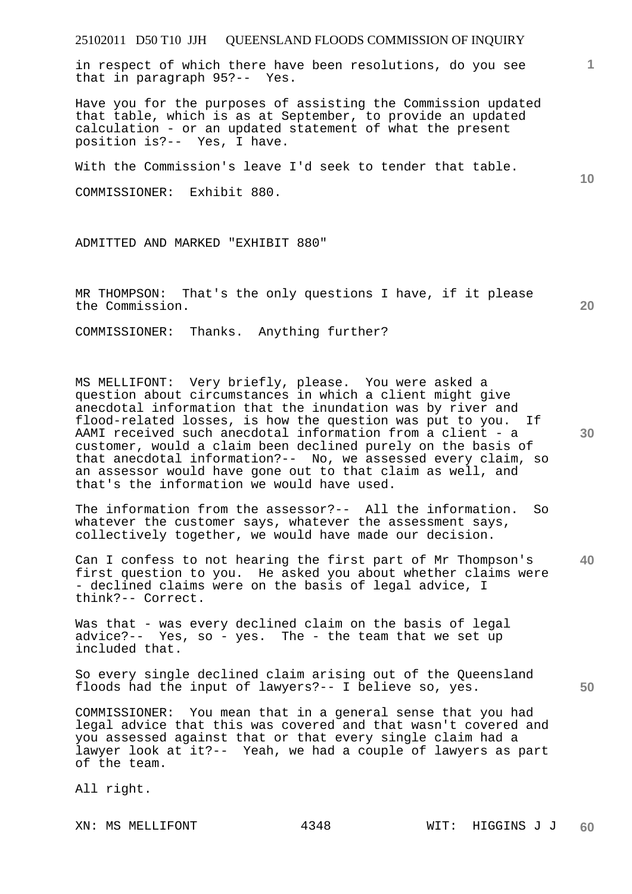in respect of which there have been resolutions, do you see that in paragraph 95?-- Yes.

Have you for the purposes of assisting the Commission updated that table, which is as at September, to provide an updated calculation - or an updated statement of what the present position is?-- Yes, I have.

With the Commission's leave I'd seek to tender that table.

COMMISSIONER: Exhibit 880.

ADMITTED AND MARKED "EXHIBIT 880"

MR THOMPSON: That's the only questions I have, if it please the Commission.

COMMISSIONER: Thanks. Anything further?

MS MELLIFONT: Very briefly, please. You were asked a question about circumstances in which a client might give anecdotal information that the inundation was by river and flood-related losses, is how the question was put to you. If AAMI received such anecdotal information from a client - a customer, would a claim been declined purely on the basis of that anecdotal information?-- No, we assessed every claim, so an assessor would have gone out to that claim as well, and that's the information we would have used.

The information from the assessor?-- All the information. So whatever the customer says, whatever the assessment says, collectively together, we would have made our decision.

Can I confess to not hearing the first part of Mr Thompson's first question to you. He asked you about whether claims were - declined claims were on the basis of legal advice, I think?-- Correct.

Was that - was every declined claim on the basis of legal advice?-- Yes, so - yes. The - the team that we set up included that.

So every single declined claim arising out of the Queensland floods had the input of lawyers?-- I believe so, yes.

COMMISSIONER: You mean that in a general sense that you had legal advice that this was covered and that wasn't covered and you assessed against that or that every single claim had a lawyer look at it?-- Yeah, we had a couple of lawyers as part of the team.

All right.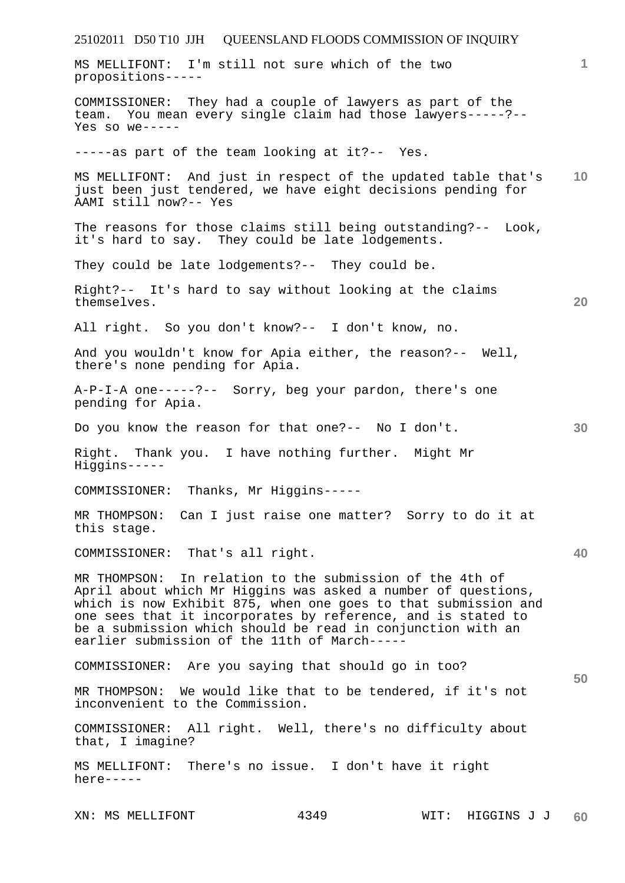MS MELLIFONT: I'm still not sure which of the two propositions-----

COMMISSIONER: They had a couple of lawyers as part of the team. You mean every single claim had those lawyers-----?-- Yes so we-----

-----as part of the team looking at it?-- Yes.

MS MELLIFONT: And just in respect of the updated table that's just been just tendered, we have eight decisions pending for AAMI still now?-- Yes

The reasons for those claims still being outstanding?-- Look, it's hard to say. They could be late lodgements.

They could be late lodgements?-- They could be.

Right?-- It's hard to say without looking at the claims themselves.

All right. So you don't know?-- I don't know, no.

And you wouldn't know for Apia either, the reason?-- Well, there's none pending for Apia.

A-P-I-A one-----?-- Sorry, beg your pardon, there's one pending for Apia.

Do you know the reason for that one?-- No I don't.

Right. Thank you. I have nothing further. Might Mr Higgins-----

COMMISSIONER: Thanks, Mr Higgins-----

MR THOMPSON: Can I just raise one matter? Sorry to do it at this stage.

COMMISSIONER: That's all right.

MR THOMPSON: In relation to the submission of the 4th of April about which Mr Higgins was asked a number of questions, which is now Exhibit 875, when one goes to that submission and one sees that it incorporates by reference, and is stated to be a submission which should be read in conjunction with an earlier submission of the 11th of March-----

COMMISSIONER: Are you saying that should go in too?

MR THOMPSON: We would like that to be tendered, if it's not inconvenient to the Commission.

COMMISSIONER: All right. Well, there's no difficulty about that, I imagine?

MS MELLIFONT: There's no issue. I don't have it right here-----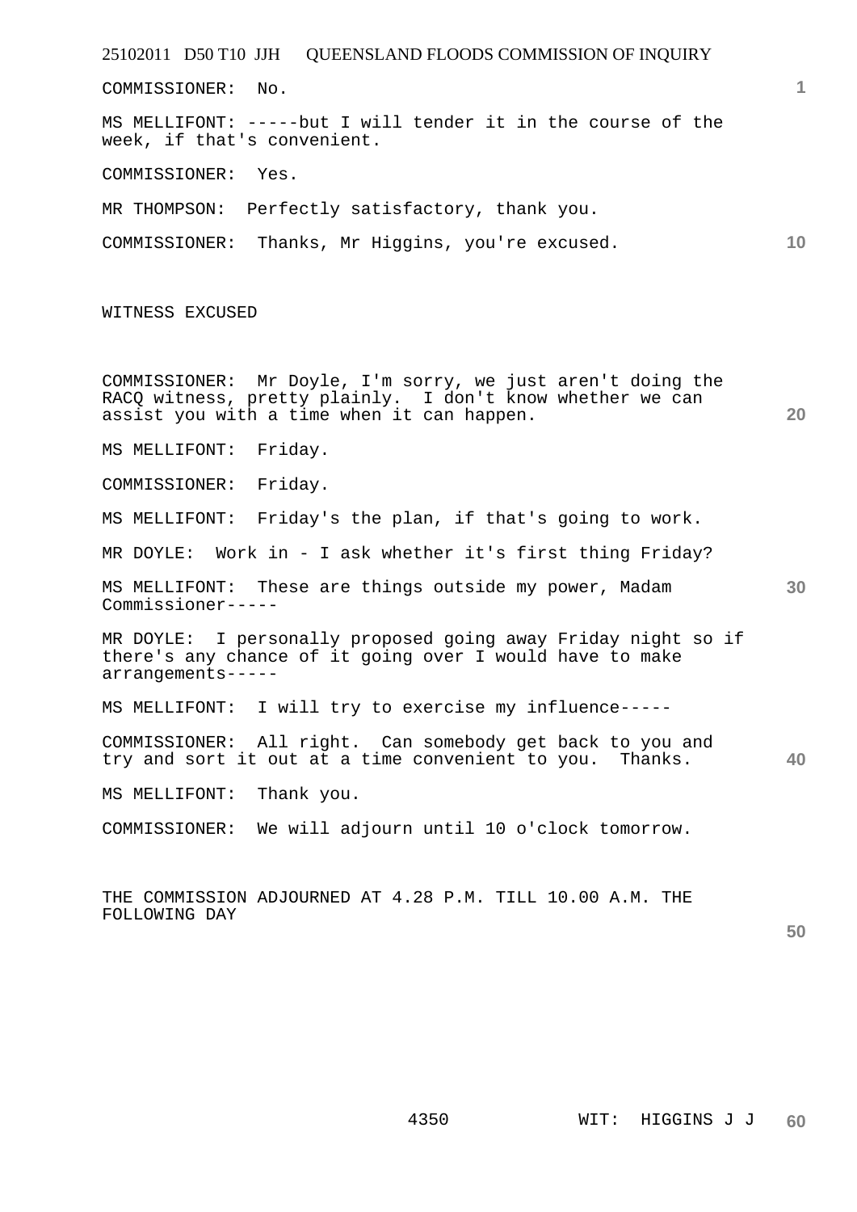COMMISSIONER: No.

MS MELLIFONT: -----but I will tender it in the course of the week, if that's convenient.

COMMISSIONER: Yes.

MR THOMPSON: Perfectly satisfactory, thank you.

COMMISSIONER: Thanks, Mr Higgins, you're excused.

WITNESS EXCUSED

COMMISSIONER: Mr Doyle, I'm sorry, we just aren't doing the RACQ witness, pretty plainly. I don't know whether we can assist you with a time when it can happen.

MS MELLIFONT: Friday.

COMMISSIONER: Friday.

MS MELLIFONT: Friday's the plan, if that's going to work.

MR DOYLE: Work in - I ask whether it's first thing Friday?

MS MELLIFONT: These are things outside my power, Madam Commissioner-----

MR DOYLE: I personally proposed going away Friday night so if there's any chance of it going over I would have to make arrangements-----

MS MELLIFONT: I will try to exercise my influence-----

COMMISSIONER: All right. Can somebody get back to you and try and sort it out at a time convenient to you. Thanks.

MS MELLIFONT: Thank you.

COMMISSIONER: We will adjourn until 10 o'clock tomorrow.

THE COMMISSION ADJOURNED AT 4.28 P.M. TILL 10.00 A.M. THE FOLLOWING DAY